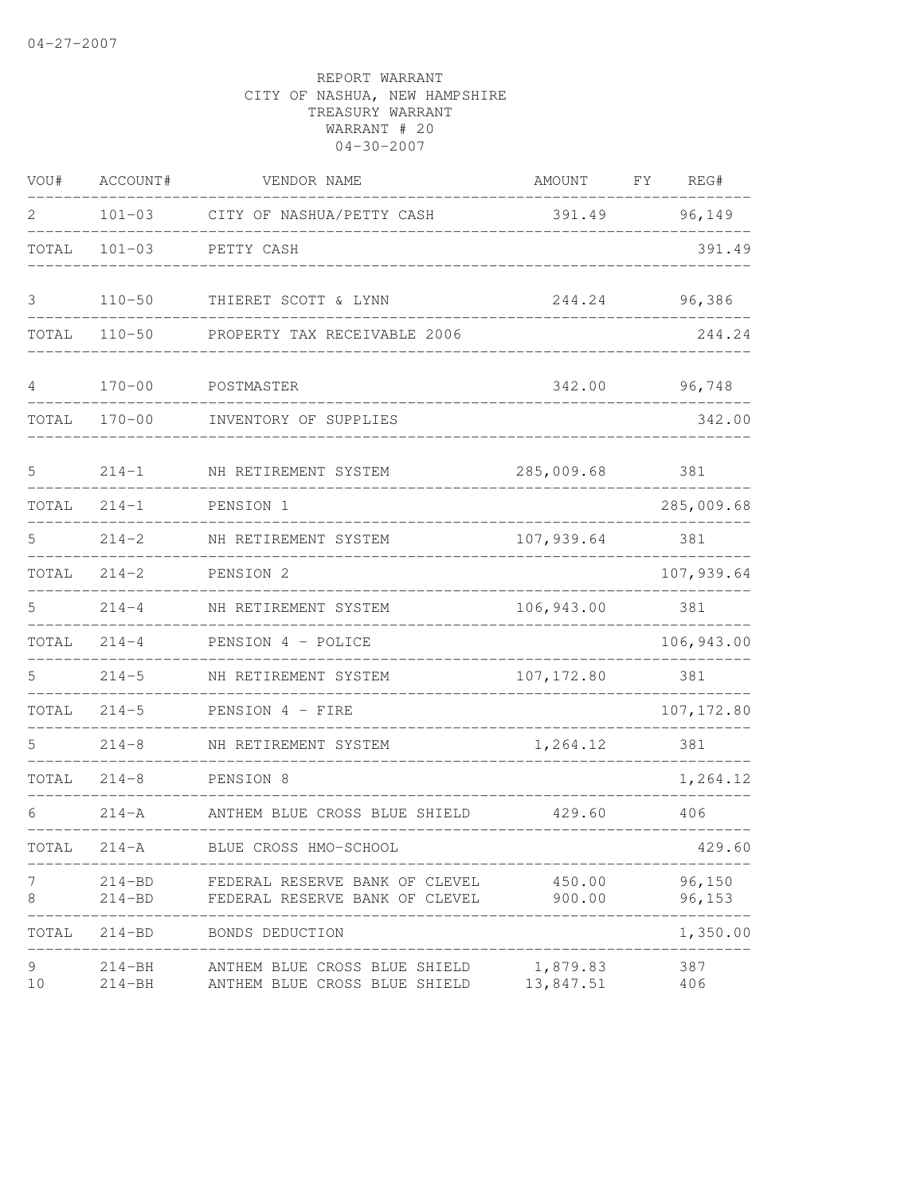04-27-2007

REPORT WARRANT
CITY OF NASHUA, NEW HAMPSHIRE
TREASURY WARRANT
WARRANT # 20
04-30-2007

| VOU# | ACCOUNT# | VENDOR NAME | AMOUNT | FY | REG# |
|---|---|---|---|---|---|
| 2 | 101-03 | CITY OF NASHUA/PETTY CASH | 391.49 | | 96,149 |
| TOTAL | 101-03 | PETTY CASH | | | 391.49 |
| 3 | 110-50 | THIERET SCOTT & LYNN | 244.24 | | 96,386 |
| TOTAL | 110-50 | PROPERTY TAX RECEIVABLE 2006 | | | 244.24 |
| 4 | 170-00 | POSTMASTER | 342.00 | | 96,748 |
| TOTAL | 170-00 | INVENTORY OF SUPPLIES | | | 342.00 |
| 5 | 214-1 | NH RETIREMENT SYSTEM | 285,009.68 | | 381 |
| TOTAL | 214-1 | PENSION 1 | | | 285,009.68 |
| 5 | 214-2 | NH RETIREMENT SYSTEM | 107,939.64 | | 381 |
| TOTAL | 214-2 | PENSION 2 | | | 107,939.64 |
| 5 | 214-4 | NH RETIREMENT SYSTEM | 106,943.00 | | 381 |
| TOTAL | 214-4 | PENSION 4 - POLICE | | | 106,943.00 |
| 5 | 214-5 | NH RETIREMENT SYSTEM | 107,172.80 | | 381 |
| TOTAL | 214-5 | PENSION 4 - FIRE | | | 107,172.80 |
| 5 | 214-8 | NH RETIREMENT SYSTEM | 1,264.12 | | 381 |
| TOTAL | 214-8 | PENSION 8 | | | 1,264.12 |
| 6 | 214-A | ANTHEM BLUE CROSS BLUE SHIELD | 429.60 | | 406 |
| TOTAL | 214-A | BLUE CROSS HMO-SCHOOL | | | 429.60 |
| 7 | 214-BD | FEDERAL RESERVE BANK OF CLEVEL | 450.00 | | 96,150 |
| 8 | 214-BD | FEDERAL RESERVE BANK OF CLEVEL | 900.00 | | 96,153 |
| TOTAL | 214-BD | BONDS DEDUCTION | | | 1,350.00 |
| 9 | 214-BH | ANTHEM BLUE CROSS BLUE SHIELD | 1,879.83 | | 387 |
| 10 | 214-BH | ANTHEM BLUE CROSS BLUE SHIELD | 13,847.51 | | 406 |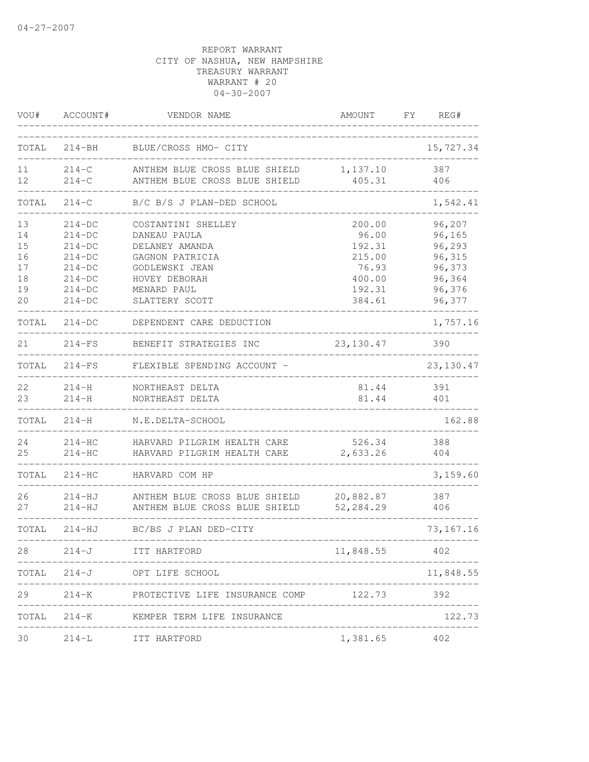04-27-2007

REPORT WARRANT
CITY OF NASHUA, NEW HAMPSHIRE
TREASURY WARRANT
WARRANT # 20
04-30-2007

| VOU# | ACCOUNT# | VENDOR NAME | AMOUNT | FY | REG# |
|---|---|---|---|---|---|
| TOTAL | 214-BH | BLUE/CROSS HMO- CITY | | | 15,727.34 |
| 11 | 214-C | ANTHEM BLUE CROSS BLUE SHIELD | 1,137.10 | | 387 |
| 12 | 214-C | ANTHEM BLUE CROSS BLUE SHIELD | 405.31 | | 406 |
| TOTAL | 214-C | B/C B/S J PLAN-DED SCHOOL | | | 1,542.41 |
| 13 | 214-DC | COSTANTINI SHELLEY | 200.00 | | 96,207 |
| 14 | 214-DC | DANEAU PAULA | 96.00 | | 96,165 |
| 15 | 214-DC | DELANEY AMANDA | 192.31 | | 96,293 |
| 16 | 214-DC | GAGNON PATRICIA | 215.00 | | 96,315 |
| 17 | 214-DC | GODLEWSKI JEAN | 76.93 | | 96,373 |
| 18 | 214-DC | HOVEY DEBORAH | 400.00 | | 96,364 |
| 19 | 214-DC | MENARD PAUL | 192.31 | | 96,376 |
| 20 | 214-DC | SLATTERY SCOTT | 384.61 | | 96,377 |
| TOTAL | 214-DC | DEPENDENT CARE DEDUCTION | | | 1,757.16 |
| 21 | 214-FS | BENEFIT STRATEGIES INC | 23,130.47 | | 390 |
| TOTAL | 214-FS | FLEXIBLE SPENDING ACCOUNT - | | | 23,130.47 |
| 22 | 214-H | NORTHEAST DELTA | 81.44 | | 391 |
| 23 | 214-H | NORTHEAST DELTA | 81.44 | | 401 |
| TOTAL | 214-H | N.E.DELTA-SCHOOL | | | 162.88 |
| 24 | 214-HC | HARVARD PILGRIM HEALTH CARE | 526.34 | | 388 |
| 25 | 214-HC | HARVARD PILGRIM HEALTH CARE | 2,633.26 | | 404 |
| TOTAL | 214-HC | HARVARD COM HP | | | 3,159.60 |
| 26 | 214-HJ | ANTHEM BLUE CROSS BLUE SHIELD | 20,882.87 | | 387 |
| 27 | 214-HJ | ANTHEM BLUE CROSS BLUE SHIELD | 52,284.29 | | 406 |
| TOTAL | 214-HJ | BC/BS J PLAN DED-CITY | | | 73,167.16 |
| 28 | 214-J | ITT HARTFORD | 11,848.55 | | 402 |
| TOTAL | 214-J | OPT LIFE SCHOOL | | | 11,848.55 |
| 29 | 214-K | PROTECTIVE LIFE INSURANCE COMP | 122.73 | | 392 |
| TOTAL | 214-K | KEMPER TERM LIFE INSURANCE | | | 122.73 |
| 30 | 214-L | ITT HARTFORD | 1,381.65 | | 402 |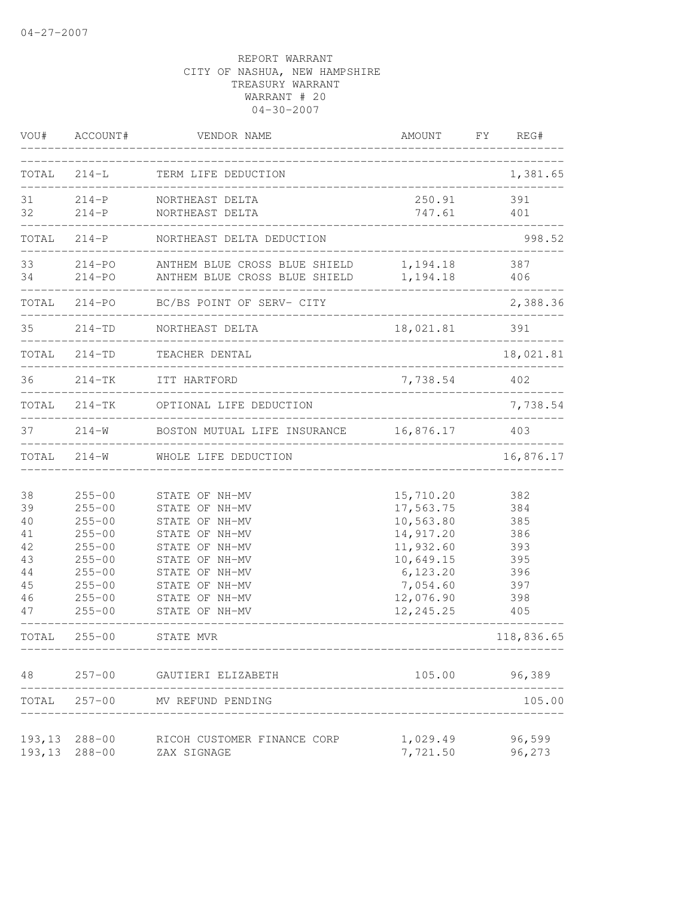REPORT WARRANT
CITY OF NASHUA, NEW HAMPSHIRE
TREASURY WARRANT
WARRANT # 20
04-30-2007

| VOU# | ACCOUNT# | VENDOR NAME | AMOUNT | FY | REG# |
|---|---|---|---|---|---|
| TOTAL | 214-L | TERM LIFE DEDUCTION | | | 1,381.65 |
| 31 | 214-P | NORTHEAST DELTA | 250.91 | | 391 |
| 32 | 214-P | NORTHEAST DELTA | 747.61 | | 401 |
| TOTAL | 214-P | NORTHEAST DELTA DEDUCTION | | | 998.52 |
| 33 | 214-PO | ANTHEM BLUE CROSS BLUE SHIELD | 1,194.18 | | 387 |
| 34 | 214-PO | ANTHEM BLUE CROSS BLUE SHIELD | 1,194.18 | | 406 |
| TOTAL | 214-PO | BC/BS POINT OF SERV- CITY | | | 2,388.36 |
| 35 | 214-TD | NORTHEAST DELTA | 18,021.81 | | 391 |
| TOTAL | 214-TD | TEACHER DENTAL | | | 18,021.81 |
| 36 | 214-TK | ITT HARTFORD | 7,738.54 | | 402 |
| TOTAL | 214-TK | OPTIONAL LIFE DEDUCTION | | | 7,738.54 |
| 37 | 214-W | BOSTON MUTUAL LIFE INSURANCE | 16,876.17 | | 403 |
| TOTAL | 214-W | WHOLE LIFE DEDUCTION | | | 16,876.17 |
| 38 | 255-00 | STATE OF NH-MV | 15,710.20 | | 382 |
| 39 | 255-00 | STATE OF NH-MV | 17,563.75 | | 384 |
| 40 | 255-00 | STATE OF NH-MV | 10,563.80 | | 385 |
| 41 | 255-00 | STATE OF NH-MV | 14,917.20 | | 386 |
| 42 | 255-00 | STATE OF NH-MV | 11,932.60 | | 393 |
| 43 | 255-00 | STATE OF NH-MV | 10,649.15 | | 395 |
| 44 | 255-00 | STATE OF NH-MV | 6,123.20 | | 396 |
| 45 | 255-00 | STATE OF NH-MV | 7,054.60 | | 397 |
| 46 | 255-00 | STATE OF NH-MV | 12,076.90 | | 398 |
| 47 | 255-00 | STATE OF NH-MV | 12,245.25 | | 405 |
| TOTAL | 255-00 | STATE MVR | | | 118,836.65 |
| 48 | 257-00 | GAUTIERI ELIZABETH | 105.00 | | 96,389 |
| TOTAL | 257-00 | MV REFUND PENDING | | | 105.00 |
| 193,13 | 288-00 | RICOH CUSTOMER FINANCE CORP | 1,029.49 | | 96,599 |
| 193,13 | 288-00 | ZAX SIGNAGE | 7,721.50 | | 96,273 |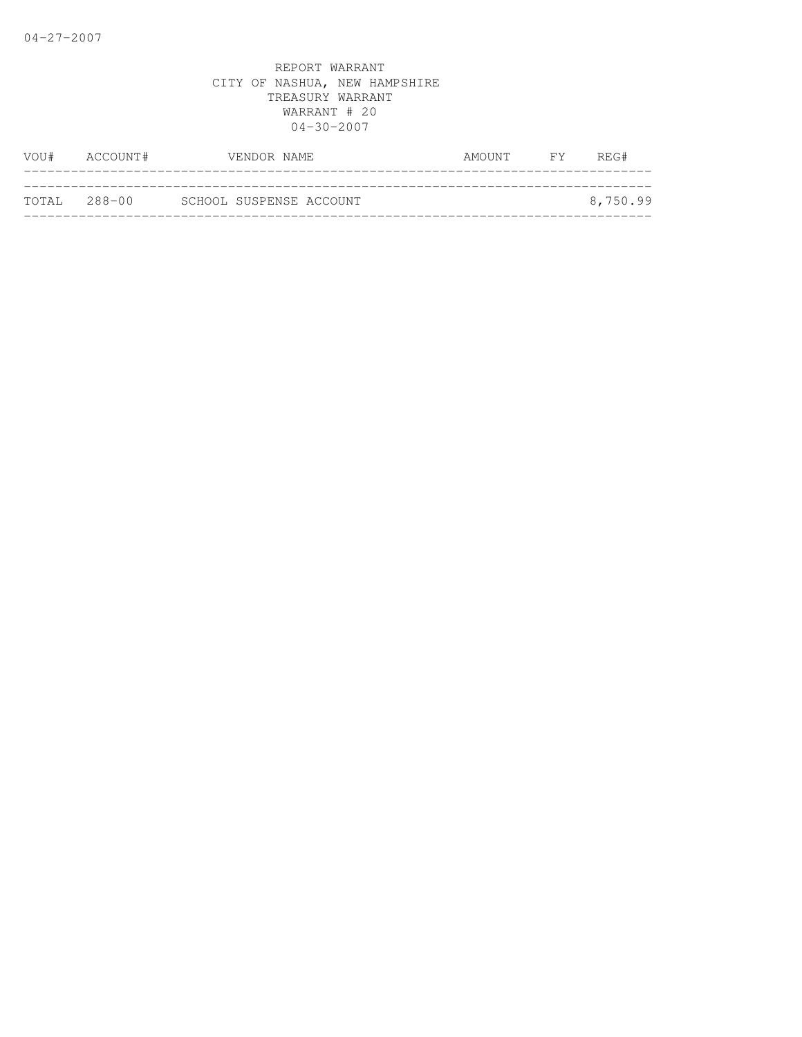REPORT WARRANT
CITY OF NASHUA, NEW HAMPSHIRE
TREASURY WARRANT
WARRANT # 20
04-30-2007

| VOU# | ACCOUNT# | VENDOR NAME | AMOUNT | FY | REG# |
|---|---|---|---|---|---|
| TOTAL | 288-00 | SCHOOL SUSPENSE ACCOUNT | | | 8,750.99 |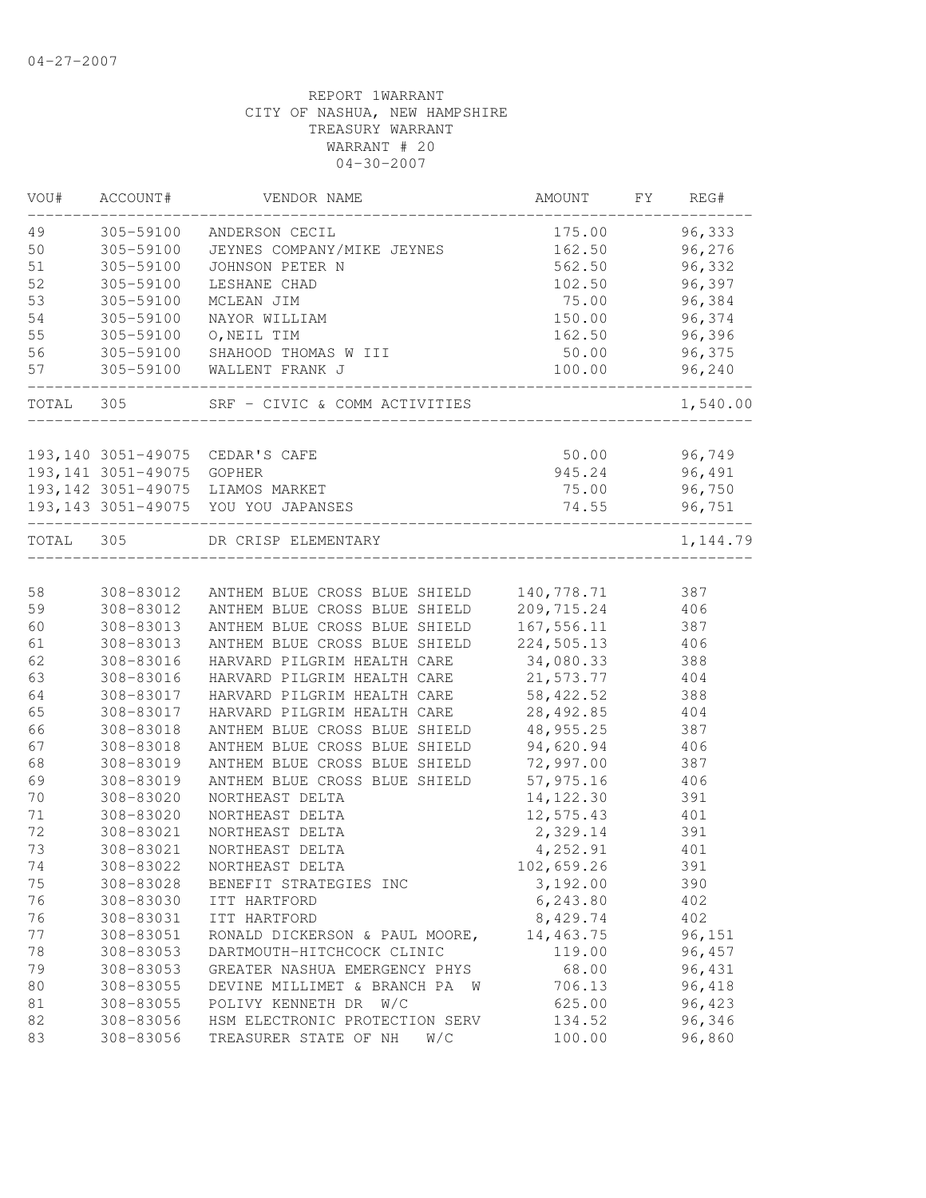04-27-2007

REPORT 1WARRANT
CITY OF NASHUA, NEW HAMPSHIRE
TREASURY WARRANT
WARRANT # 20
04-30-2007

| VOU# | ACCOUNT# | VENDOR NAME | AMOUNT | FY | REG# |
|---|---|---|---|---|---|
| 49 | 305-59100 | ANDERSON CECIL | 175.00 | | 96,333 |
| 50 | 305-59100 | JEYNES COMPANY/MIKE JEYNES | 162.50 | | 96,276 |
| 51 | 305-59100 | JOHNSON PETER N | 562.50 | | 96,332 |
| 52 | 305-59100 | LESHANE CHAD | 102.50 | | 96,397 |
| 53 | 305-59100 | MCLEAN JIM | 75.00 | | 96,384 |
| 54 | 305-59100 | NAYOR WILLIAM | 150.00 | | 96,374 |
| 55 | 305-59100 | O,NEIL TIM | 162.50 | | 96,396 |
| 56 | 305-59100 | SHAHOOD THOMAS W III | 50.00 | | 96,375 |
| 57 | 305-59100 | WALLENT FRANK J | 100.00 | | 96,240 |
| TOTAL | 305 | SRF - CIVIC & COMM ACTIVITIES | | | 1,540.00 |
| 193,140 | 3051-49075 | CEDAR'S CAFE | 50.00 | | 96,749 |
| 193,141 | 3051-49075 | GOPHER | 945.24 | | 96,491 |
| 193,142 | 3051-49075 | LIAMOS MARKET | 75.00 | | 96,750 |
| 193,143 | 3051-49075 | YOU YOU JAPANSES | 74.55 | | 96,751 |
| TOTAL | 305 | DR CRISP ELEMENTARY | | | 1,144.79 |
| 58 | 308-83012 | ANTHEM BLUE CROSS BLUE SHIELD | 140,778.71 | | 387 |
| 59 | 308-83012 | ANTHEM BLUE CROSS BLUE SHIELD | 209,715.24 | | 406 |
| 60 | 308-83013 | ANTHEM BLUE CROSS BLUE SHIELD | 167,556.11 | | 387 |
| 61 | 308-83013 | ANTHEM BLUE CROSS BLUE SHIELD | 224,505.13 | | 406 |
| 62 | 308-83016 | HARVARD PILGRIM HEALTH CARE | 34,080.33 | | 388 |
| 63 | 308-83016 | HARVARD PILGRIM HEALTH CARE | 21,573.77 | | 404 |
| 64 | 308-83017 | HARVARD PILGRIM HEALTH CARE | 58,422.52 | | 388 |
| 65 | 308-83017 | HARVARD PILGRIM HEALTH CARE | 28,492.85 | | 404 |
| 66 | 308-83018 | ANTHEM BLUE CROSS BLUE SHIELD | 48,955.25 | | 387 |
| 67 | 308-83018 | ANTHEM BLUE CROSS BLUE SHIELD | 94,620.94 | | 406 |
| 68 | 308-83019 | ANTHEM BLUE CROSS BLUE SHIELD | 72,997.00 | | 387 |
| 69 | 308-83019 | ANTHEM BLUE CROSS BLUE SHIELD | 57,975.16 | | 406 |
| 70 | 308-83020 | NORTHEAST DELTA | 14,122.30 | | 391 |
| 71 | 308-83020 | NORTHEAST DELTA | 12,575.43 | | 401 |
| 72 | 308-83021 | NORTHEAST DELTA | 2,329.14 | | 391 |
| 73 | 308-83021 | NORTHEAST DELTA | 4,252.91 | | 401 |
| 74 | 308-83022 | NORTHEAST DELTA | 102,659.26 | | 391 |
| 75 | 308-83028 | BENEFIT STRATEGIES INC | 3,192.00 | | 390 |
| 76 | 308-83030 | ITT HARTFORD | 6,243.80 | | 402 |
| 76 | 308-83031 | ITT HARTFORD | 8,429.74 | | 402 |
| 77 | 308-83051 | RONALD DICKERSON & PAUL MOORE, | 14,463.75 | | 96,151 |
| 78 | 308-83053 | DARTMOUTH-HITCHCOCK CLINIC | 119.00 | | 96,457 |
| 79 | 308-83053 | GREATER NASHUA EMERGENCY PHYS | 68.00 | | 96,431 |
| 80 | 308-83055 | DEVINE MILLIMET & BRANCH PA W | 706.13 | | 96,418 |
| 81 | 308-83055 | POLIVY KENNETH DR W/C | 625.00 | | 96,423 |
| 82 | 308-83056 | HSM ELECTRONIC PROTECTION SERV | 134.52 | | 96,346 |
| 83 | 308-83056 | TREASURER STATE OF NH W/C | 100.00 | | 96,860 |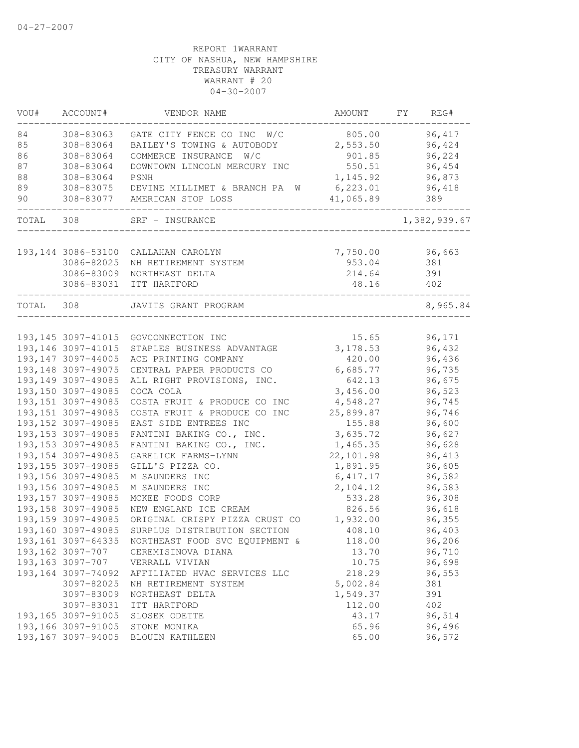04-27-2007

REPORT 1WARRANT
CITY OF NASHUA, NEW HAMPSHIRE
TREASURY WARRANT
WARRANT # 20
04-30-2007

| VOU# | ACCOUNT# | VENDOR NAME | AMOUNT | FY | REG# |
|---|---|---|---|---|---|
| 84 | 308-83063 | GATE CITY FENCE CO INC W/C | 805.00 | | 96,417 |
| 85 | 308-83064 | BAILEY'S TOWING & AUTOBODY | 2,553.50 | | 96,424 |
| 86 | 308-83064 | COMMERCE INSURANCE W/C | 901.85 | | 96,224 |
| 87 | 308-83064 | DOWNTOWN LINCOLN MERCURY INC | 550.51 | | 96,454 |
| 88 | 308-83064 | PSNH | 1,145.92 | | 96,873 |
| 89 | 308-83075 | DEVINE MILLIMET & BRANCH PA W | 6,223.01 | | 96,418 |
| 90 | 308-83077 | AMERICAN STOP LOSS | 41,065.89 | | 389 |
| TOTAL | 308 | SRF - INSURANCE | | | 1,382,939.67 |
| 193,144 | 3086-53100 | CALLAHAN CAROLYN | 7,750.00 | | 96,663 |
| | 3086-82025 | NH RETIREMENT SYSTEM | 953.04 | | 381 |
| | 3086-83009 | NORTHEAST DELTA | 214.64 | | 391 |
| | 3086-83031 | ITT HARTFORD | 48.16 | | 402 |
| TOTAL | 308 | JAVITS GRANT PROGRAM | | | 8,965.84 |
| 193,145 | 3097-41015 | GOVCONNECTION INC | 15.65 | | 96,171 |
| 193,146 | 3097-41015 | STAPLES BUSINESS ADVANTAGE | 3,178.53 | | 96,432 |
| 193,147 | 3097-44005 | ACE PRINTING COMPANY | 420.00 | | 96,436 |
| 193,148 | 3097-49075 | CENTRAL PAPER PRODUCTS CO | 6,685.77 | | 96,735 |
| 193,149 | 3097-49085 | ALL RIGHT PROVISIONS, INC. | 642.13 | | 96,675 |
| 193,150 | 3097-49085 | COCA COLA | 3,456.00 | | 96,523 |
| 193,151 | 3097-49085 | COSTA FRUIT & PRODUCE CO INC | 4,548.27 | | 96,745 |
| 193,151 | 3097-49085 | COSTA FRUIT & PRODUCE CO INC | 25,899.87 | | 96,746 |
| 193,152 | 3097-49085 | EAST SIDE ENTREES INC | 155.88 | | 96,600 |
| 193,153 | 3097-49085 | FANTINI BAKING CO., INC. | 3,635.72 | | 96,627 |
| 193,153 | 3097-49085 | FANTINI BAKING CO., INC. | 1,465.35 | | 96,628 |
| 193,154 | 3097-49085 | GARELICK FARMS-LYNN | 22,101.98 | | 96,413 |
| 193,155 | 3097-49085 | GILL'S PIZZA CO. | 1,891.95 | | 96,605 |
| 193,156 | 3097-49085 | M SAUNDERS INC | 6,417.17 | | 96,582 |
| 193,156 | 3097-49085 | M SAUNDERS INC | 2,104.12 | | 96,583 |
| 193,157 | 3097-49085 | MCKEE FOODS CORP | 533.28 | | 96,308 |
| 193,158 | 3097-49085 | NEW ENGLAND ICE CREAM | 826.56 | | 96,618 |
| 193,159 | 3097-49085 | ORIGINAL CRISPY PIZZA CRUST CO | 1,932.00 | | 96,355 |
| 193,160 | 3097-49085 | SURPLUS DISTRIBUTION SECTION | 408.10 | | 96,403 |
| 193,161 | 3097-64335 | NORTHEAST FOOD SVC EQUIPMENT & | 118.00 | | 96,206 |
| 193,162 | 3097-707 | CEREMISINOVA DIANA | 13.70 | | 96,710 |
| 193,163 | 3097-707 | VERRALL VIVIAN | 10.75 | | 96,698 |
| 193,164 | 3097-74092 | AFFILIATED HVAC SERVICES LLC | 218.29 | | 96,553 |
| | 3097-82025 | NH RETIREMENT SYSTEM | 5,002.84 | | 381 |
| | 3097-83009 | NORTHEAST DELTA | 1,549.37 | | 391 |
| | 3097-83031 | ITT HARTFORD | 112.00 | | 402 |
| 193,165 | 3097-91005 | SLOSEK ODETTE | 43.17 | | 96,514 |
| 193,166 | 3097-91005 | STONE MONIKA | 65.96 | | 96,496 |
| 193,167 | 3097-94005 | BLOUIN KATHLEEN | 65.00 | | 96,572 |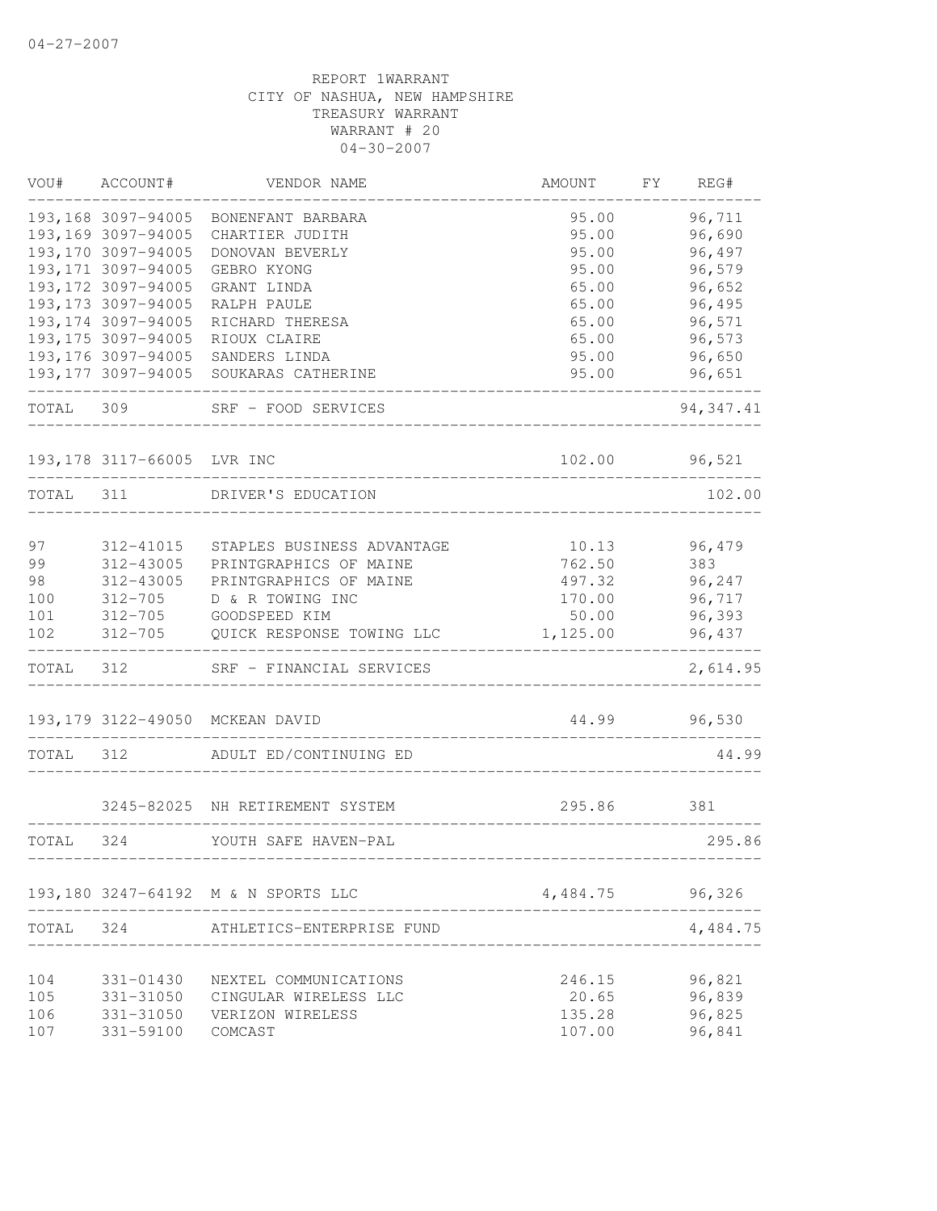04-27-2007

REPORT 1WARRANT
CITY OF NASHUA, NEW HAMPSHIRE
TREASURY WARRANT
WARRANT # 20
04-30-2007

| VOU# | ACCOUNT# | VENDOR NAME | AMOUNT | FY | REG# |
|---|---|---|---|---|---|
| 193,168 | 3097-94005 | BONENFANT BARBARA | 95.00 | | 96,711 |
| 193,169 | 3097-94005 | CHARTIER JUDITH | 95.00 | | 96,690 |
| 193,170 | 3097-94005 | DONOVAN BEVERLY | 95.00 | | 96,497 |
| 193,171 | 3097-94005 | GEBRO KYONG | 95.00 | | 96,579 |
| 193,172 | 3097-94005 | GRANT LINDA | 65.00 | | 96,652 |
| 193,173 | 3097-94005 | RALPH PAULE | 65.00 | | 96,495 |
| 193,174 | 3097-94005 | RICHARD THERESA | 65.00 | | 96,571 |
| 193,175 | 3097-94005 | RIOUX CLAIRE | 65.00 | | 96,573 |
| 193,176 | 3097-94005 | SANDERS LINDA | 95.00 | | 96,650 |
| 193,177 | 3097-94005 | SOUKARAS CATHERINE | 95.00 | | 96,651 |
| TOTAL | 309 | SRF - FOOD SERVICES | | | 94,347.41 |
| 193,178 | 3117-66005 | LVR INC | 102.00 | | 96,521 |
| TOTAL | 311 | DRIVER'S EDUCATION | | | 102.00 |
| 97 | 312-41015 | STAPLES BUSINESS ADVANTAGE | 10.13 | | 96,479 |
| 99 | 312-43005 | PRINTGRAPHICS OF MAINE | 762.50 | | 383 |
| 98 | 312-43005 | PRINTGRAPHICS OF MAINE | 497.32 | | 96,247 |
| 100 | 312-705 | D & R TOWING INC | 170.00 | | 96,717 |
| 101 | 312-705 | GOODSPEED KIM | 50.00 | | 96,393 |
| 102 | 312-705 | QUICK RESPONSE TOWING LLC | 1,125.00 | | 96,437 |
| TOTAL | 312 | SRF - FINANCIAL SERVICES | | | 2,614.95 |
| 193,179 | 3122-49050 | MCKEAN DAVID | 44.99 | | 96,530 |
| TOTAL | 312 | ADULT ED/CONTINUING ED | | | 44.99 |
| | 3245-82025 | NH RETIREMENT SYSTEM | 295.86 | | 381 |
| TOTAL | 324 | YOUTH SAFE HAVEN-PAL | | | 295.86 |
| 193,180 | 3247-64192 | M & N SPORTS LLC | 4,484.75 | | 96,326 |
| TOTAL | 324 | ATHLETICS-ENTERPRISE FUND | | | 4,484.75 |
| 104 | 331-01430 | NEXTEL COMMUNICATIONS | 246.15 | | 96,821 |
| 105 | 331-31050 | CINGULAR WIRELESS LLC | 20.65 | | 96,839 |
| 106 | 331-31050 | VERIZON WIRELESS | 135.28 | | 96,825 |
| 107 | 331-59100 | COMCAST | 107.00 | | 96,841 |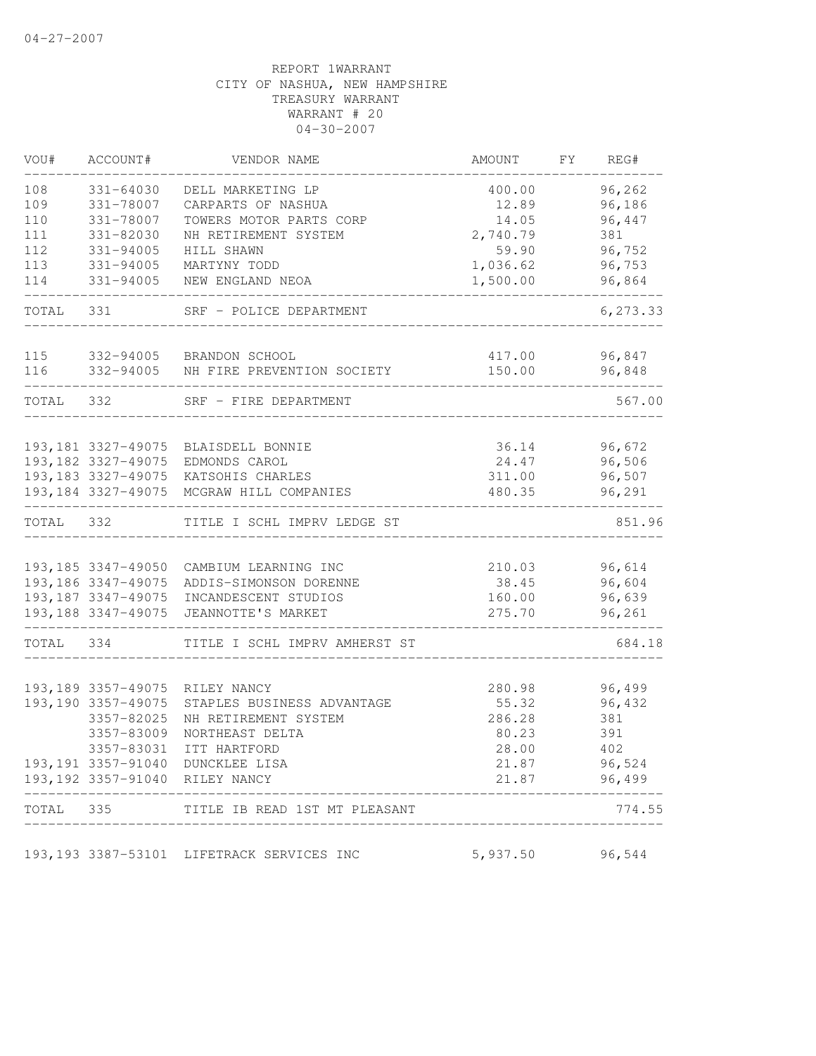REPORT 1WARRANT
CITY OF NASHUA, NEW HAMPSHIRE
TREASURY WARRANT
WARRANT # 20
04-30-2007

| VOU# | ACCOUNT# | VENDOR NAME | AMOUNT | FY | REG# |
|---|---|---|---|---|---|
| 108 | 331-64030 | DELL MARKETING LP | 400.00 | | 96,262 |
| 109 | 331-78007 | CARPARTS OF NASHUA | 12.89 | | 96,186 |
| 110 | 331-78007 | TOWERS MOTOR PARTS CORP | 14.05 | | 96,447 |
| 111 | 331-82030 | NH RETIREMENT SYSTEM | 2,740.79 | | 381 |
| 112 | 331-94005 | HILL SHAWN | 59.90 | | 96,752 |
| 113 | 331-94005 | MARTYNY TODD | 1,036.62 | | 96,753 |
| 114 | 331-94005 | NEW ENGLAND NEOA | 1,500.00 | | 96,864 |
| TOTAL | 331 | SRF - POLICE DEPARTMENT | | | 6,273.33 |
| 115 | 332-94005 | BRANDON SCHOOL | 417.00 | | 96,847 |
| 116 | 332-94005 | NH FIRE PREVENTION SOCIETY | 150.00 | | 96,848 |
| TOTAL | 332 | SRF - FIRE DEPARTMENT | | | 567.00 |
| 193,181 | 3327-49075 | BLAISDELL BONNIE | 36.14 | | 96,672 |
| 193,182 | 3327-49075 | EDMONDS CAROL | 24.47 | | 96,506 |
| 193,183 | 3327-49075 | KATSOHIS CHARLES | 311.00 | | 96,507 |
| 193,184 | 3327-49075 | MCGRAW HILL COMPANIES | 480.35 | | 96,291 |
| TOTAL | 332 | TITLE I SCHL IMPRV LEDGE ST | | | 851.96 |
| 193,185 | 3347-49050 | CAMBIUM LEARNING INC | 210.03 | | 96,614 |
| 193,186 | 3347-49075 | ADDIS-SIMONSON DORENNE | 38.45 | | 96,604 |
| 193,187 | 3347-49075 | INCANDESCENT STUDIOS | 160.00 | | 96,639 |
| 193,188 | 3347-49075 | JEANNOTTE'S MARKET | 275.70 | | 96,261 |
| TOTAL | 334 | TITLE I SCHL IMPRV AMHERST ST | | | 684.18 |
| 193,189 | 3357-49075 | RILEY NANCY | 280.98 | | 96,499 |
| 193,190 | 3357-49075 | STAPLES BUSINESS ADVANTAGE | 55.32 | | 96,432 |
| | 3357-82025 | NH RETIREMENT SYSTEM | 286.28 | | 381 |
| | 3357-83009 | NORTHEAST DELTA | 80.23 | | 391 |
| | 3357-83031 | ITT HARTFORD | 28.00 | | 402 |
| 193,191 | 3357-91040 | DUNCKLEE LISA | 21.87 | | 96,524 |
| 193,192 | 3357-91040 | RILEY NANCY | 21.87 | | 96,499 |
| TOTAL | 335 | TITLE IB READ 1ST MT PLEASANT | | | 774.55 |
| 193,193 | 3387-53101 | LIFETRACK SERVICES INC | 5,937.50 | | 96,544 |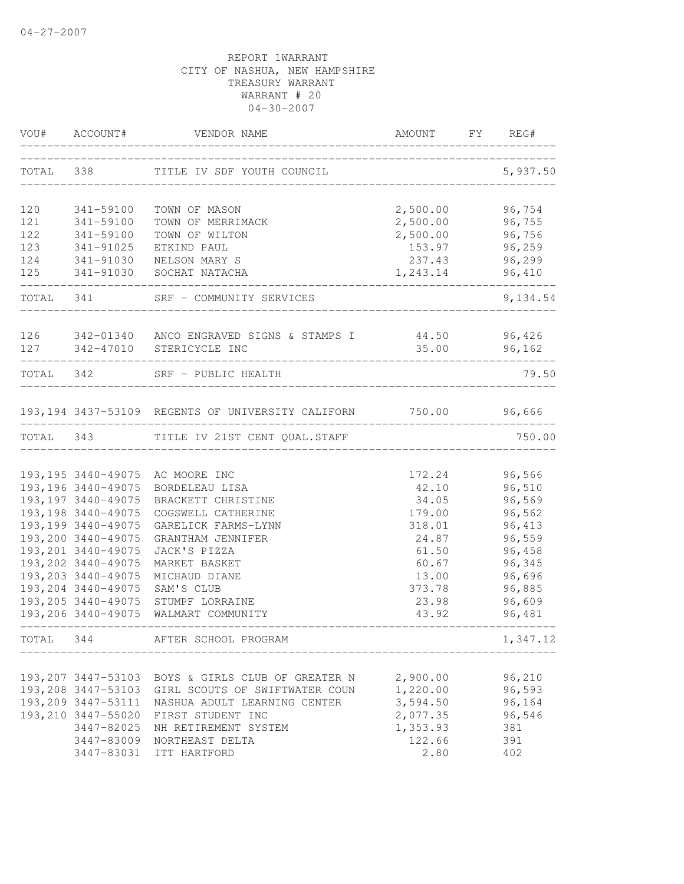04-27-2007

REPORT 1WARRANT
CITY OF NASHUA, NEW HAMPSHIRE
TREASURY WARRANT
WARRANT # 20
04-30-2007

| VOU# | ACCOUNT# | VENDOR NAME | AMOUNT | FY | REG# |
|---|---|---|---|---|---|
| TOTAL | 338 | TITLE IV SDF YOUTH COUNCIL | | | 5,937.50 |
| 120 | 341-59100 | TOWN OF MASON | 2,500.00 | | 96,754 |
| 121 | 341-59100 | TOWN OF MERRIMACK | 2,500.00 | | 96,755 |
| 122 | 341-59100 | TOWN OF WILTON | 2,500.00 | | 96,756 |
| 123 | 341-91025 | ETKIND PAUL | 153.97 | | 96,259 |
| 124 | 341-91030 | NELSON MARY S | 237.43 | | 96,299 |
| 125 | 341-91030 | SOCHAT NATACHA | 1,243.14 | | 96,410 |
| TOTAL | 341 | SRF - COMMUNITY SERVICES | | | 9,134.54 |
| 126 | 342-01340 | ANCO ENGRAVED SIGNS & STAMPS I | 44.50 | | 96,426 |
| 127 | 342-47010 | STERICYCLE INC | 35.00 | | 96,162 |
| TOTAL | 342 | SRF - PUBLIC HEALTH | | | 79.50 |
| 193,194 | 3437-53109 | REGENTS OF UNIVERSITY CALIFORN | 750.00 | | 96,666 |
| TOTAL | 343 | TITLE IV 21ST CENT QUAL.STAFF | | | 750.00 |
| 193,195 | 3440-49075 | AC MOORE INC | 172.24 | | 96,566 |
| 193,196 | 3440-49075 | BORDELEAU LISA | 42.10 | | 96,510 |
| 193,197 | 3440-49075 | BRACKETT CHRISTINE | 34.05 | | 96,569 |
| 193,198 | 3440-49075 | COGSWELL CATHERINE | 179.00 | | 96,562 |
| 193,199 | 3440-49075 | GARELICK FARMS-LYNN | 318.01 | | 96,413 |
| 193,200 | 3440-49075 | GRANTHAM JENNIFER | 24.87 | | 96,559 |
| 193,201 | 3440-49075 | JACK'S PIZZA | 61.50 | | 96,458 |
| 193,202 | 3440-49075 | MARKET BASKET | 60.67 | | 96,345 |
| 193,203 | 3440-49075 | MICHAUD DIANE | 13.00 | | 96,696 |
| 193,204 | 3440-49075 | SAM'S CLUB | 373.78 | | 96,885 |
| 193,205 | 3440-49075 | STUMPF LORRAINE | 23.98 | | 96,609 |
| 193,206 | 3440-49075 | WALMART COMMUNITY | 43.92 | | 96,481 |
| TOTAL | 344 | AFTER SCHOOL PROGRAM | | | 1,347.12 |
| 193,207 | 3447-53103 | BOYS & GIRLS CLUB OF GREATER N | 2,900.00 | | 96,210 |
| 193,208 | 3447-53103 | GIRL SCOUTS OF SWIFTWATER COUN | 1,220.00 | | 96,593 |
| 193,209 | 3447-53111 | NASHUA ADULT LEARNING CENTER | 3,594.50 | | 96,164 |
| 193,210 | 3447-55020 | FIRST STUDENT INC | 2,077.35 | | 96,546 |
| | 3447-82025 | NH RETIREMENT SYSTEM | 1,353.93 | | 381 |
| | 3447-83009 | NORTHEAST DELTA | 122.66 | | 391 |
| | 3447-83031 | ITT HARTFORD | 2.80 | | 402 |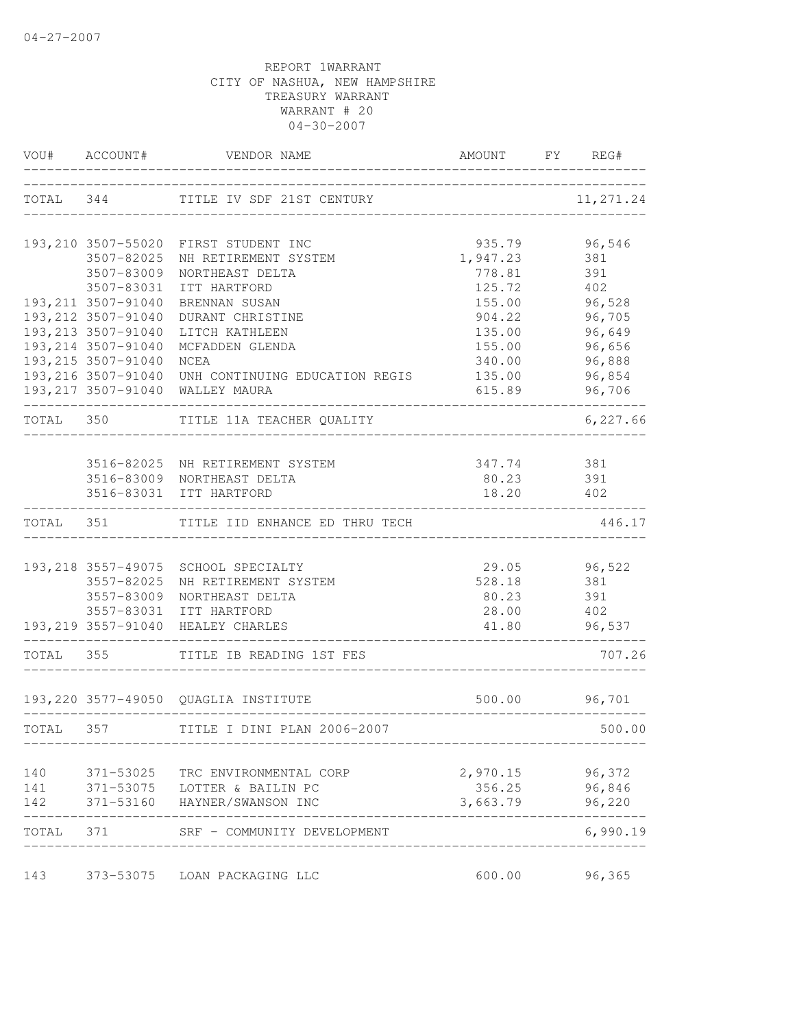04-27-2007

REPORT 1WARRANT
CITY OF NASHUA, NEW HAMPSHIRE
TREASURY WARRANT
WARRANT # 20
04-30-2007

| VOU# | ACCOUNT# | VENDOR NAME | AMOUNT | FY | REG# |
|---|---|---|---|---|---|
| TOTAL | 344 | TITLE IV SDF 21ST CENTURY | | | 11,271.24 |
| 193,210 | 3507-55020 | FIRST STUDENT INC | 935.79 | | 96,546 |
| | 3507-82025 | NH RETIREMENT SYSTEM | 1,947.23 | | 381 |
| | 3507-83009 | NORTHEAST DELTA | 778.81 | | 391 |
| | 3507-83031 | ITT HARTFORD | 125.72 | | 402 |
| 193,211 | 3507-91040 | BRENNAN SUSAN | 155.00 | | 96,528 |
| 193,212 | 3507-91040 | DURANT CHRISTINE | 904.22 | | 96,705 |
| 193,213 | 3507-91040 | LITCH KATHLEEN | 135.00 | | 96,649 |
| 193,214 | 3507-91040 | MCFADDEN GLENDA | 155.00 | | 96,656 |
| 193,215 | 3507-91040 | NCEA | 340.00 | | 96,888 |
| 193,216 | 3507-91040 | UNH CONTINUING EDUCATION REGIS | 135.00 | | 96,854 |
| 193,217 | 3507-91040 | WALLEY MAURA | 615.89 | | 96,706 |
| TOTAL | 350 | TITLE 11A TEACHER QUALITY | | | 6,227.66 |
| | 3516-82025 | NH RETIREMENT SYSTEM | 347.74 | | 381 |
| | 3516-83009 | NORTHEAST DELTA | 80.23 | | 391 |
| | 3516-83031 | ITT HARTFORD | 18.20 | | 402 |
| TOTAL | 351 | TITLE IID ENHANCE ED THRU TECH | | | 446.17 |
| 193,218 | 3557-49075 | SCHOOL SPECIALTY | 29.05 | | 96,522 |
| | 3557-82025 | NH RETIREMENT SYSTEM | 528.18 | | 381 |
| | 3557-83009 | NORTHEAST DELTA | 80.23 | | 391 |
| | 3557-83031 | ITT HARTFORD | 28.00 | | 402 |
| 193,219 | 3557-91040 | HEALEY CHARLES | 41.80 | | 96,537 |
| TOTAL | 355 | TITLE IB READING 1ST FES | | | 707.26 |
| 193,220 | 3577-49050 | QUAGLIA INSTITUTE | 500.00 | | 96,701 |
| TOTAL | 357 | TITLE I DINI PLAN 2006-2007 | | | 500.00 |
| 140 | 371-53025 | TRC ENVIRONMENTAL CORP | 2,970.15 | | 96,372 |
| 141 | 371-53075 | LOTTER & BAILIN PC | 356.25 | | 96,846 |
| 142 | 371-53160 | HAYNER/SWANSON INC | 3,663.79 | | 96,220 |
| TOTAL | 371 | SRF - COMMUNITY DEVELOPMENT | | | 6,990.19 |
| 143 | 373-53075 | LOAN PACKAGING LLC | 600.00 | | 96,365 |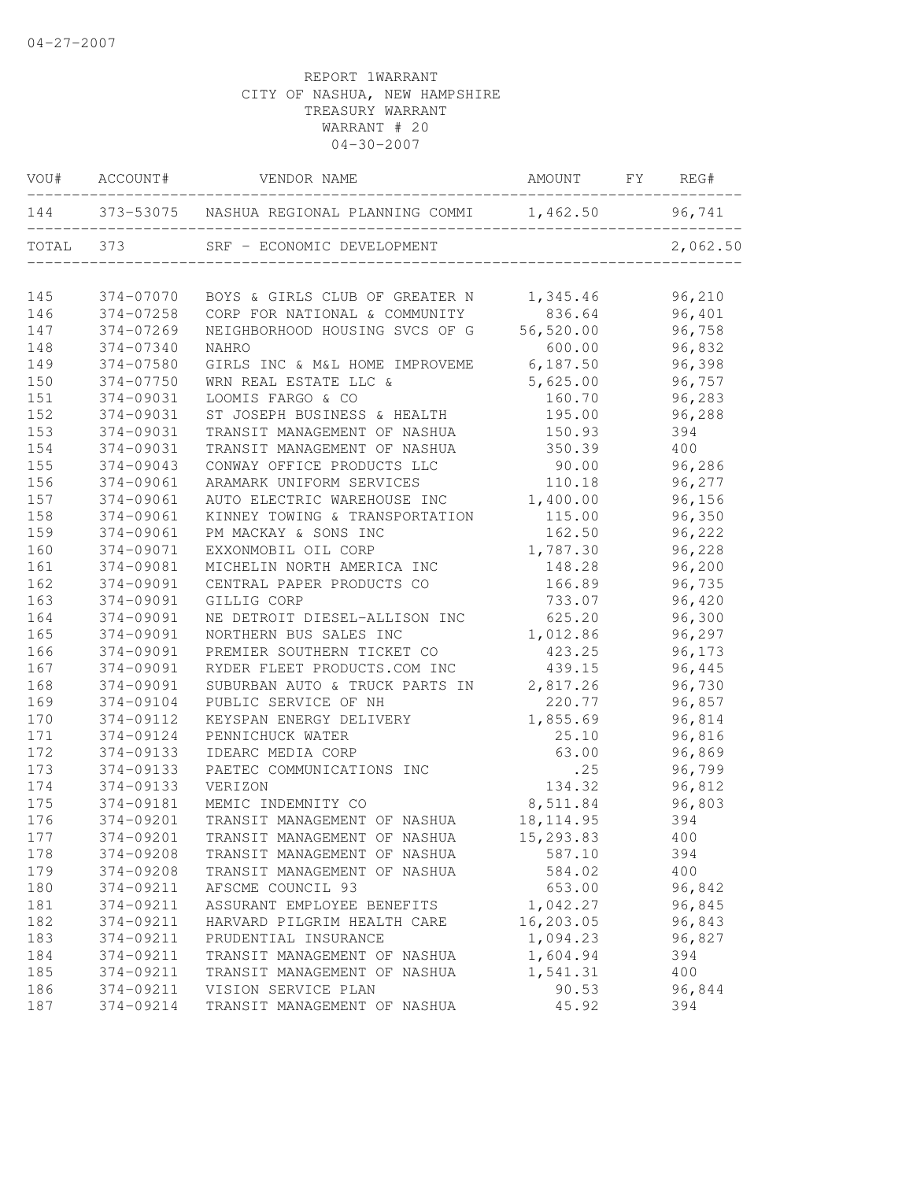04-27-2007

REPORT 1WARRANT
CITY OF NASHUA, NEW HAMPSHIRE
TREASURY WARRANT
WARRANT # 20
04-30-2007

| VOU# | ACCOUNT# | VENDOR NAME | AMOUNT | FY | REG# |
|---|---|---|---|---|---|
| 144 | 373-53075 | NASHUA REGIONAL PLANNING COMMI | 1,462.50 | | 96,741 |
| TOTAL | 373 | SRF - ECONOMIC DEVELOPMENT | | | 2,062.50 |
| 145 | 374-07070 | BOYS & GIRLS CLUB OF GREATER N | 1,345.46 | | 96,210 |
| 146 | 374-07258 | CORP FOR NATIONAL & COMMUNITY | 836.64 | | 96,401 |
| 147 | 374-07269 | NEIGHBORHOOD HOUSING SVCS OF G | 56,520.00 | | 96,758 |
| 148 | 374-07340 | NAHRO | 600.00 | | 96,832 |
| 149 | 374-07580 | GIRLS INC & M&L HOME IMPROVEME | 6,187.50 | | 96,398 |
| 150 | 374-07750 | WRN REAL ESTATE LLC & | 5,625.00 | | 96,757 |
| 151 | 374-09031 | LOOMIS FARGO & CO | 160.70 | | 96,283 |
| 152 | 374-09031 | ST JOSEPH BUSINESS & HEALTH | 195.00 | | 96,288 |
| 153 | 374-09031 | TRANSIT MANAGEMENT OF NASHUA | 150.93 | | 394 |
| 154 | 374-09031 | TRANSIT MANAGEMENT OF NASHUA | 350.39 | | 400 |
| 155 | 374-09043 | CONWAY OFFICE PRODUCTS LLC | 90.00 | | 96,286 |
| 156 | 374-09061 | ARAMARK UNIFORM SERVICES | 110.18 | | 96,277 |
| 157 | 374-09061 | AUTO ELECTRIC WAREHOUSE INC | 1,400.00 | | 96,156 |
| 158 | 374-09061 | KINNEY TOWING & TRANSPORTATION | 115.00 | | 96,350 |
| 159 | 374-09061 | PM MACKAY & SONS INC | 162.50 | | 96,222 |
| 160 | 374-09071 | EXXONMOBIL OIL CORP | 1,787.30 | | 96,228 |
| 161 | 374-09081 | MICHELIN NORTH AMERICA INC | 148.28 | | 96,200 |
| 162 | 374-09091 | CENTRAL PAPER PRODUCTS CO | 166.89 | | 96,735 |
| 163 | 374-09091 | GILLIG CORP | 733.07 | | 96,420 |
| 164 | 374-09091 | NE DETROIT DIESEL-ALLISON INC | 625.20 | | 96,300 |
| 165 | 374-09091 | NORTHERN BUS SALES INC | 1,012.86 | | 96,297 |
| 166 | 374-09091 | PREMIER SOUTHERN TICKET CO | 423.25 | | 96,173 |
| 167 | 374-09091 | RYDER FLEET PRODUCTS.COM INC | 439.15 | | 96,445 |
| 168 | 374-09091 | SUBURBAN AUTO & TRUCK PARTS IN | 2,817.26 | | 96,730 |
| 169 | 374-09104 | PUBLIC SERVICE OF NH | 220.77 | | 96,857 |
| 170 | 374-09112 | KEYSPAN ENERGY DELIVERY | 1,855.69 | | 96,814 |
| 171 | 374-09124 | PENNICHUCK WATER | 25.10 | | 96,816 |
| 172 | 374-09133 | IDEARC MEDIA CORP | 63.00 | | 96,869 |
| 173 | 374-09133 | PAETEC COMMUNICATIONS INC | .25 | | 96,799 |
| 174 | 374-09133 | VERIZON | 134.32 | | 96,812 |
| 175 | 374-09181 | MEMIC INDEMNITY CO | 8,511.84 | | 96,803 |
| 176 | 374-09201 | TRANSIT MANAGEMENT OF NASHUA | 18,114.95 | | 394 |
| 177 | 374-09201 | TRANSIT MANAGEMENT OF NASHUA | 15,293.83 | | 400 |
| 178 | 374-09208 | TRANSIT MANAGEMENT OF NASHUA | 587.10 | | 394 |
| 179 | 374-09208 | TRANSIT MANAGEMENT OF NASHUA | 584.02 | | 400 |
| 180 | 374-09211 | AFSCME COUNCIL 93 | 653.00 | | 96,842 |
| 181 | 374-09211 | ASSURANT EMPLOYEE BENEFITS | 1,042.27 | | 96,845 |
| 182 | 374-09211 | HARVARD PILGRIM HEALTH CARE | 16,203.05 | | 96,843 |
| 183 | 374-09211 | PRUDENTIAL INSURANCE | 1,094.23 | | 96,827 |
| 184 | 374-09211 | TRANSIT MANAGEMENT OF NASHUA | 1,604.94 | | 394 |
| 185 | 374-09211 | TRANSIT MANAGEMENT OF NASHUA | 1,541.31 | | 400 |
| 186 | 374-09211 | VISION SERVICE PLAN | 90.53 | | 96,844 |
| 187 | 374-09214 | TRANSIT MANAGEMENT OF NASHUA | 45.92 | | 394 |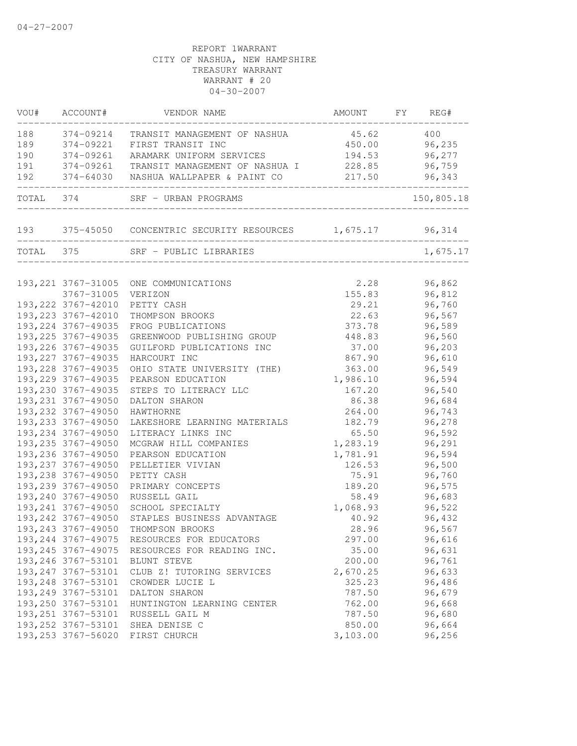04-27-2007

REPORT 1WARRANT
CITY OF NASHUA, NEW HAMPSHIRE
TREASURY WARRANT
WARRANT # 20
04-30-2007

| VOU# | ACCOUNT# | VENDOR NAME | AMOUNT | FY | REG# |
|---|---|---|---|---|---|
| 188 | 374-09214 | TRANSIT MANAGEMENT OF NASHUA | 45.62 | | 400 |
| 189 | 374-09221 | FIRST TRANSIT INC | 450.00 | | 96,235 |
| 190 | 374-09261 | ARAMARK UNIFORM SERVICES | 194.53 | | 96,277 |
| 191 | 374-09261 | TRANSIT MANAGEMENT OF NASHUA I | 228.85 | | 96,759 |
| 192 | 374-64030 | NASHUA WALLPAPER & PAINT CO | 217.50 | | 96,343 |
| TOTAL | 374 | SRF - URBAN PROGRAMS | | | 150,805.18 |
| 193 | 375-45050 | CONCENTRIC SECURITY RESOURCES | 1,675.17 | | 96,314 |
| TOTAL | 375 | SRF - PUBLIC LIBRARIES | | | 1,675.17 |
| 193,221 | 3767-31005 | ONE COMMUNICATIONS | 2.28 | | 96,862 |
| | 3767-31005 | VERIZON | 155.83 | | 96,812 |
| 193,222 | 3767-42010 | PETTY CASH | 29.21 | | 96,760 |
| 193,223 | 3767-42010 | THOMPSON BROOKS | 22.63 | | 96,567 |
| 193,224 | 3767-49035 | FROG PUBLICATIONS | 373.78 | | 96,589 |
| 193,225 | 3767-49035 | GREENWOOD PUBLISHING GROUP | 448.83 | | 96,560 |
| 193,226 | 3767-49035 | GUILFORD PUBLICATIONS INC | 37.00 | | 96,203 |
| 193,227 | 3767-49035 | HARCOURT INC | 867.90 | | 96,610 |
| 193,228 | 3767-49035 | OHIO STATE UNIVERSITY (THE) | 363.00 | | 96,549 |
| 193,229 | 3767-49035 | PEARSON EDUCATION | 1,986.10 | | 96,594 |
| 193,230 | 3767-49035 | STEPS TO LITERACY LLC | 167.20 | | 96,540 |
| 193,231 | 3767-49050 | DALTON SHARON | 86.38 | | 96,684 |
| 193,232 | 3767-49050 | HAWTHORNE | 264.00 | | 96,743 |
| 193,233 | 3767-49050 | LAKESHORE LEARNING MATERIALS | 182.79 | | 96,278 |
| 193,234 | 3767-49050 | LITERACY LINKS INC | 65.50 | | 96,592 |
| 193,235 | 3767-49050 | MCGRAW HILL COMPANIES | 1,283.19 | | 96,291 |
| 193,236 | 3767-49050 | PEARSON EDUCATION | 1,781.91 | | 96,594 |
| 193,237 | 3767-49050 | PELLETIER VIVIAN | 126.53 | | 96,500 |
| 193,238 | 3767-49050 | PETTY CASH | 75.91 | | 96,760 |
| 193,239 | 3767-49050 | PRIMARY CONCEPTS | 189.20 | | 96,575 |
| 193,240 | 3767-49050 | RUSSELL GAIL | 58.49 | | 96,683 |
| 193,241 | 3767-49050 | SCHOOL SPECIALTY | 1,068.93 | | 96,522 |
| 193,242 | 3767-49050 | STAPLES BUSINESS ADVANTAGE | 40.92 | | 96,432 |
| 193,243 | 3767-49050 | THOMPSON BROOKS | 28.96 | | 96,567 |
| 193,244 | 3767-49075 | RESOURCES FOR EDUCATORS | 297.00 | | 96,616 |
| 193,245 | 3767-49075 | RESOURCES FOR READING INC. | 35.00 | | 96,631 |
| 193,246 | 3767-53101 | BLUNT STEVE | 200.00 | | 96,761 |
| 193,247 | 3767-53101 | CLUB Z! TUTORING SERVICES | 2,670.25 | | 96,633 |
| 193,248 | 3767-53101 | CROWDER LUCIE L | 325.23 | | 96,486 |
| 193,249 | 3767-53101 | DALTON SHARON | 787.50 | | 96,679 |
| 193,250 | 3767-53101 | HUNTINGTON LEARNING CENTER | 762.00 | | 96,668 |
| 193,251 | 3767-53101 | RUSSELL GAIL M | 787.50 | | 96,680 |
| 193,252 | 3767-53101 | SHEA DENISE C | 850.00 | | 96,664 |
| 193,253 | 3767-56020 | FIRST CHURCH | 3,103.00 | | 96,256 |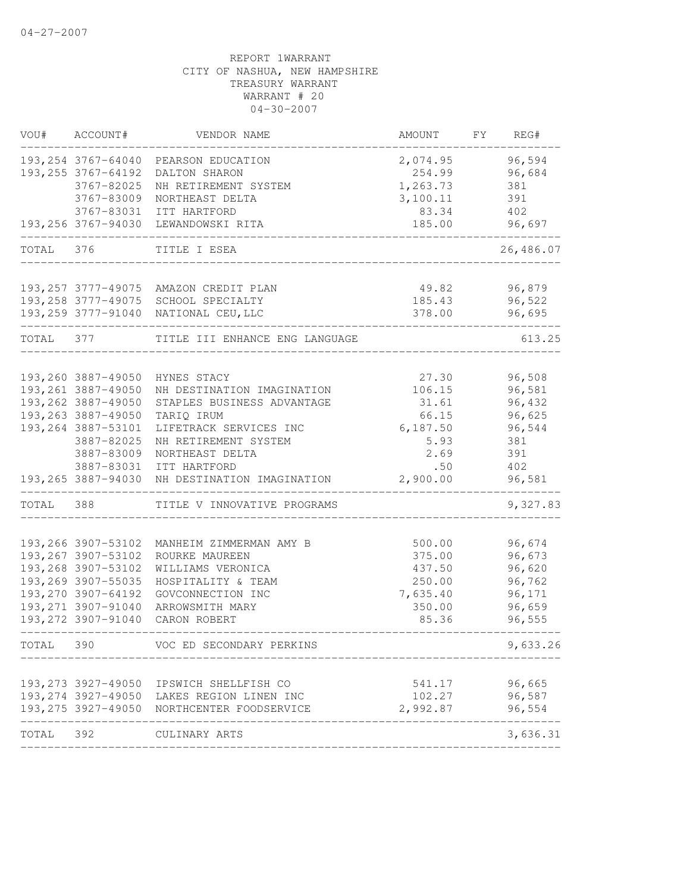04-27-2007

REPORT 1WARRANT
CITY OF NASHUA, NEW HAMPSHIRE
TREASURY WARRANT
WARRANT # 20
04-30-2007

| VOU# | ACCOUNT# | VENDOR NAME | AMOUNT | FY | REG# |
|---|---|---|---|---|---|
| 193,254 | 3767-64040 | PEARSON EDUCATION | 2,074.95 | | 96,594 |
| 193,255 | 3767-64192 | DALTON SHARON | 254.99 | | 96,684 |
| | 3767-82025 | NH RETIREMENT SYSTEM | 1,263.73 | | 381 |
| | 3767-83009 | NORTHEAST DELTA | 3,100.11 | | 391 |
| | 3767-83031 | ITT HARTFORD | 83.34 | | 402 |
| 193,256 | 3767-94030 | LEWANDOWSKI RITA | 185.00 | | 96,697 |
| TOTAL | 376 | TITLE I ESEA | | | 26,486.07 |
| 193,257 | 3777-49075 | AMAZON CREDIT PLAN | 49.82 | | 96,879 |
| 193,258 | 3777-49075 | SCHOOL SPECIALTY | 185.43 | | 96,522 |
| 193,259 | 3777-91040 | NATIONAL CEU,LLC | 378.00 | | 96,695 |
| TOTAL | 377 | TITLE III ENHANCE ENG LANGUAGE | | | 613.25 |
| 193,260 | 3887-49050 | HYNES STACY | 27.30 | | 96,508 |
| 193,261 | 3887-49050 | NH DESTINATION IMAGINATION | 106.15 | | 96,581 |
| 193,262 | 3887-49050 | STAPLES BUSINESS ADVANTAGE | 31.61 | | 96,432 |
| 193,263 | 3887-49050 | TARIQ IRUM | 66.15 | | 96,625 |
| 193,264 | 3887-53101 | LIFETRACK SERVICES INC | 6,187.50 | | 96,544 |
| | 3887-82025 | NH RETIREMENT SYSTEM | 5.93 | | 381 |
| | 3887-83009 | NORTHEAST DELTA | 2.69 | | 391 |
| | 3887-83031 | ITT HARTFORD | .50 | | 402 |
| 193,265 | 3887-94030 | NH DESTINATION IMAGINATION | 2,900.00 | | 96,581 |
| TOTAL | 388 | TITLE V INNOVATIVE PROGRAMS | | | 9,327.83 |
| 193,266 | 3907-53102 | MANHEIM ZIMMERMAN AMY B | 500.00 | | 96,674 |
| 193,267 | 3907-53102 | ROURKE MAUREEN | 375.00 | | 96,673 |
| 193,268 | 3907-53102 | WILLIAMS VERONICA | 437.50 | | 96,620 |
| 193,269 | 3907-55035 | HOSPITALITY & TEAM | 250.00 | | 96,762 |
| 193,270 | 3907-64192 | GOVCONNECTION INC | 7,635.40 | | 96,171 |
| 193,271 | 3907-91040 | ARROWSMITH MARY | 350.00 | | 96,659 |
| 193,272 | 3907-91040 | CARON ROBERT | 85.36 | | 96,555 |
| TOTAL | 390 | VOC ED SECONDARY PERKINS | | | 9,633.26 |
| 193,273 | 3927-49050 | IPSWICH SHELLFISH CO | 541.17 | | 96,665 |
| 193,274 | 3927-49050 | LAKES REGION LINEN INC | 102.27 | | 96,587 |
| 193,275 | 3927-49050 | NORTHCENTER FOODSERVICE | 2,992.87 | | 96,554 |
| TOTAL | 392 | CULINARY ARTS | | | 3,636.31 |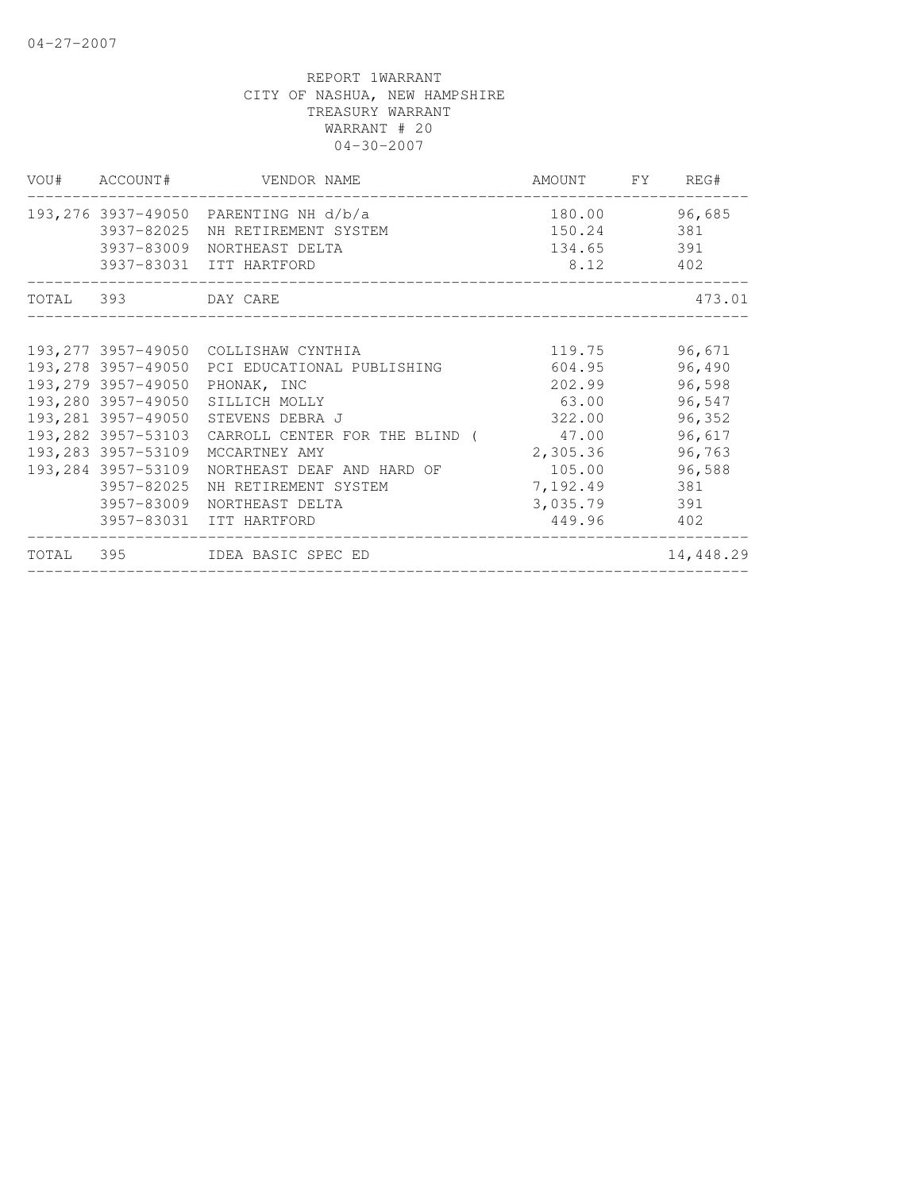04-27-2007

REPORT 1WARRANT
CITY OF NASHUA, NEW HAMPSHIRE
TREASURY WARRANT
WARRANT # 20
04-30-2007

| VOU# | ACCOUNT# | VENDOR NAME | AMOUNT | FY | REG# |
|---|---|---|---|---|---|
| 193,276 | 3937-49050 | PARENTING NH d/b/a | 180.00 | | 96,685 |
| | 3937-82025 | NH RETIREMENT SYSTEM | 150.24 | | 381 |
| | 3937-83009 | NORTHEAST DELTA | 134.65 | | 391 |
| | 3937-83031 | ITT HARTFORD | 8.12 | | 402 |
| TOTAL | 393 | DAY CARE | | | 473.01 |

| VOU# | ACCOUNT# | VENDOR NAME | AMOUNT | FY | REG# |
|---|---|---|---|---|---|
| 193,277 | 3957-49050 | COLLISHAW CYNTHIA | 119.75 | | 96,671 |
| 193,278 | 3957-49050 | PCI EDUCATIONAL PUBLISHING | 604.95 | | 96,490 |
| 193,279 | 3957-49050 | PHONAK, INC | 202.99 | | 96,598 |
| 193,280 | 3957-49050 | SILLICH MOLLY | 63.00 | | 96,547 |
| 193,281 | 3957-49050 | STEVENS DEBRA J | 322.00 | | 96,352 |
| 193,282 | 3957-53103 | CARROLL CENTER FOR THE BLIND ( | 47.00 | | 96,617 |
| 193,283 | 3957-53109 | MCCARTNEY AMY | 2,305.36 | | 96,763 |
| 193,284 | 3957-53109 | NORTHEAST DEAF AND HARD OF | 105.00 | | 96,588 |
| | 3957-82025 | NH RETIREMENT SYSTEM | 7,192.49 | | 381 |
| | 3957-83009 | NORTHEAST DELTA | 3,035.79 | | 391 |
| | 3957-83031 | ITT HARTFORD | 449.96 | | 402 |
| TOTAL | 395 | IDEA BASIC SPEC ED | | | 14,448.29 |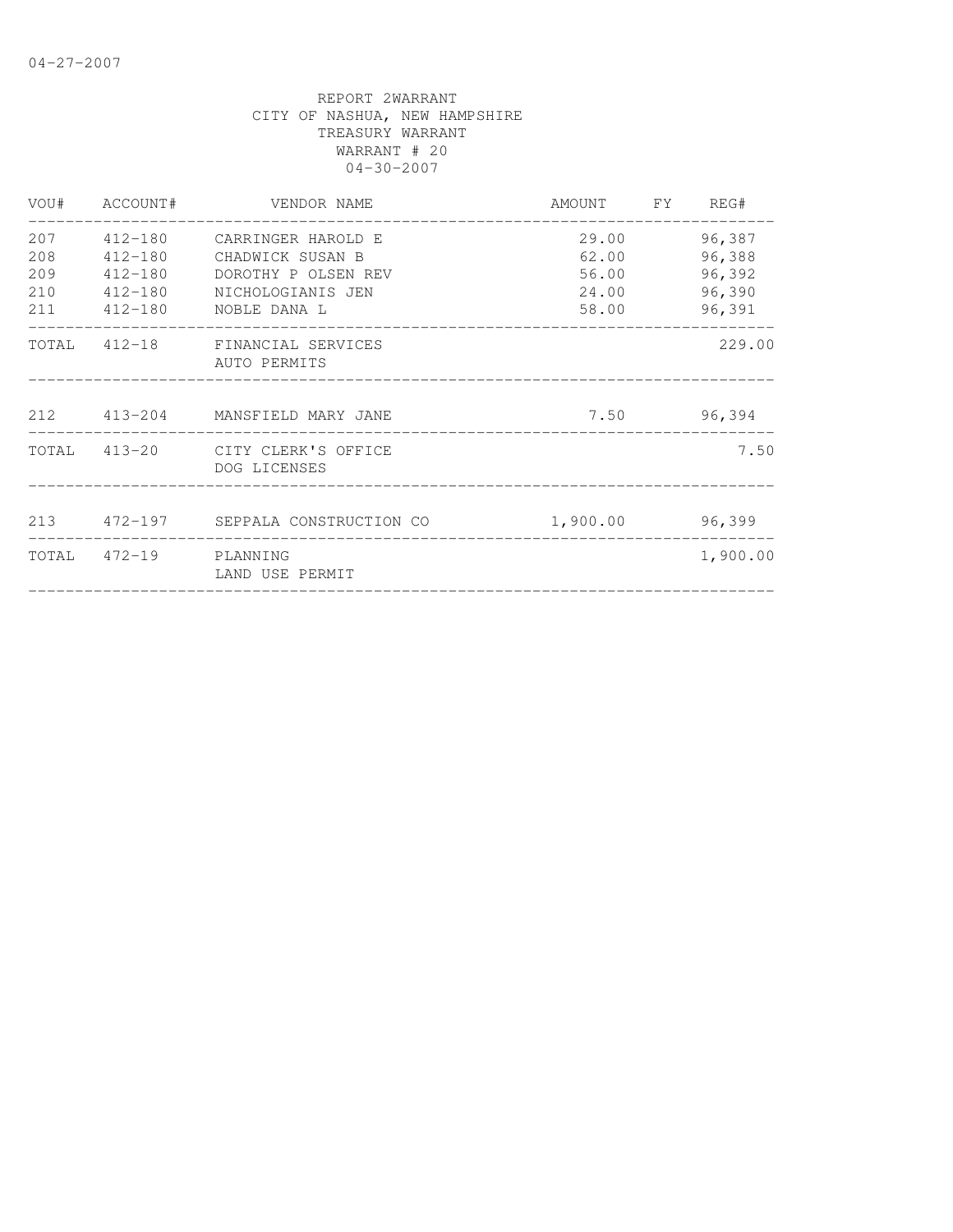04-27-2007

REPORT 2WARRANT
CITY OF NASHUA, NEW HAMPSHIRE
TREASURY WARRANT
WARRANT # 20
04-30-2007

| VOU# | ACCOUNT# | VENDOR NAME | AMOUNT | FY | REG# |
|---|---|---|---|---|---|
| 207 | 412-180 | CARRINGER HAROLD E | 29.00 | | 96,387 |
| 208 | 412-180 | CHADWICK SUSAN B | 62.00 | | 96,388 |
| 209 | 412-180 | DOROTHY P OLSEN REV | 56.00 | | 96,392 |
| 210 | 412-180 | NICHOLOGIANIS JEN | 24.00 | | 96,390 |
| 211 | 412-180 | NOBLE DANA L | 58.00 | | 96,391 |
| TOTAL | 412-18 | FINANCIAL SERVICES AUTO PERMITS | | | 229.00 |
| 212 | 413-204 | MANSFIELD MARY JANE | 7.50 | | 96,394 |
| TOTAL | 413-20 | CITY CLERK'S OFFICE DOG LICENSES | | | 7.50 |
| 213 | 472-197 | SEPPALA CONSTRUCTION CO | 1,900.00 | | 96,399 |
| TOTAL | 472-19 | PLANNING LAND USE PERMIT | | | 1,900.00 |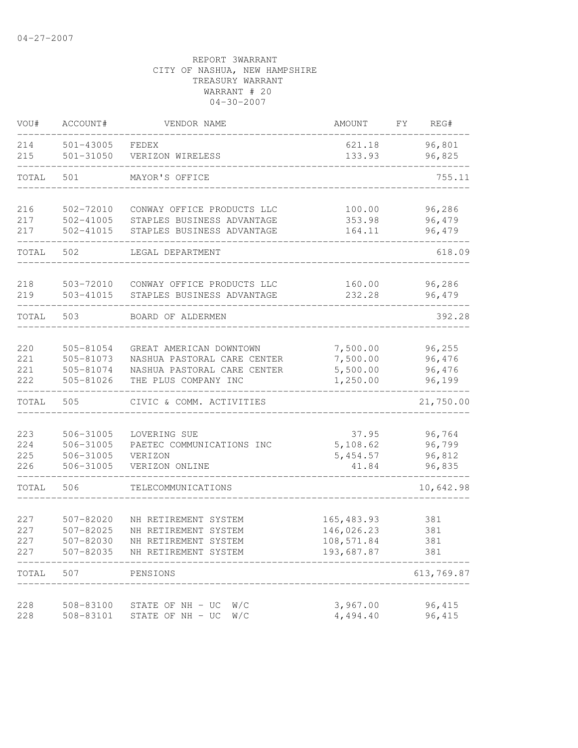04-27-2007

REPORT 3WARRANT
CITY OF NASHUA, NEW HAMPSHIRE
TREASURY WARRANT
WARRANT # 20
04-30-2007

| VOU# | ACCOUNT# | VENDOR NAME | AMOUNT | FY | REG# |
|---|---|---|---|---|---|
| 214 | 501-43005 | FEDEX | 621.18 | | 96,801 |
| 215 | 501-31050 | VERIZON WIRELESS | 133.93 | | 96,825 |
| TOTAL | 501 | MAYOR'S OFFICE | | | 755.11 |
| 216 | 502-72010 | CONWAY OFFICE PRODUCTS LLC | 100.00 | | 96,286 |
| 217 | 502-41005 | STAPLES BUSINESS ADVANTAGE | 353.98 | | 96,479 |
| 217 | 502-41015 | STAPLES BUSINESS ADVANTAGE | 164.11 | | 96,479 |
| TOTAL | 502 | LEGAL DEPARTMENT | | | 618.09 |
| 218 | 503-72010 | CONWAY OFFICE PRODUCTS LLC | 160.00 | | 96,286 |
| 219 | 503-41015 | STAPLES BUSINESS ADVANTAGE | 232.28 | | 96,479 |
| TOTAL | 503 | BOARD OF ALDERMEN | | | 392.28 |
| 220 | 505-81054 | GREAT AMERICAN DOWNTOWN | 7,500.00 | | 96,255 |
| 221 | 505-81073 | NASHUA PASTORAL CARE CENTER | 7,500.00 | | 96,476 |
| 221 | 505-81074 | NASHUA PASTORAL CARE CENTER | 5,500.00 | | 96,476 |
| 222 | 505-81026 | THE PLUS COMPANY INC | 1,250.00 | | 96,199 |
| TOTAL | 505 | CIVIC & COMM. ACTIVITIES | | | 21,750.00 |
| 223 | 506-31005 | LOVERING SUE | 37.95 | | 96,764 |
| 224 | 506-31005 | PAETEC COMMUNICATIONS INC | 5,108.62 | | 96,799 |
| 225 | 506-31005 | VERIZON | 5,454.57 | | 96,812 |
| 226 | 506-31005 | VERIZON ONLINE | 41.84 | | 96,835 |
| TOTAL | 506 | TELECOMMUNICATIONS | | | 10,642.98 |
| 227 | 507-82020 | NH RETIREMENT SYSTEM | 165,483.93 | | 381 |
| 227 | 507-82025 | NH RETIREMENT SYSTEM | 146,026.23 | | 381 |
| 227 | 507-82030 | NH RETIREMENT SYSTEM | 108,571.84 | | 381 |
| 227 | 507-82035 | NH RETIREMENT SYSTEM | 193,687.87 | | 381 |
| TOTAL | 507 | PENSIONS | | | 613,769.87 |
| 228 | 508-83100 | STATE OF NH - UC W/C | 3,967.00 | | 96,415 |
| 228 | 508-83101 | STATE OF NH - UC W/C | 4,494.40 | | 96,415 |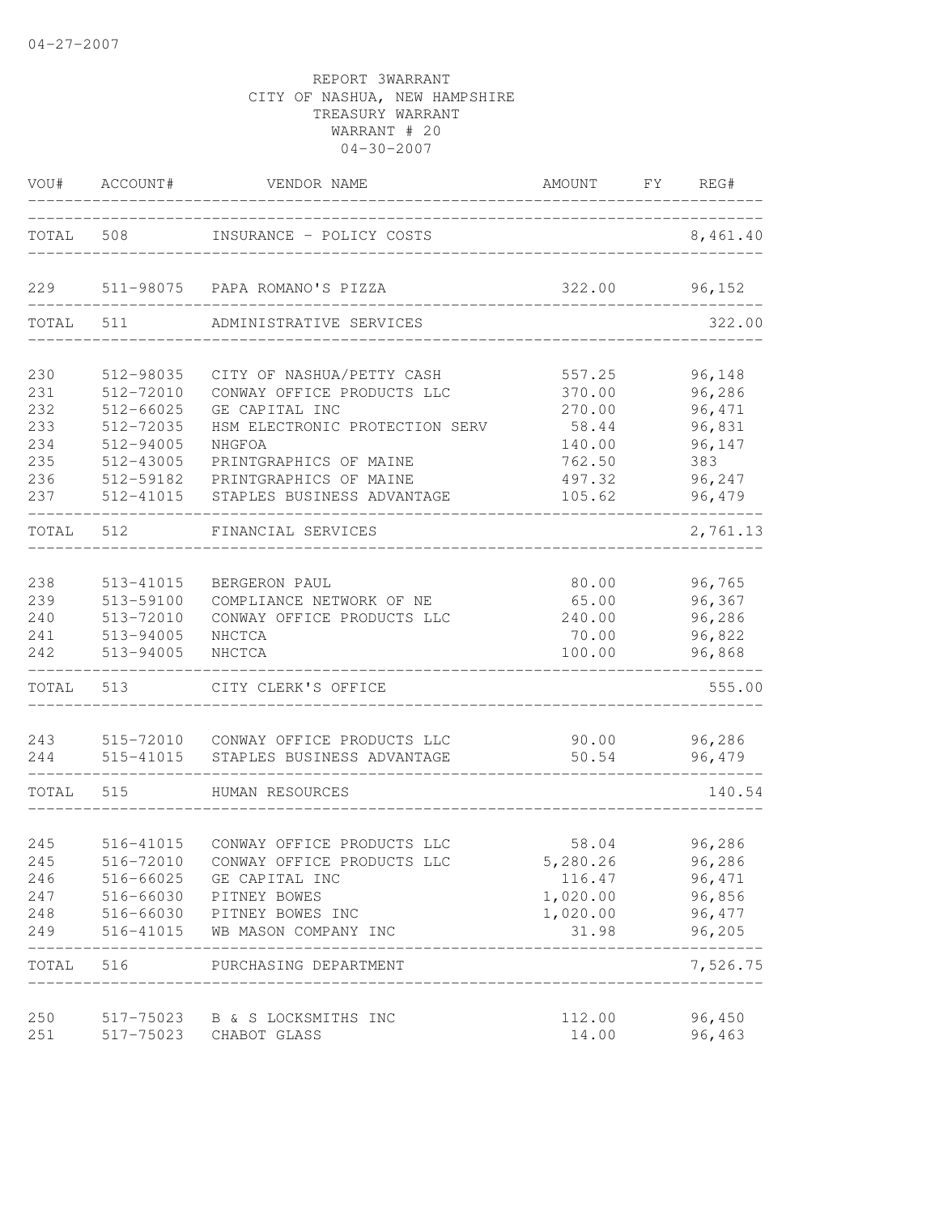04-27-2007

REPORT 3WARRANT
CITY OF NASHUA, NEW HAMPSHIRE
TREASURY WARRANT
WARRANT # 20
04-30-2007

| VOU# | ACCOUNT# | VENDOR NAME | AMOUNT | FY | REG# |
|---|---|---|---|---|---|
| TOTAL | 508 | INSURANCE - POLICY COSTS | | | 8,461.40 |
| 229 | 511-98075 | PAPA ROMANO'S PIZZA | 322.00 | | 96,152 |
| TOTAL | 511 | ADMINISTRATIVE SERVICES | | | 322.00 |
| 230 | 512-98035 | CITY OF NASHUA/PETTY CASH | 557.25 | | 96,148 |
| 231 | 512-72010 | CONWAY OFFICE PRODUCTS LLC | 370.00 | | 96,286 |
| 232 | 512-66025 | GE CAPITAL INC | 270.00 | | 96,471 |
| 233 | 512-72035 | HSM ELECTRONIC PROTECTION SERV | 58.44 | | 96,831 |
| 234 | 512-94005 | NHGFOA | 140.00 | | 96,147 |
| 235 | 512-43005 | PRINTGRAPHICS OF MAINE | 762.50 | | 383 |
| 236 | 512-59182 | PRINTGRAPHICS OF MAINE | 497.32 | | 96,247 |
| 237 | 512-41015 | STAPLES BUSINESS ADVANTAGE | 105.62 | | 96,479 |
| TOTAL | 512 | FINANCIAL SERVICES | | | 2,761.13 |
| 238 | 513-41015 | BERGERON PAUL | 80.00 | | 96,765 |
| 239 | 513-59100 | COMPLIANCE NETWORK OF NE | 65.00 | | 96,367 |
| 240 | 513-72010 | CONWAY OFFICE PRODUCTS LLC | 240.00 | | 96,286 |
| 241 | 513-94005 | NHCTCA | 70.00 | | 96,822 |
| 242 | 513-94005 | NHCTCA | 100.00 | | 96,868 |
| TOTAL | 513 | CITY CLERK'S OFFICE | | | 555.00 |
| 243 | 515-72010 | CONWAY OFFICE PRODUCTS LLC | 90.00 | | 96,286 |
| 244 | 515-41015 | STAPLES BUSINESS ADVANTAGE | 50.54 | | 96,479 |
| TOTAL | 515 | HUMAN RESOURCES | | | 140.54 |
| 245 | 516-41015 | CONWAY OFFICE PRODUCTS LLC | 58.04 | | 96,286 |
| 245 | 516-72010 | CONWAY OFFICE PRODUCTS LLC | 5,280.26 | | 96,286 |
| 246 | 516-66025 | GE CAPITAL INC | 116.47 | | 96,471 |
| 247 | 516-66030 | PITNEY BOWES | 1,020.00 | | 96,856 |
| 248 | 516-66030 | PITNEY BOWES INC | 1,020.00 | | 96,477 |
| 249 | 516-41015 | WB MASON COMPANY INC | 31.98 | | 96,205 |
| TOTAL | 516 | PURCHASING DEPARTMENT | | | 7,526.75 |
| 250 | 517-75023 | B & S LOCKSMITHS INC | 112.00 | | 96,450 |
| 251 | 517-75023 | CHABOT GLASS | 14.00 | | 96,463 |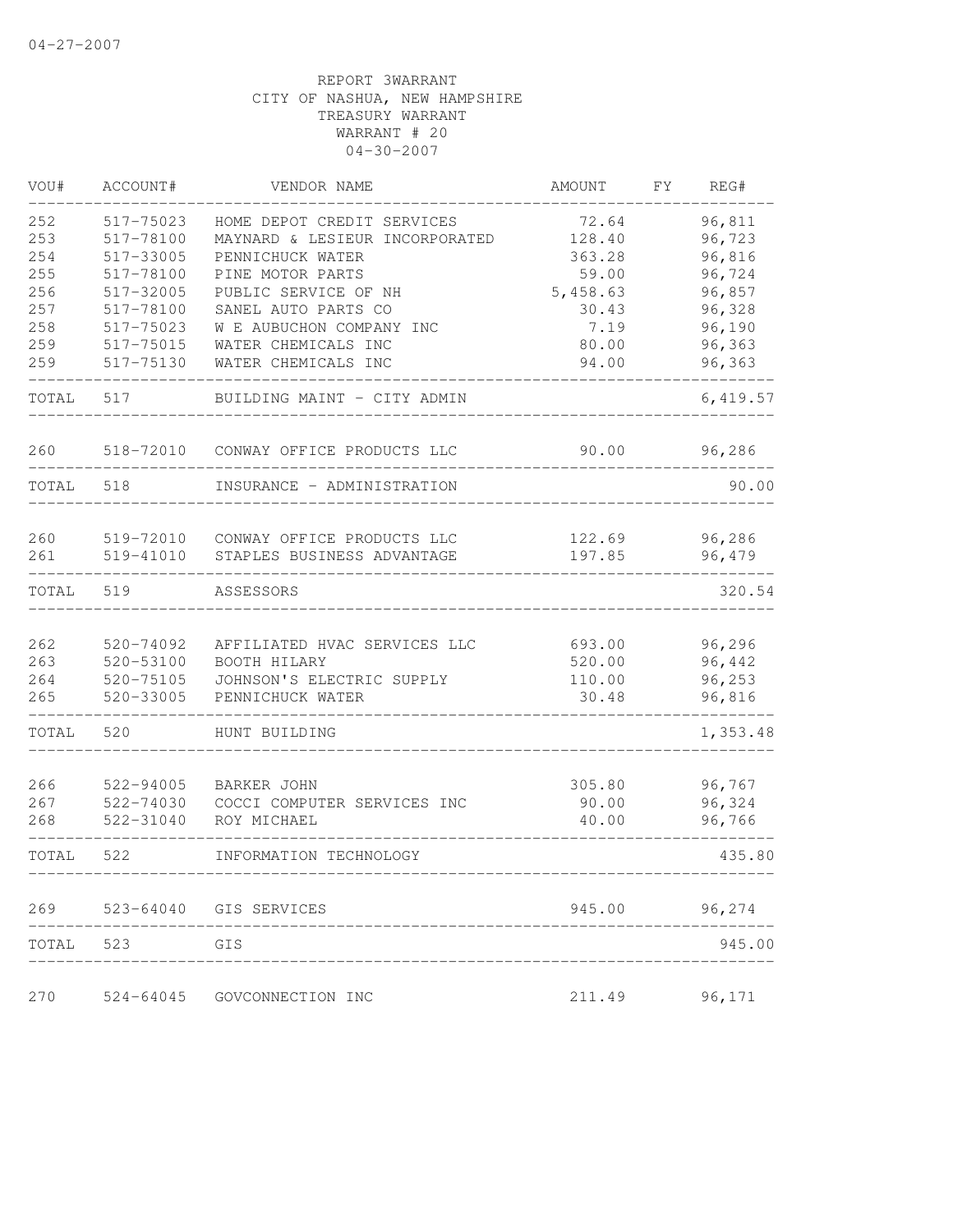04-27-2007

REPORT 3WARRANT
CITY OF NASHUA, NEW HAMPSHIRE
TREASURY WARRANT
WARRANT # 20
04-30-2007

| VOU# | ACCOUNT# | VENDOR NAME | AMOUNT | FY | REG# |
|---|---|---|---|---|---|
| 252 | 517-75023 | HOME DEPOT CREDIT SERVICES | 72.64 | | 96,811 |
| 253 | 517-78100 | MAYNARD & LESIEUR INCORPORATED | 128.40 | | 96,723 |
| 254 | 517-33005 | PENNICHUCK WATER | 363.28 | | 96,816 |
| 255 | 517-78100 | PINE MOTOR PARTS | 59.00 | | 96,724 |
| 256 | 517-32005 | PUBLIC SERVICE OF NH | 5,458.63 | | 96,857 |
| 257 | 517-78100 | SANEL AUTO PARTS CO | 30.43 | | 96,328 |
| 258 | 517-75023 | W E AUBUCHON COMPANY INC | 7.19 | | 96,190 |
| 259 | 517-75015 | WATER CHEMICALS INC | 80.00 | | 96,363 |
| 259 | 517-75130 | WATER CHEMICALS INC | 94.00 | | 96,363 |
| TOTAL | 517 | BUILDING MAINT - CITY ADMIN | | | 6,419.57 |
| 260 | 518-72010 | CONWAY OFFICE PRODUCTS LLC | 90.00 | | 96,286 |
| TOTAL | 518 | INSURANCE - ADMINISTRATION | | | 90.00 |
| 260 | 519-72010 | CONWAY OFFICE PRODUCTS LLC | 122.69 | | 96,286 |
| 261 | 519-41010 | STAPLES BUSINESS ADVANTAGE | 197.85 | | 96,479 |
| TOTAL | 519 | ASSESSORS | | | 320.54 |
| 262 | 520-74092 | AFFILIATED HVAC SERVICES LLC | 693.00 | | 96,296 |
| 263 | 520-53100 | BOOTH HILARY | 520.00 | | 96,442 |
| 264 | 520-75105 | JOHNSON'S ELECTRIC SUPPLY | 110.00 | | 96,253 |
| 265 | 520-33005 | PENNICHUCK WATER | 30.48 | | 96,816 |
| TOTAL | 520 | HUNT BUILDING | | | 1,353.48 |
| 266 | 522-94005 | BARKER JOHN | 305.80 | | 96,767 |
| 267 | 522-74030 | COCCI COMPUTER SERVICES INC | 90.00 | | 96,324 |
| 268 | 522-31040 | ROY MICHAEL | 40.00 | | 96,766 |
| TOTAL | 522 | INFORMATION TECHNOLOGY | | | 435.80 |
| 269 | 523-64040 | GIS SERVICES | 945.00 | | 96,274 |
| TOTAL | 523 | GIS | | | 945.00 |
| 270 | 524-64045 | GOVCONNECTION INC | 211.49 | | 96,171 |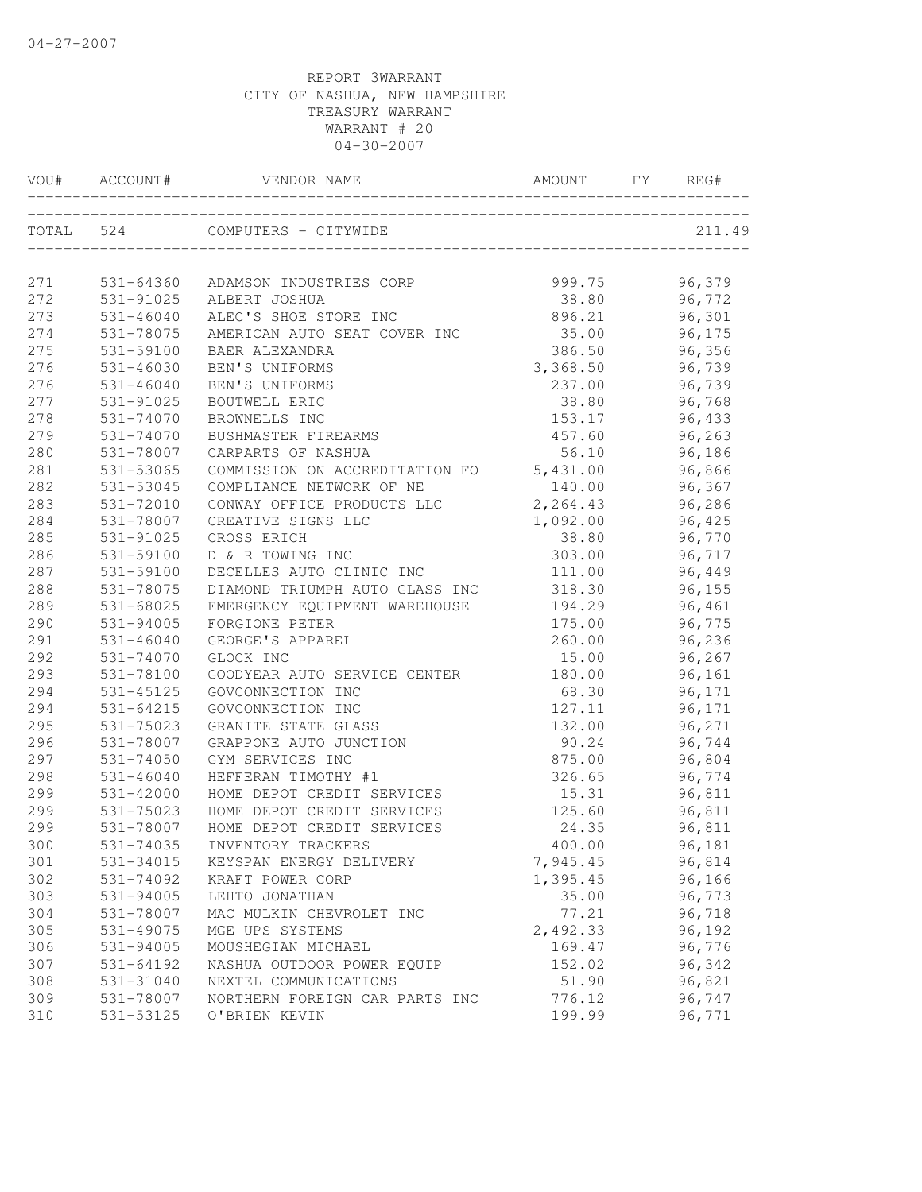04-27-2007

REPORT 3WARRANT
CITY OF NASHUA, NEW HAMPSHIRE
TREASURY WARRANT
WARRANT # 20
04-30-2007

| VOU# | ACCOUNT# | VENDOR NAME | AMOUNT | FY | REG# |
|---|---|---|---|---|---|
| TOTAL | 524 | COMPUTERS - CITYWIDE | | | 211.49 |
| 271 | 531-64360 | ADAMSON INDUSTRIES CORP | 999.75 | | 96,379 |
| 272 | 531-91025 | ALBERT JOSHUA | 38.80 | | 96,772 |
| 273 | 531-46040 | ALEC'S SHOE STORE INC | 896.21 | | 96,301 |
| 274 | 531-78075 | AMERICAN AUTO SEAT COVER INC | 35.00 | | 96,175 |
| 275 | 531-59100 | BAER ALEXANDRA | 386.50 | | 96,356 |
| 276 | 531-46030 | BEN'S UNIFORMS | 3,368.50 | | 96,739 |
| 276 | 531-46040 | BEN'S UNIFORMS | 237.00 | | 96,739 |
| 277 | 531-91025 | BOUTWELL ERIC | 38.80 | | 96,768 |
| 278 | 531-74070 | BROWNELLS INC | 153.17 | | 96,433 |
| 279 | 531-74070 | BUSHMASTER FIREARMS | 457.60 | | 96,263 |
| 280 | 531-78007 | CARPARTS OF NASHUA | 56.10 | | 96,186 |
| 281 | 531-53065 | COMMISSION ON ACCREDITATION FO | 5,431.00 | | 96,866 |
| 282 | 531-53045 | COMPLIANCE NETWORK OF NE | 140.00 | | 96,367 |
| 283 | 531-72010 | CONWAY OFFICE PRODUCTS LLC | 2,264.43 | | 96,286 |
| 284 | 531-78007 | CREATIVE SIGNS LLC | 1,092.00 | | 96,425 |
| 285 | 531-91025 | CROSS ERICH | 38.80 | | 96,770 |
| 286 | 531-59100 | D & R TOWING INC | 303.00 | | 96,717 |
| 287 | 531-59100 | DECELLES AUTO CLINIC INC | 111.00 | | 96,449 |
| 288 | 531-78075 | DIAMOND TRIUMPH AUTO GLASS INC | 318.30 | | 96,155 |
| 289 | 531-68025 | EMERGENCY EQUIPMENT WAREHOUSE | 194.29 | | 96,461 |
| 290 | 531-94005 | FORGIONE PETER | 175.00 | | 96,775 |
| 291 | 531-46040 | GEORGE'S APPAREL | 260.00 | | 96,236 |
| 292 | 531-74070 | GLOCK INC | 15.00 | | 96,267 |
| 293 | 531-78100 | GOODYEAR AUTO SERVICE CENTER | 180.00 | | 96,161 |
| 294 | 531-45125 | GOVCONNECTION INC | 68.30 | | 96,171 |
| 294 | 531-64215 | GOVCONNECTION INC | 127.11 | | 96,171 |
| 295 | 531-75023 | GRANITE STATE GLASS | 132.00 | | 96,271 |
| 296 | 531-78007 | GRAPPONE AUTO JUNCTION | 90.24 | | 96,744 |
| 297 | 531-74050 | GYM SERVICES INC | 875.00 | | 96,804 |
| 298 | 531-46040 | HEFFERAN TIMOTHY #1 | 326.65 | | 96,774 |
| 299 | 531-42000 | HOME DEPOT CREDIT SERVICES | 15.31 | | 96,811 |
| 299 | 531-75023 | HOME DEPOT CREDIT SERVICES | 125.60 | | 96,811 |
| 299 | 531-78007 | HOME DEPOT CREDIT SERVICES | 24.35 | | 96,811 |
| 300 | 531-74035 | INVENTORY TRACKERS | 400.00 | | 96,181 |
| 301 | 531-34015 | KEYSPAN ENERGY DELIVERY | 7,945.45 | | 96,814 |
| 302 | 531-74092 | KRAFT POWER CORP | 1,395.45 | | 96,166 |
| 303 | 531-94005 | LEHTO JONATHAN | 35.00 | | 96,773 |
| 304 | 531-78007 | MAC MULKIN CHEVROLET INC | 77.21 | | 96,718 |
| 305 | 531-49075 | MGE UPS SYSTEMS | 2,492.33 | | 96,192 |
| 306 | 531-94005 | MOUSHEGIAN MICHAEL | 169.47 | | 96,776 |
| 307 | 531-64192 | NASHUA OUTDOOR POWER EQUIP | 152.02 | | 96,342 |
| 308 | 531-31040 | NEXTEL COMMUNICATIONS | 51.90 | | 96,821 |
| 309 | 531-78007 | NORTHERN FOREIGN CAR PARTS INC | 776.12 | | 96,747 |
| 310 | 531-53125 | O'BRIEN KEVIN | 199.99 | | 96,771 |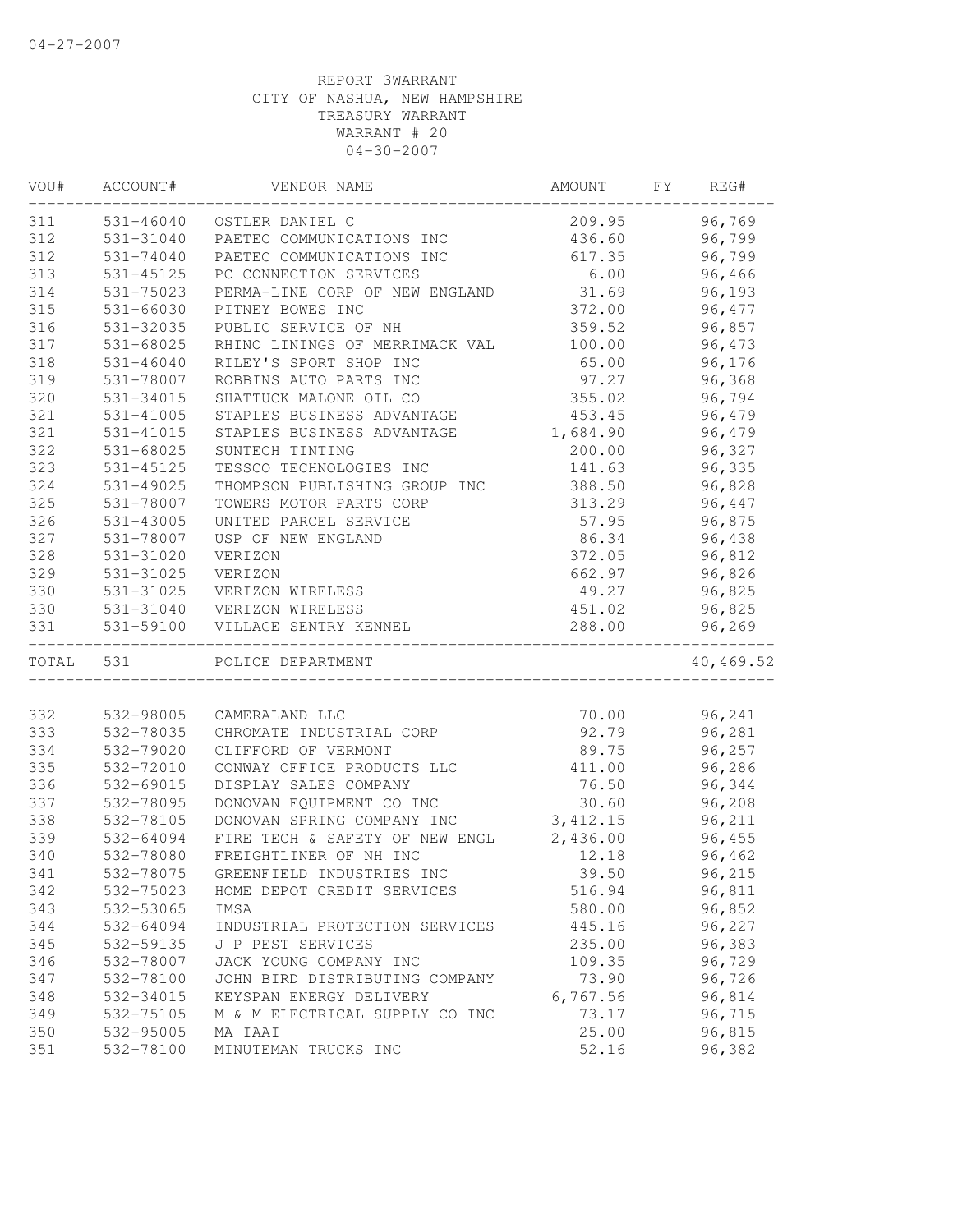04-27-2007

REPORT 3WARRANT
CITY OF NASHUA, NEW HAMPSHIRE
TREASURY WARRANT
WARRANT # 20
04-30-2007

| VOU# | ACCOUNT# | VENDOR NAME | AMOUNT | FY | REG# |
|---|---|---|---|---|---|
| 311 | 531-46040 | OSTLER DANIEL C | 209.95 | | 96,769 |
| 312 | 531-31040 | PAETEC COMMUNICATIONS INC | 436.60 | | 96,799 |
| 312 | 531-74040 | PAETEC COMMUNICATIONS INC | 617.35 | | 96,799 |
| 313 | 531-45125 | PC CONNECTION SERVICES | 6.00 | | 96,466 |
| 314 | 531-75023 | PERMA-LINE CORP OF NEW ENGLAND | 31.69 | | 96,193 |
| 315 | 531-66030 | PITNEY BOWES INC | 372.00 | | 96,477 |
| 316 | 531-32035 | PUBLIC SERVICE OF NH | 359.52 | | 96,857 |
| 317 | 531-68025 | RHINO LININGS OF MERRIMACK VAL | 100.00 | | 96,473 |
| 318 | 531-46040 | RILEY'S SPORT SHOP INC | 65.00 | | 96,176 |
| 319 | 531-78007 | ROBBINS AUTO PARTS INC | 97.27 | | 96,368 |
| 320 | 531-34015 | SHATTUCK MALONE OIL CO | 355.02 | | 96,794 |
| 321 | 531-41005 | STAPLES BUSINESS ADVANTAGE | 453.45 | | 96,479 |
| 321 | 531-41015 | STAPLES BUSINESS ADVANTAGE | 1,684.90 | | 96,479 |
| 322 | 531-68025 | SUNTECH TINTING | 200.00 | | 96,327 |
| 323 | 531-45125 | TESSCO TECHNOLOGIES INC | 141.63 | | 96,335 |
| 324 | 531-49025 | THOMPSON PUBLISHING GROUP INC | 388.50 | | 96,828 |
| 325 | 531-78007 | TOWERS MOTOR PARTS CORP | 313.29 | | 96,447 |
| 326 | 531-43005 | UNITED PARCEL SERVICE | 57.95 | | 96,875 |
| 327 | 531-78007 | USP OF NEW ENGLAND | 86.34 | | 96,438 |
| 328 | 531-31020 | VERIZON | 372.05 | | 96,812 |
| 329 | 531-31025 | VERIZON | 662.97 | | 96,826 |
| 330 | 531-31025 | VERIZON WIRELESS | 49.27 | | 96,825 |
| 330 | 531-31040 | VERIZON WIRELESS | 451.02 | | 96,825 |
| 331 | 531-59100 | VILLAGE SENTRY KENNEL | 288.00 | | 96,269 |
| TOTAL | 531 | POLICE DEPARTMENT | | | 40,469.52 |
| 332 | 532-98005 | CAMERALAND LLC | 70.00 | | 96,241 |
| 333 | 532-78035 | CHROMATE INDUSTRIAL CORP | 92.79 | | 96,281 |
| 334 | 532-79020 | CLIFFORD OF VERMONT | 89.75 | | 96,257 |
| 335 | 532-72010 | CONWAY OFFICE PRODUCTS LLC | 411.00 | | 96,286 |
| 336 | 532-69015 | DISPLAY SALES COMPANY | 76.50 | | 96,344 |
| 337 | 532-78095 | DONOVAN EQUIPMENT CO INC | 30.60 | | 96,208 |
| 338 | 532-78105 | DONOVAN SPRING COMPANY INC | 3,412.15 | | 96,211 |
| 339 | 532-64094 | FIRE TECH & SAFETY OF NEW ENGL | 2,436.00 | | 96,455 |
| 340 | 532-78080 | FREIGHTLINER OF NH INC | 12.18 | | 96,462 |
| 341 | 532-78075 | GREENFIELD INDUSTRIES INC | 39.50 | | 96,215 |
| 342 | 532-75023 | HOME DEPOT CREDIT SERVICES | 516.94 | | 96,811 |
| 343 | 532-53065 | IMSA | 580.00 | | 96,852 |
| 344 | 532-64094 | INDUSTRIAL PROTECTION SERVICES | 445.16 | | 96,227 |
| 345 | 532-59135 | J P PEST SERVICES | 235.00 | | 96,383 |
| 346 | 532-78007 | JACK YOUNG COMPANY INC | 109.35 | | 96,729 |
| 347 | 532-78100 | JOHN BIRD DISTRIBUTING COMPANY | 73.90 | | 96,726 |
| 348 | 532-34015 | KEYSPAN ENERGY DELIVERY | 6,767.56 | | 96,814 |
| 349 | 532-75105 | M & M ELECTRICAL SUPPLY CO INC | 73.17 | | 96,715 |
| 350 | 532-95005 | MA IAAI | 25.00 | | 96,815 |
| 351 | 532-78100 | MINUTEMAN TRUCKS INC | 52.16 | | 96,382 |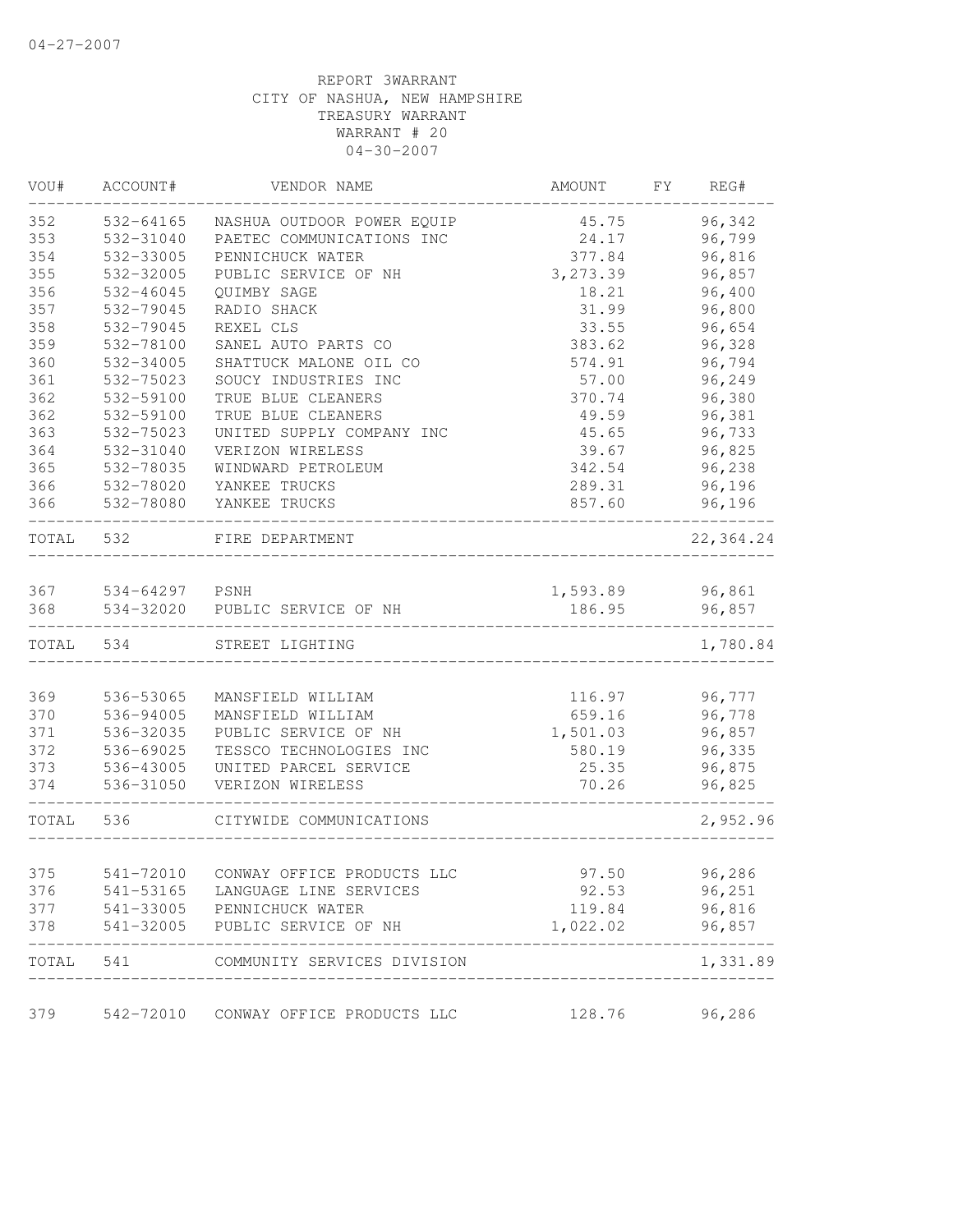04-27-2007

REPORT 3WARRANT
CITY OF NASHUA, NEW HAMPSHIRE
TREASURY WARRANT
WARRANT # 20
04-30-2007

| VOU# | ACCOUNT# | VENDOR NAME | AMOUNT | FY | REG# |
|---|---|---|---|---|---|
| 352 | 532-64165 | NASHUA OUTDOOR POWER EQUIP | 45.75 | | 96,342 |
| 353 | 532-31040 | PAETEC COMMUNICATIONS INC | 24.17 | | 96,799 |
| 354 | 532-33005 | PENNICHUCK WATER | 377.84 | | 96,816 |
| 355 | 532-32005 | PUBLIC SERVICE OF NH | 3,273.39 | | 96,857 |
| 356 | 532-46045 | QUIMBY SAGE | 18.21 | | 96,400 |
| 357 | 532-79045 | RADIO SHACK | 31.99 | | 96,800 |
| 358 | 532-79045 | REXEL CLS | 33.55 | | 96,654 |
| 359 | 532-78100 | SANEL AUTO PARTS CO | 383.62 | | 96,328 |
| 360 | 532-34005 | SHATTUCK MALONE OIL CO | 574.91 | | 96,794 |
| 361 | 532-75023 | SOUCY INDUSTRIES INC | 57.00 | | 96,249 |
| 362 | 532-59100 | TRUE BLUE CLEANERS | 370.74 | | 96,380 |
| 362 | 532-59100 | TRUE BLUE CLEANERS | 49.59 | | 96,381 |
| 363 | 532-75023 | UNITED SUPPLY COMPANY INC | 45.65 | | 96,733 |
| 364 | 532-31040 | VERIZON WIRELESS | 39.67 | | 96,825 |
| 365 | 532-78035 | WINDWARD PETROLEUM | 342.54 | | 96,238 |
| 366 | 532-78020 | YANKEE TRUCKS | 289.31 | | 96,196 |
| 366 | 532-78080 | YANKEE TRUCKS | 857.60 | | 96,196 |
| TOTAL | 532 | FIRE DEPARTMENT | | | 22,364.24 |
| 367 | 534-64297 | PSNH | 1,593.89 | | 96,861 |
| 368 | 534-32020 | PUBLIC SERVICE OF NH | 186.95 | | 96,857 |
| TOTAL | 534 | STREET LIGHTING | | | 1,780.84 |
| 369 | 536-53065 | MANSFIELD WILLIAM | 116.97 | | 96,777 |
| 370 | 536-94005 | MANSFIELD WILLIAM | 659.16 | | 96,778 |
| 371 | 536-32035 | PUBLIC SERVICE OF NH | 1,501.03 | | 96,857 |
| 372 | 536-69025 | TESSCO TECHNOLOGIES INC | 580.19 | | 96,335 |
| 373 | 536-43005 | UNITED PARCEL SERVICE | 25.35 | | 96,875 |
| 374 | 536-31050 | VERIZON WIRELESS | 70.26 | | 96,825 |
| TOTAL | 536 | CITYWIDE COMMUNICATIONS | | | 2,952.96 |
| 375 | 541-72010 | CONWAY OFFICE PRODUCTS LLC | 97.50 | | 96,286 |
| 376 | 541-53165 | LANGUAGE LINE SERVICES | 92.53 | | 96,251 |
| 377 | 541-33005 | PENNICHUCK WATER | 119.84 | | 96,816 |
| 378 | 541-32005 | PUBLIC SERVICE OF NH | 1,022.02 | | 96,857 |
| TOTAL | 541 | COMMUNITY SERVICES DIVISION | | | 1,331.89 |
| 379 | 542-72010 | CONWAY OFFICE PRODUCTS LLC | 128.76 | | 96,286 |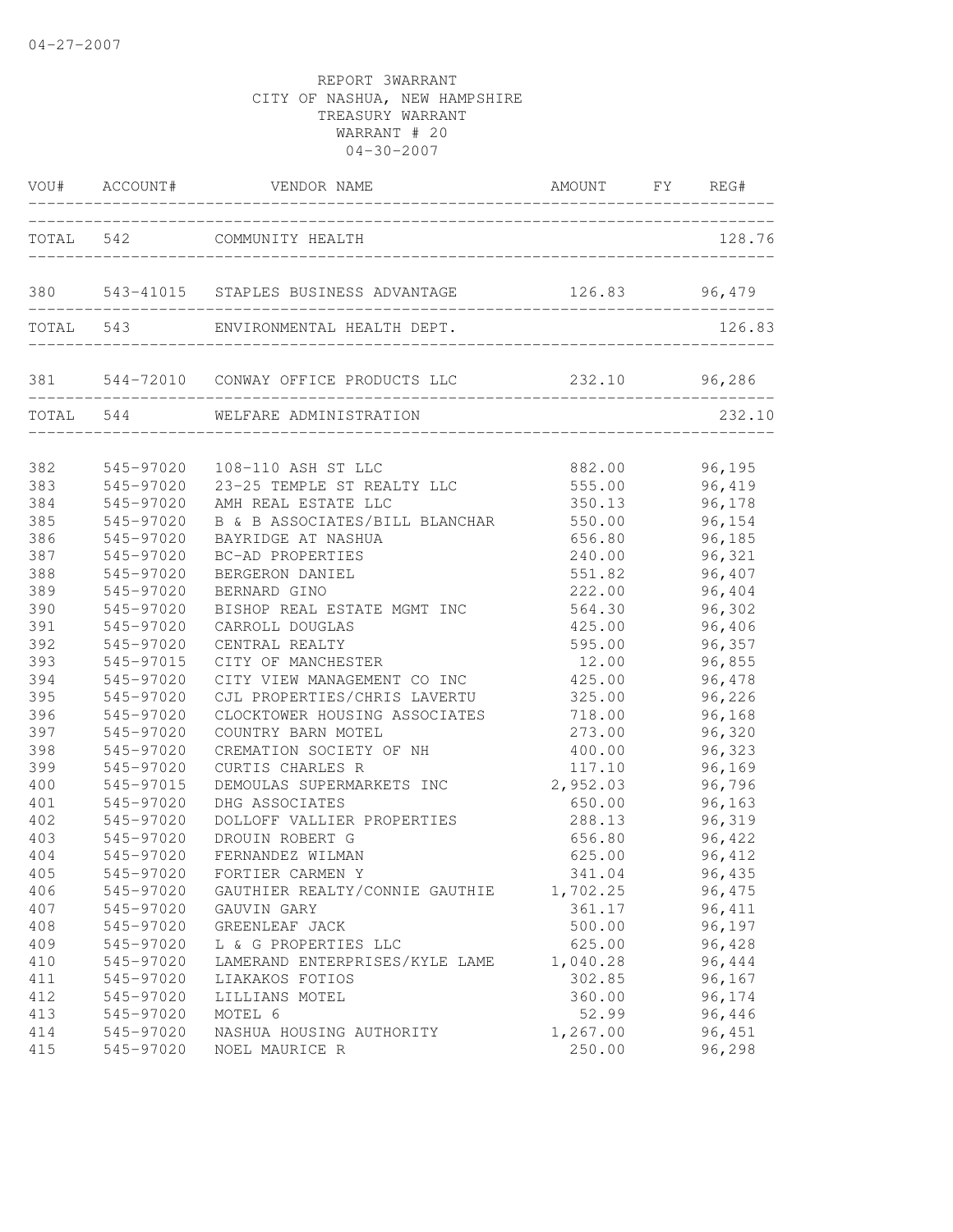04-27-2007

REPORT 3WARRANT
CITY OF NASHUA, NEW HAMPSHIRE
TREASURY WARRANT
WARRANT # 20
04-30-2007

| VOU# | ACCOUNT# | VENDOR NAME | AMOUNT | FY | REG# |
|---|---|---|---|---|---|
| TOTAL | 542 | COMMUNITY HEALTH | | | 128.76 |
| 380 | 543-41015 | STAPLES BUSINESS ADVANTAGE | 126.83 | | 96,479 |
| TOTAL | 543 | ENVIRONMENTAL HEALTH DEPT. | | | 126.83 |
| 381 | 544-72010 | CONWAY OFFICE PRODUCTS LLC | 232.10 | | 96,286 |
| TOTAL | 544 | WELFARE ADMINISTRATION | | | 232.10 |
| 382 | 545-97020 | 108-110 ASH ST LLC | 882.00 | | 96,195 |
| 383 | 545-97020 | 23-25 TEMPLE ST REALTY LLC | 555.00 | | 96,419 |
| 384 | 545-97020 | AMH REAL ESTATE LLC | 350.13 | | 96,178 |
| 385 | 545-97020 | B & B ASSOCIATES/BILL BLANCHAR | 550.00 | | 96,154 |
| 386 | 545-97020 | BAYRIDGE AT NASHUA | 656.80 | | 96,185 |
| 387 | 545-97020 | BC-AD PROPERTIES | 240.00 | | 96,321 |
| 388 | 545-97020 | BERGERON DANIEL | 551.82 | | 96,407 |
| 389 | 545-97020 | BERNARD GINO | 222.00 | | 96,404 |
| 390 | 545-97020 | BISHOP REAL ESTATE MGMT INC | 564.30 | | 96,302 |
| 391 | 545-97020 | CARROLL DOUGLAS | 425.00 | | 96,406 |
| 392 | 545-97020 | CENTRAL REALTY | 595.00 | | 96,357 |
| 393 | 545-97015 | CITY OF MANCHESTER | 12.00 | | 96,855 |
| 394 | 545-97020 | CITY VIEW MANAGEMENT CO INC | 425.00 | | 96,478 |
| 395 | 545-97020 | CJL PROPERTIES/CHRIS LAVERTU | 325.00 | | 96,226 |
| 396 | 545-97020 | CLOCKTOWER HOUSING ASSOCIATES | 718.00 | | 96,168 |
| 397 | 545-97020 | COUNTRY BARN MOTEL | 273.00 | | 96,320 |
| 398 | 545-97020 | CREMATION SOCIETY OF NH | 400.00 | | 96,323 |
| 399 | 545-97020 | CURTIS CHARLES R | 117.10 | | 96,169 |
| 400 | 545-97015 | DEMOULAS SUPERMARKETS INC | 2,952.03 | | 96,796 |
| 401 | 545-97020 | DHG ASSOCIATES | 650.00 | | 96,163 |
| 402 | 545-97020 | DOLLOFF VALLIER PROPERTIES | 288.13 | | 96,319 |
| 403 | 545-97020 | DROUIN ROBERT G | 656.80 | | 96,422 |
| 404 | 545-97020 | FERNANDEZ WILMAN | 625.00 | | 96,412 |
| 405 | 545-97020 | FORTIER CARMEN Y | 341.04 | | 96,435 |
| 406 | 545-97020 | GAUTHIER REALTY/CONNIE GAUTHIE | 1,702.25 | | 96,475 |
| 407 | 545-97020 | GAUVIN GARY | 361.17 | | 96,411 |
| 408 | 545-97020 | GREENLEAF JACK | 500.00 | | 96,197 |
| 409 | 545-97020 | L & G PROPERTIES LLC | 625.00 | | 96,428 |
| 410 | 545-97020 | LAMERAND ENTERPRISES/KYLE LAME | 1,040.28 | | 96,444 |
| 411 | 545-97020 | LIAKAKOS FOTIOS | 302.85 | | 96,167 |
| 412 | 545-97020 | LILLIANS MOTEL | 360.00 | | 96,174 |
| 413 | 545-97020 | MOTEL 6 | 52.99 | | 96,446 |
| 414 | 545-97020 | NASHUA HOUSING AUTHORITY | 1,267.00 | | 96,451 |
| 415 | 545-97020 | NOEL MAURICE R | 250.00 | | 96,298 |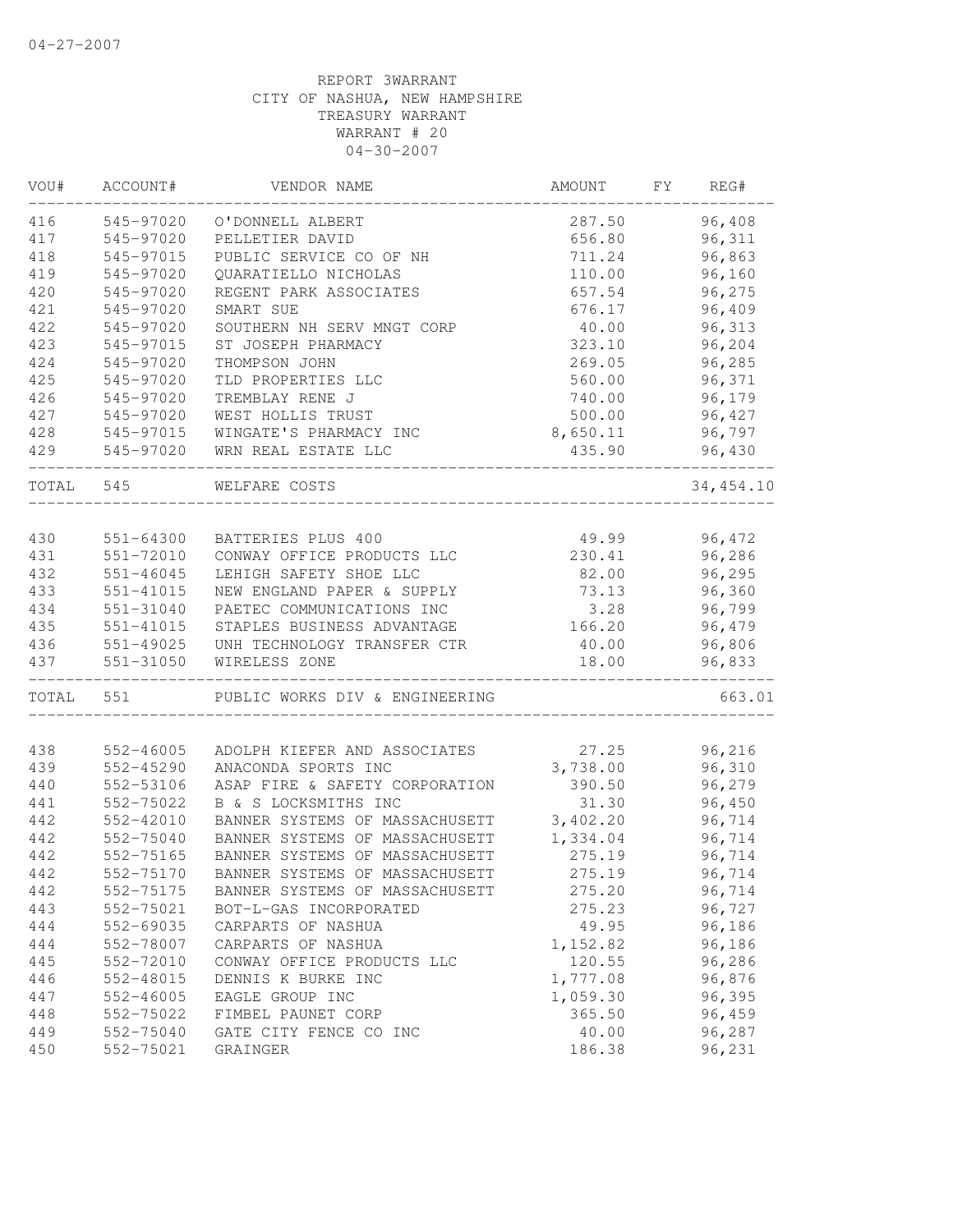04-27-2007

REPORT 3WARRANT
CITY OF NASHUA, NEW HAMPSHIRE
TREASURY WARRANT
WARRANT # 20
04-30-2007

| VOU# | ACCOUNT# | VENDOR NAME | AMOUNT | FY | REG# |
|---|---|---|---|---|---|
| 416 | 545-97020 | O'DONNELL ALBERT | 287.50 | | 96,408 |
| 417 | 545-97020 | PELLETIER DAVID | 656.80 | | 96,311 |
| 418 | 545-97015 | PUBLIC SERVICE CO OF NH | 711.24 | | 96,863 |
| 419 | 545-97020 | QUARATIELLO NICHOLAS | 110.00 | | 96,160 |
| 420 | 545-97020 | REGENT PARK ASSOCIATES | 657.54 | | 96,275 |
| 421 | 545-97020 | SMART SUE | 676.17 | | 96,409 |
| 422 | 545-97020 | SOUTHERN NH SERV MNGT CORP | 40.00 | | 96,313 |
| 423 | 545-97015 | ST JOSEPH PHARMACY | 323.10 | | 96,204 |
| 424 | 545-97020 | THOMPSON JOHN | 269.05 | | 96,285 |
| 425 | 545-97020 | TLD PROPERTIES LLC | 560.00 | | 96,371 |
| 426 | 545-97020 | TREMBLAY RENE J | 740.00 | | 96,179 |
| 427 | 545-97020 | WEST HOLLIS TRUST | 500.00 | | 96,427 |
| 428 | 545-97015 | WINGATE'S PHARMACY INC | 8,650.11 | | 96,797 |
| 429 | 545-97020 | WRN REAL ESTATE LLC | 435.90 | | 96,430 |
| TOTAL | 545 | WELFARE COSTS | | | 34,454.10 |
| 430 | 551-64300 | BATTERIES PLUS 400 | 49.99 | | 96,472 |
| 431 | 551-72010 | CONWAY OFFICE PRODUCTS LLC | 230.41 | | 96,286 |
| 432 | 551-46045 | LEHIGH SAFETY SHOE LLC | 82.00 | | 96,295 |
| 433 | 551-41015 | NEW ENGLAND PAPER & SUPPLY | 73.13 | | 96,360 |
| 434 | 551-31040 | PAETEC COMMUNICATIONS INC | 3.28 | | 96,799 |
| 435 | 551-41015 | STAPLES BUSINESS ADVANTAGE | 166.20 | | 96,479 |
| 436 | 551-49025 | UNH TECHNOLOGY TRANSFER CTR | 40.00 | | 96,806 |
| 437 | 551-31050 | WIRELESS ZONE | 18.00 | | 96,833 |
| TOTAL | 551 | PUBLIC WORKS DIV & ENGINEERING | | | 663.01 |
| 438 | 552-46005 | ADOLPH KIEFER AND ASSOCIATES | 27.25 | | 96,216 |
| 439 | 552-45290 | ANACONDA SPORTS INC | 3,738.00 | | 96,310 |
| 440 | 552-53106 | ASAP FIRE & SAFETY CORPORATION | 390.50 | | 96,279 |
| 441 | 552-75022 | B & S LOCKSMITHS INC | 31.30 | | 96,450 |
| 442 | 552-42010 | BANNER SYSTEMS OF MASSACHUSETT | 3,402.20 | | 96,714 |
| 442 | 552-75040 | BANNER SYSTEMS OF MASSACHUSETT | 1,334.04 | | 96,714 |
| 442 | 552-75165 | BANNER SYSTEMS OF MASSACHUSETT | 275.19 | | 96,714 |
| 442 | 552-75170 | BANNER SYSTEMS OF MASSACHUSETT | 275.19 | | 96,714 |
| 442 | 552-75175 | BANNER SYSTEMS OF MASSACHUSETT | 275.20 | | 96,714 |
| 443 | 552-75021 | BOT-L-GAS INCORPORATED | 275.23 | | 96,727 |
| 444 | 552-69035 | CARPARTS OF NASHUA | 49.95 | | 96,186 |
| 444 | 552-78007 | CARPARTS OF NASHUA | 1,152.82 | | 96,186 |
| 445 | 552-72010 | CONWAY OFFICE PRODUCTS LLC | 120.55 | | 96,286 |
| 446 | 552-48015 | DENNIS K BURKE INC | 1,777.08 | | 96,876 |
| 447 | 552-46005 | EAGLE GROUP INC | 1,059.30 | | 96,395 |
| 448 | 552-75022 | FIMBEL PAUNET CORP | 365.50 | | 96,459 |
| 449 | 552-75040 | GATE CITY FENCE CO INC | 40.00 | | 96,287 |
| 450 | 552-75021 | GRAINGER | 186.38 | | 96,231 |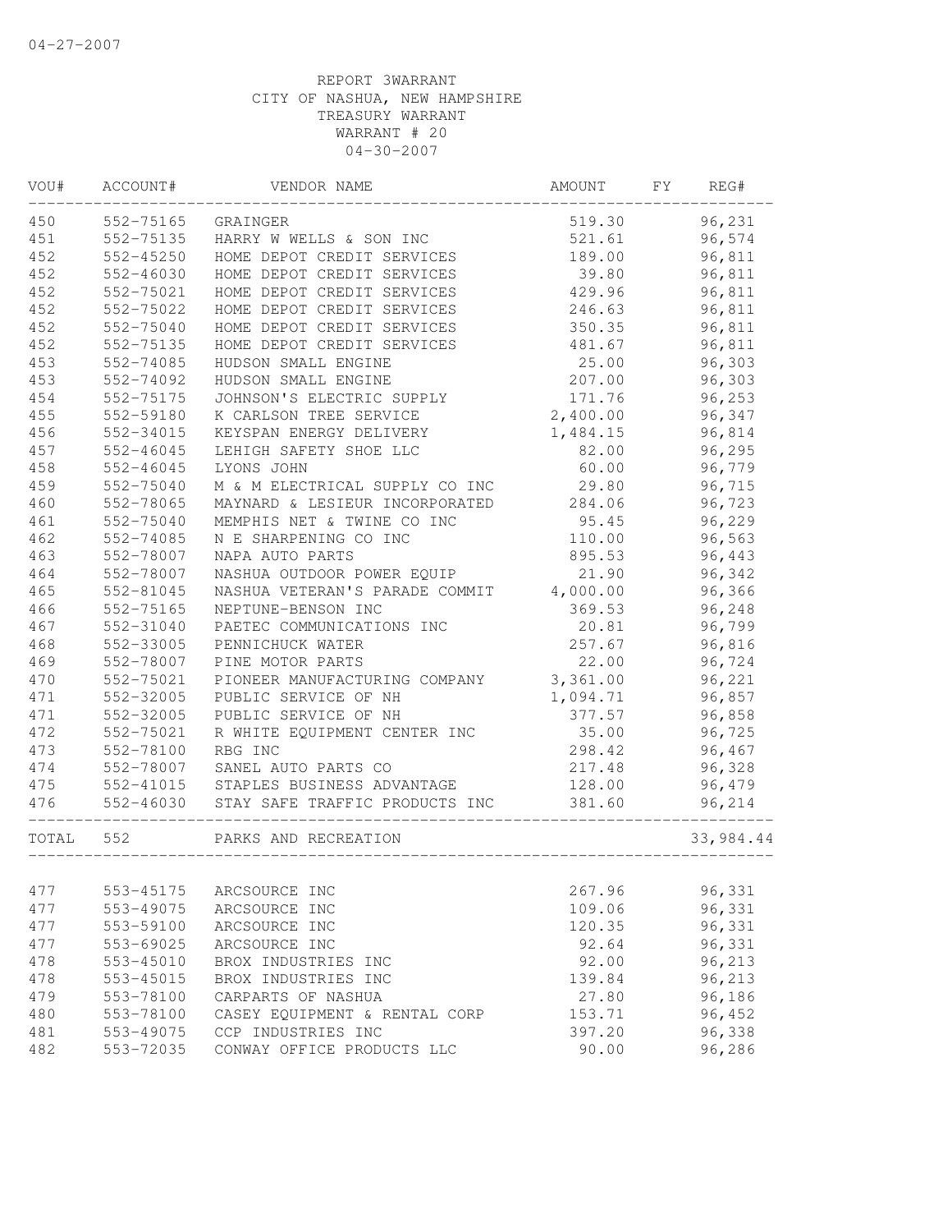04-27-2007

REPORT 3WARRANT
CITY OF NASHUA, NEW HAMPSHIRE
TREASURY WARRANT
WARRANT # 20
04-30-2007

| VOU# | ACCOUNT# | VENDOR NAME | AMOUNT | FY | REG# |
|---|---|---|---|---|---|
| 450 | 552-75165 | GRAINGER | 519.30 | | 96,231 |
| 451 | 552-75135 | HARRY W WELLS & SON INC | 521.61 | | 96,574 |
| 452 | 552-45250 | HOME DEPOT CREDIT SERVICES | 189.00 | | 96,811 |
| 452 | 552-46030 | HOME DEPOT CREDIT SERVICES | 39.80 | | 96,811 |
| 452 | 552-75021 | HOME DEPOT CREDIT SERVICES | 429.96 | | 96,811 |
| 452 | 552-75022 | HOME DEPOT CREDIT SERVICES | 246.63 | | 96,811 |
| 452 | 552-75040 | HOME DEPOT CREDIT SERVICES | 350.35 | | 96,811 |
| 452 | 552-75135 | HOME DEPOT CREDIT SERVICES | 481.67 | | 96,811 |
| 453 | 552-74085 | HUDSON SMALL ENGINE | 25.00 | | 96,303 |
| 453 | 552-74092 | HUDSON SMALL ENGINE | 207.00 | | 96,303 |
| 454 | 552-75175 | JOHNSON'S ELECTRIC SUPPLY | 171.76 | | 96,253 |
| 455 | 552-59180 | K CARLSON TREE SERVICE | 2,400.00 | | 96,347 |
| 456 | 552-34015 | KEYSPAN ENERGY DELIVERY | 1,484.15 | | 96,814 |
| 457 | 552-46045 | LEHIGH SAFETY SHOE LLC | 82.00 | | 96,295 |
| 458 | 552-46045 | LYONS JOHN | 60.00 | | 96,779 |
| 459 | 552-75040 | M & M ELECTRICAL SUPPLY CO INC | 29.80 | | 96,715 |
| 460 | 552-78065 | MAYNARD & LESIEUR INCORPORATED | 284.06 | | 96,723 |
| 461 | 552-75040 | MEMPHIS NET & TWINE CO INC | 95.45 | | 96,229 |
| 462 | 552-74085 | N E SHARPENING CO INC | 110.00 | | 96,563 |
| 463 | 552-78007 | NAPA AUTO PARTS | 895.53 | | 96,443 |
| 464 | 552-78007 | NASHUA OUTDOOR POWER EQUIP | 21.90 | | 96,342 |
| 465 | 552-81045 | NASHUA VETERAN'S PARADE COMMIT | 4,000.00 | | 96,366 |
| 466 | 552-75165 | NEPTUNE-BENSON INC | 369.53 | | 96,248 |
| 467 | 552-31040 | PAETEC COMMUNICATIONS INC | 20.81 | | 96,799 |
| 468 | 552-33005 | PENNICHUCK WATER | 257.67 | | 96,816 |
| 469 | 552-78007 | PINE MOTOR PARTS | 22.00 | | 96,724 |
| 470 | 552-75021 | PIONEER MANUFACTURING COMPANY | 3,361.00 | | 96,221 |
| 471 | 552-32005 | PUBLIC SERVICE OF NH | 1,094.71 | | 96,857 |
| 471 | 552-32005 | PUBLIC SERVICE OF NH | 377.57 | | 96,858 |
| 472 | 552-75021 | R WHITE EQUIPMENT CENTER INC | 35.00 | | 96,725 |
| 473 | 552-78100 | RBG INC | 298.42 | | 96,467 |
| 474 | 552-78007 | SANEL AUTO PARTS CO | 217.48 | | 96,328 |
| 475 | 552-41015 | STAPLES BUSINESS ADVANTAGE | 128.00 | | 96,479 |
| 476 | 552-46030 | STAY SAFE TRAFFIC PRODUCTS INC | 381.60 | | 96,214 |
| TOTAL | 552 | PARKS AND RECREATION | | | 33,984.44 |
| 477 | 553-45175 | ARCSOURCE INC | 267.96 | | 96,331 |
| 477 | 553-49075 | ARCSOURCE INC | 109.06 | | 96,331 |
| 477 | 553-59100 | ARCSOURCE INC | 120.35 | | 96,331 |
| 477 | 553-69025 | ARCSOURCE INC | 92.64 | | 96,331 |
| 478 | 553-45010 | BROX INDUSTRIES INC | 92.00 | | 96,213 |
| 478 | 553-45015 | BROX INDUSTRIES INC | 139.84 | | 96,213 |
| 479 | 553-78100 | CARPARTS OF NASHUA | 27.80 | | 96,186 |
| 480 | 553-78100 | CASEY EQUIPMENT & RENTAL CORP | 153.71 | | 96,452 |
| 481 | 553-49075 | CCP INDUSTRIES INC | 397.20 | | 96,338 |
| 482 | 553-72035 | CONWAY OFFICE PRODUCTS LLC | 90.00 | | 96,286 |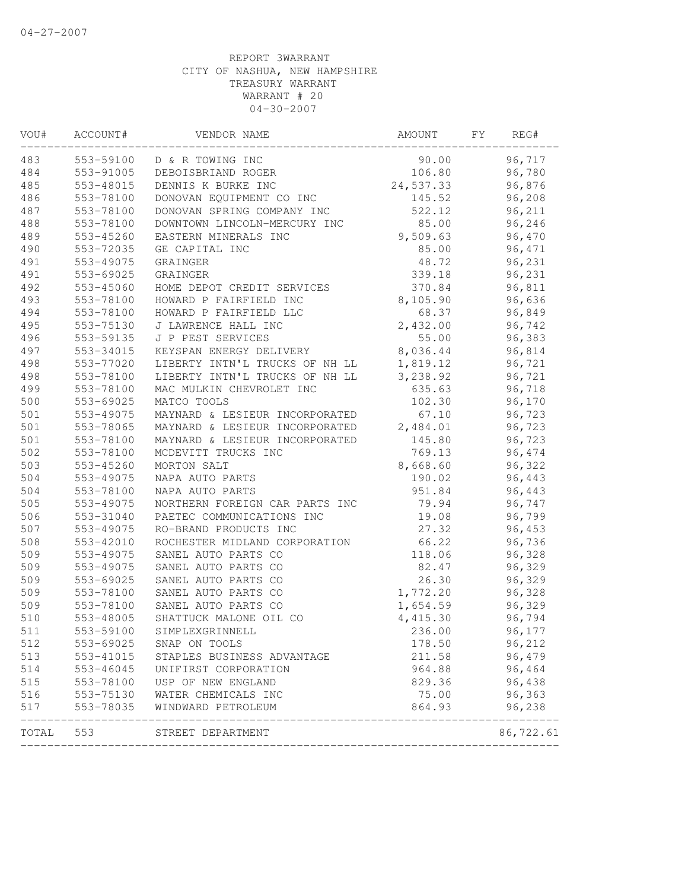04-27-2007

REPORT 3WARRANT
CITY OF NASHUA, NEW HAMPSHIRE
TREASURY WARRANT
WARRANT # 20
04-30-2007

| VOU# | ACCOUNT# | VENDOR NAME | AMOUNT | FY | REG# |
|---|---|---|---|---|---|
| 483 | 553-59100 | D & R TOWING INC | 90.00 | | 96,717 |
| 484 | 553-91005 | DEBOISBRIAND ROGER | 106.80 | | 96,780 |
| 485 | 553-48015 | DENNIS K BURKE INC | 24,537.33 | | 96,876 |
| 486 | 553-78100 | DONOVAN EQUIPMENT CO INC | 145.52 | | 96,208 |
| 487 | 553-78100 | DONOVAN SPRING COMPANY INC | 522.12 | | 96,211 |
| 488 | 553-78100 | DOWNTOWN LINCOLN-MERCURY INC | 85.00 | | 96,246 |
| 489 | 553-45260 | EASTERN MINERALS INC | 9,509.63 | | 96,470 |
| 490 | 553-72035 | GE CAPITAL INC | 85.00 | | 96,471 |
| 491 | 553-49075 | GRAINGER | 48.72 | | 96,231 |
| 491 | 553-69025 | GRAINGER | 339.18 | | 96,231 |
| 492 | 553-45060 | HOME DEPOT CREDIT SERVICES | 370.84 | | 96,811 |
| 493 | 553-78100 | HOWARD P FAIRFIELD INC | 8,105.90 | | 96,636 |
| 494 | 553-78100 | HOWARD P FAIRFIELD LLC | 68.37 | | 96,849 |
| 495 | 553-75130 | J LAWRENCE HALL INC | 2,432.00 | | 96,742 |
| 496 | 553-59135 | J P PEST SERVICES | 55.00 | | 96,383 |
| 497 | 553-34015 | KEYSPAN ENERGY DELIVERY | 8,036.44 | | 96,814 |
| 498 | 553-77020 | LIBERTY INTN'L TRUCKS OF NH LL | 1,819.12 | | 96,721 |
| 498 | 553-78100 | LIBERTY INTN'L TRUCKS OF NH LL | 3,238.92 | | 96,721 |
| 499 | 553-78100 | MAC MULKIN CHEVROLET INC | 635.63 | | 96,718 |
| 500 | 553-69025 | MATCO TOOLS | 102.30 | | 96,170 |
| 501 | 553-49075 | MAYNARD & LESIEUR INCORPORATED | 67.10 | | 96,723 |
| 501 | 553-78065 | MAYNARD & LESIEUR INCORPORATED | 2,484.01 | | 96,723 |
| 501 | 553-78100 | MAYNARD & LESIEUR INCORPORATED | 145.80 | | 96,723 |
| 502 | 553-78100 | MCDEVITT TRUCKS INC | 769.13 | | 96,474 |
| 503 | 553-45260 | MORTON SALT | 8,668.60 | | 96,322 |
| 504 | 553-49075 | NAPA AUTO PARTS | 190.02 | | 96,443 |
| 504 | 553-78100 | NAPA AUTO PARTS | 951.84 | | 96,443 |
| 505 | 553-49075 | NORTHERN FOREIGN CAR PARTS INC | 79.94 | | 96,747 |
| 506 | 553-31040 | PAETEC COMMUNICATIONS INC | 19.08 | | 96,799 |
| 507 | 553-49075 | RO-BRAND PRODUCTS INC | 27.32 | | 96,453 |
| 508 | 553-42010 | ROCHESTER MIDLAND CORPORATION | 66.22 | | 96,736 |
| 509 | 553-49075 | SANEL AUTO PARTS CO | 118.06 | | 96,328 |
| 509 | 553-49075 | SANEL AUTO PARTS CO | 82.47 | | 96,329 |
| 509 | 553-69025 | SANEL AUTO PARTS CO | 26.30 | | 96,329 |
| 509 | 553-78100 | SANEL AUTO PARTS CO | 1,772.20 | | 96,328 |
| 509 | 553-78100 | SANEL AUTO PARTS CO | 1,654.59 | | 96,329 |
| 510 | 553-48005 | SHATTUCK MALONE OIL CO | 4,415.30 | | 96,794 |
| 511 | 553-59100 | SIMPLEXGRINNELL | 236.00 | | 96,177 |
| 512 | 553-69025 | SNAP ON TOOLS | 178.50 | | 96,212 |
| 513 | 553-41015 | STAPLES BUSINESS ADVANTAGE | 211.58 | | 96,479 |
| 514 | 553-46045 | UNIFIRST CORPORATION | 964.88 | | 96,464 |
| 515 | 553-78100 | USP OF NEW ENGLAND | 829.36 | | 96,438 |
| 516 | 553-75130 | WATER CHEMICALS INC | 75.00 | | 96,363 |
| 517 | 553-78035 | WINDWARD PETROLEUM | 864.93 | | 96,238 |
| TOTAL | 553 | STREET DEPARTMENT | | | 86,722.61 |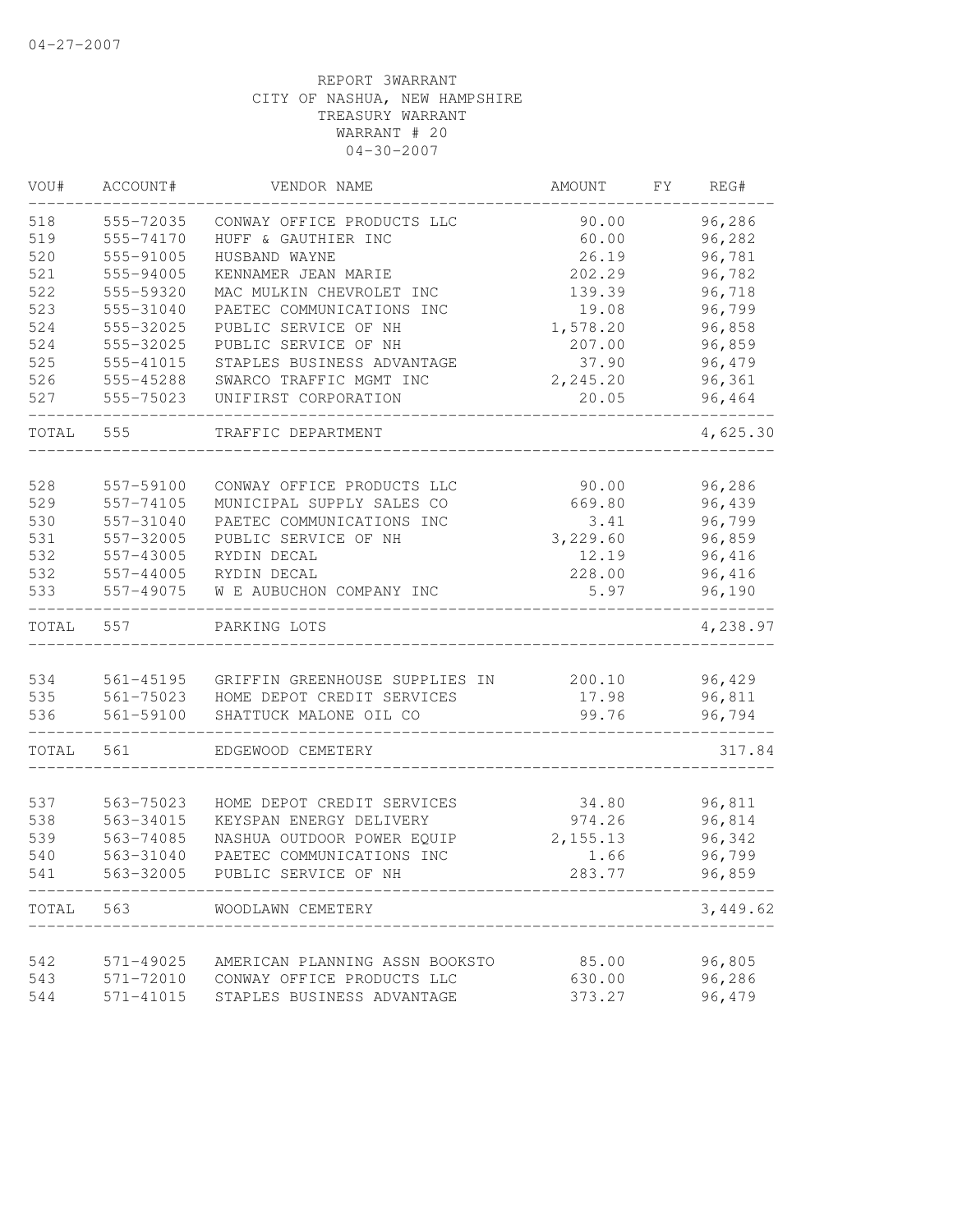04-27-2007

REPORT 3WARRANT
CITY OF NASHUA, NEW HAMPSHIRE
TREASURY WARRANT
WARRANT # 20
04-30-2007

| VOU# | ACCOUNT# | VENDOR NAME | AMOUNT | FY | REG# |
|---|---|---|---|---|---|
| 518 | 555-72035 | CONWAY OFFICE PRODUCTS LLC | 90.00 | | 96,286 |
| 519 | 555-74170 | HUFF & GAUTHIER INC | 60.00 | | 96,282 |
| 520 | 555-91005 | HUSBAND WAYNE | 26.19 | | 96,781 |
| 521 | 555-94005 | KENNAMER JEAN MARIE | 202.29 | | 96,782 |
| 522 | 555-59320 | MAC MULKIN CHEVROLET INC | 139.39 | | 96,718 |
| 523 | 555-31040 | PAETEC COMMUNICATIONS INC | 19.08 | | 96,799 |
| 524 | 555-32025 | PUBLIC SERVICE OF NH | 1,578.20 | | 96,858 |
| 524 | 555-32025 | PUBLIC SERVICE OF NH | 207.00 | | 96,859 |
| 525 | 555-41015 | STAPLES BUSINESS ADVANTAGE | 37.90 | | 96,479 |
| 526 | 555-45288 | SWARCO TRAFFIC MGMT INC | 2,245.20 | | 96,361 |
| 527 | 555-75023 | UNIFIRST CORPORATION | 20.05 | | 96,464 |
| TOTAL | 555 | TRAFFIC DEPARTMENT | | | 4,625.30 |
| 528 | 557-59100 | CONWAY OFFICE PRODUCTS LLC | 90.00 | | 96,286 |
| 529 | 557-74105 | MUNICIPAL SUPPLY SALES CO | 669.80 | | 96,439 |
| 530 | 557-31040 | PAETEC COMMUNICATIONS INC | 3.41 | | 96,799 |
| 531 | 557-32005 | PUBLIC SERVICE OF NH | 3,229.60 | | 96,859 |
| 532 | 557-43005 | RYDIN DECAL | 12.19 | | 96,416 |
| 532 | 557-44005 | RYDIN DECAL | 228.00 | | 96,416 |
| 533 | 557-49075 | W E AUBUCHON COMPANY INC | 5.97 | | 96,190 |
| TOTAL | 557 | PARKING LOTS | | | 4,238.97 |
| 534 | 561-45195 | GRIFFIN GREENHOUSE SUPPLIES IN | 200.10 | | 96,429 |
| 535 | 561-75023 | HOME DEPOT CREDIT SERVICES | 17.98 | | 96,811 |
| 536 | 561-59100 | SHATTUCK MALONE OIL CO | 99.76 | | 96,794 |
| TOTAL | 561 | EDGEWOOD CEMETERY | | | 317.84 |
| 537 | 563-75023 | HOME DEPOT CREDIT SERVICES | 34.80 | | 96,811 |
| 538 | 563-34015 | KEYSPAN ENERGY DELIVERY | 974.26 | | 96,814 |
| 539 | 563-74085 | NASHUA OUTDOOR POWER EQUIP | 2,155.13 | | 96,342 |
| 540 | 563-31040 | PAETEC COMMUNICATIONS INC | 1.66 | | 96,799 |
| 541 | 563-32005 | PUBLIC SERVICE OF NH | 283.77 | | 96,859 |
| TOTAL | 563 | WOODLAWN CEMETERY | | | 3,449.62 |
| 542 | 571-49025 | AMERICAN PLANNING ASSN BOOKSTO | 85.00 | | 96,805 |
| 543 | 571-72010 | CONWAY OFFICE PRODUCTS LLC | 630.00 | | 96,286 |
| 544 | 571-41015 | STAPLES BUSINESS ADVANTAGE | 373.27 | | 96,479 |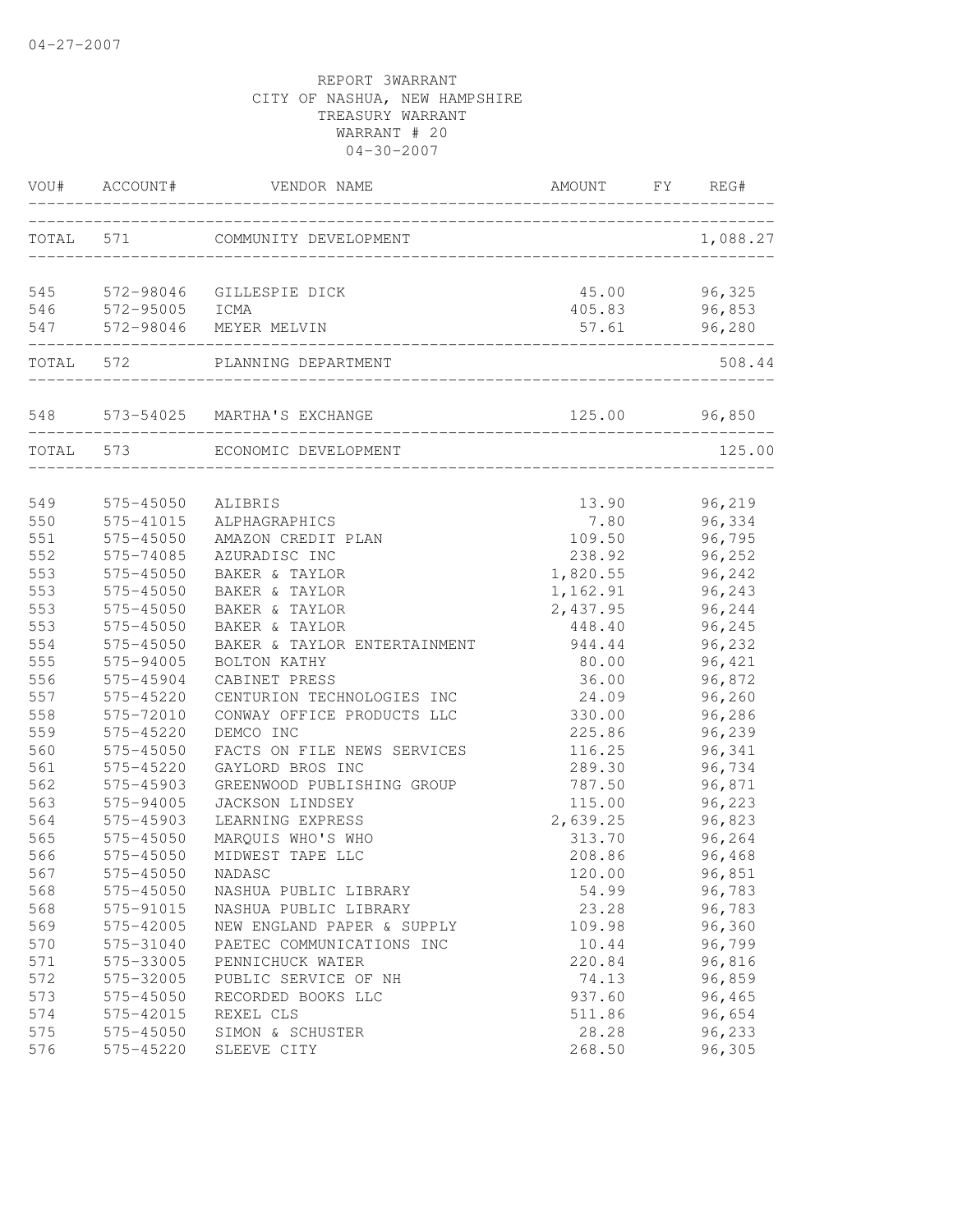04-27-2007

REPORT 3WARRANT
CITY OF NASHUA, NEW HAMPSHIRE
TREASURY WARRANT
WARRANT # 20
04-30-2007

| VOU# | ACCOUNT# | VENDOR NAME | AMOUNT | FY | REG# |
|---|---|---|---|---|---|
| TOTAL | 571 | COMMUNITY DEVELOPMENT | | | 1,088.27 |
| 545 | 572-98046 | GILLESPIE DICK | 45.00 | | 96,325 |
| 546 | 572-95005 | ICMA | 405.83 | | 96,853 |
| 547 | 572-98046 | MEYER MELVIN | 57.61 | | 96,280 |
| TOTAL | 572 | PLANNING DEPARTMENT | | | 508.44 |
| 548 | 573-54025 | MARTHA'S EXCHANGE | 125.00 | | 96,850 |
| TOTAL | 573 | ECONOMIC DEVELOPMENT | | | 125.00 |
| 549 | 575-45050 | ALIBRIS | 13.90 | | 96,219 |
| 550 | 575-41015 | ALPHAGRAPHICS | 7.80 | | 96,334 |
| 551 | 575-45050 | AMAZON CREDIT PLAN | 109.50 | | 96,795 |
| 552 | 575-74085 | AZURADISC INC | 238.92 | | 96,252 |
| 553 | 575-45050 | BAKER & TAYLOR | 1,820.55 | | 96,242 |
| 553 | 575-45050 | BAKER & TAYLOR | 1,162.91 | | 96,243 |
| 553 | 575-45050 | BAKER & TAYLOR | 2,437.95 | | 96,244 |
| 553 | 575-45050 | BAKER & TAYLOR | 448.40 | | 96,245 |
| 554 | 575-45050 | BAKER & TAYLOR ENTERTAINMENT | 944.44 | | 96,232 |
| 555 | 575-94005 | BOLTON KATHY | 80.00 | | 96,421 |
| 556 | 575-45904 | CABINET PRESS | 36.00 | | 96,872 |
| 557 | 575-45220 | CENTURION TECHNOLOGIES INC | 24.09 | | 96,260 |
| 558 | 575-72010 | CONWAY OFFICE PRODUCTS LLC | 330.00 | | 96,286 |
| 559 | 575-45220 | DEMCO INC | 225.86 | | 96,239 |
| 560 | 575-45050 | FACTS ON FILE NEWS SERVICES | 116.25 | | 96,341 |
| 561 | 575-45220 | GAYLORD BROS INC | 289.30 | | 96,734 |
| 562 | 575-45903 | GREENWOOD PUBLISHING GROUP | 787.50 | | 96,871 |
| 563 | 575-94005 | JACKSON LINDSEY | 115.00 | | 96,223 |
| 564 | 575-45903 | LEARNING EXPRESS | 2,639.25 | | 96,823 |
| 565 | 575-45050 | MARQUIS WHO'S WHO | 313.70 | | 96,264 |
| 566 | 575-45050 | MIDWEST TAPE LLC | 208.86 | | 96,468 |
| 567 | 575-45050 | NADASC | 120.00 | | 96,851 |
| 568 | 575-45050 | NASHUA PUBLIC LIBRARY | 54.99 | | 96,783 |
| 568 | 575-91015 | NASHUA PUBLIC LIBRARY | 23.28 | | 96,783 |
| 569 | 575-42005 | NEW ENGLAND PAPER & SUPPLY | 109.98 | | 96,360 |
| 570 | 575-31040 | PAETEC COMMUNICATIONS INC | 10.44 | | 96,799 |
| 571 | 575-33005 | PENNICHUCK WATER | 220.84 | | 96,816 |
| 572 | 575-32005 | PUBLIC SERVICE OF NH | 74.13 | | 96,859 |
| 573 | 575-45050 | RECORDED BOOKS LLC | 937.60 | | 96,465 |
| 574 | 575-42015 | REXEL CLS | 511.86 | | 96,654 |
| 575 | 575-45050 | SIMON & SCHUSTER | 28.28 | | 96,233 |
| 576 | 575-45220 | SLEEVE CITY | 268.50 | | 96,305 |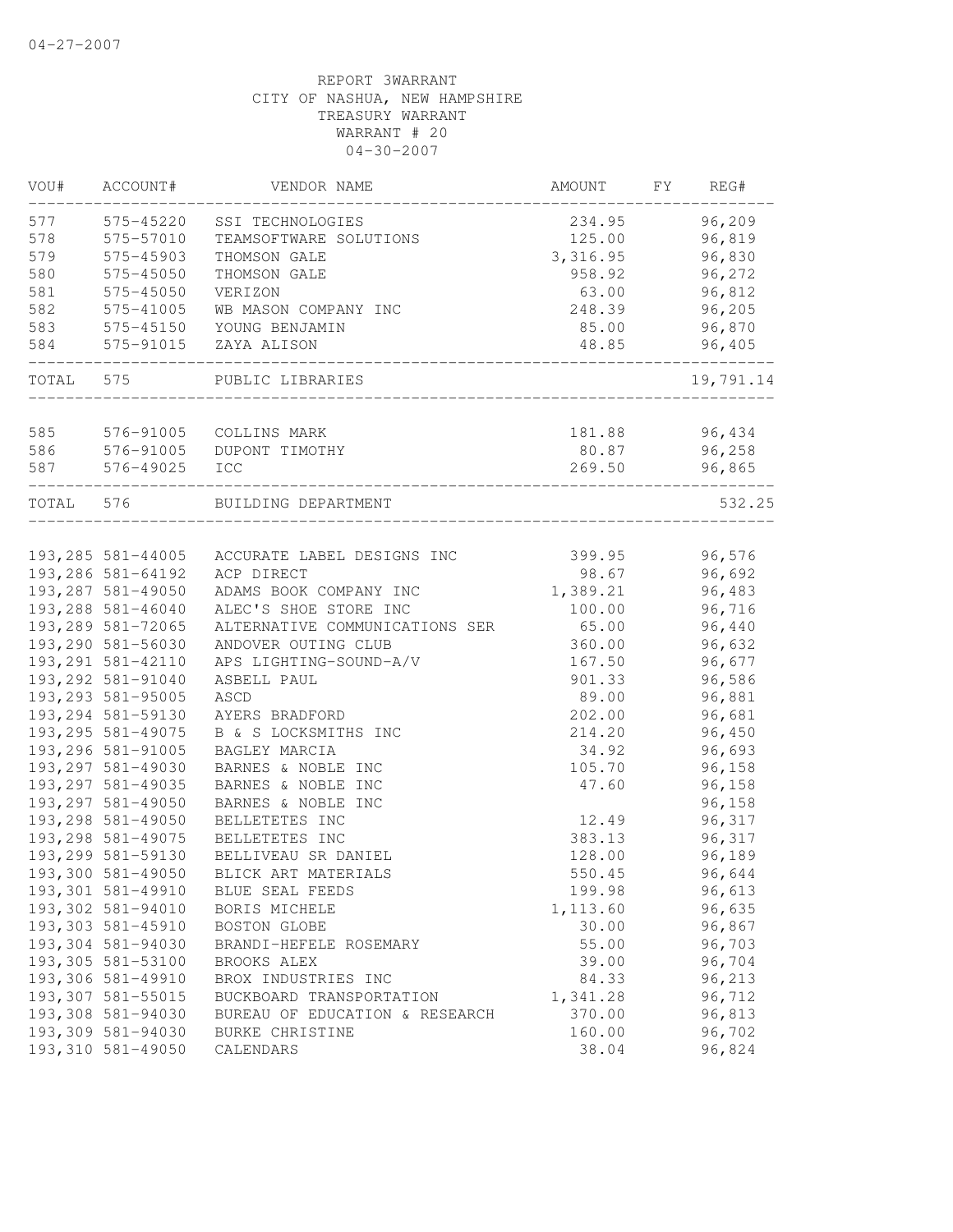04-27-2007

REPORT 3WARRANT
CITY OF NASHUA, NEW HAMPSHIRE
TREASURY WARRANT
WARRANT # 20
04-30-2007

| VOU# | ACCOUNT# | VENDOR NAME | AMOUNT | FY | REG# |
|---|---|---|---|---|---|
| 577 | 575-45220 | SSI TECHNOLOGIES | 234.95 | | 96,209 |
| 578 | 575-57010 | TEAMSOFTWARE SOLUTIONS | 125.00 | | 96,819 |
| 579 | 575-45903 | THOMSON GALE | 3,316.95 | | 96,830 |
| 580 | 575-45050 | THOMSON GALE | 958.92 | | 96,272 |
| 581 | 575-45050 | VERIZON | 63.00 | | 96,812 |
| 582 | 575-41005 | WB MASON COMPANY INC | 248.39 | | 96,205 |
| 583 | 575-45150 | YOUNG BENJAMIN | 85.00 | | 96,870 |
| 584 | 575-91015 | ZAYA ALISON | 48.85 | | 96,405 |
| TOTAL | 575 | PUBLIC LIBRARIES | | | 19,791.14 |
| 585 | 576-91005 | COLLINS MARK | 181.88 | | 96,434 |
| 586 | 576-91005 | DUPONT TIMOTHY | 80.87 | | 96,258 |
| 587 | 576-49025 | ICC | 269.50 | | 96,865 |
| TOTAL | 576 | BUILDING DEPARTMENT | | | 532.25 |
| 193,285 | 581-44005 | ACCURATE LABEL DESIGNS INC | 399.95 | | 96,576 |
| 193,286 | 581-64192 | ACP DIRECT | 98.67 | | 96,692 |
| 193,287 | 581-49050 | ADAMS BOOK COMPANY INC | 1,389.21 | | 96,483 |
| 193,288 | 581-46040 | ALEC'S SHOE STORE INC | 100.00 | | 96,716 |
| 193,289 | 581-72065 | ALTERNATIVE COMMUNICATIONS SER | 65.00 | | 96,440 |
| 193,290 | 581-56030 | ANDOVER OUTING CLUB | 360.00 | | 96,632 |
| 193,291 | 581-42110 | APS LIGHTING-SOUND-A/V | 167.50 | | 96,677 |
| 193,292 | 581-91040 | ASBELL PAUL | 901.33 | | 96,586 |
| 193,293 | 581-95005 | ASCD | 89.00 | | 96,881 |
| 193,294 | 581-59130 | AYERS BRADFORD | 202.00 | | 96,681 |
| 193,295 | 581-49075 | B & S LOCKSMITHS INC | 214.20 | | 96,450 |
| 193,296 | 581-91005 | BAGLEY MARCIA | 34.92 | | 96,693 |
| 193,297 | 581-49030 | BARNES & NOBLE INC | 105.70 | | 96,158 |
| 193,297 | 581-49035 | BARNES & NOBLE INC | 47.60 | | 96,158 |
| 193,297 | 581-49050 | BARNES & NOBLE INC | | | 96,158 |
| 193,298 | 581-49050 | BELLETETES INC | 12.49 | | 96,317 |
| 193,298 | 581-49075 | BELLETETES INC | 383.13 | | 96,317 |
| 193,299 | 581-59130 | BELLIVEAU SR DANIEL | 128.00 | | 96,189 |
| 193,300 | 581-49050 | BLICK ART MATERIALS | 550.45 | | 96,644 |
| 193,301 | 581-49910 | BLUE SEAL FEEDS | 199.98 | | 96,613 |
| 193,302 | 581-94010 | BORIS MICHELE | 1,113.60 | | 96,635 |
| 193,303 | 581-45910 | BOSTON GLOBE | 30.00 | | 96,867 |
| 193,304 | 581-94030 | BRANDI-HEFELE ROSEMARY | 55.00 | | 96,703 |
| 193,305 | 581-53100 | BROOKS ALEX | 39.00 | | 96,704 |
| 193,306 | 581-49910 | BROX INDUSTRIES INC | 84.33 | | 96,213 |
| 193,307 | 581-55015 | BUCKBOARD TRANSPORTATION | 1,341.28 | | 96,712 |
| 193,308 | 581-94030 | BUREAU OF EDUCATION & RESEARCH | 370.00 | | 96,813 |
| 193,309 | 581-94030 | BURKE CHRISTINE | 160.00 | | 96,702 |
| 193,310 | 581-49050 | CALENDARS | 38.04 | | 96,824 |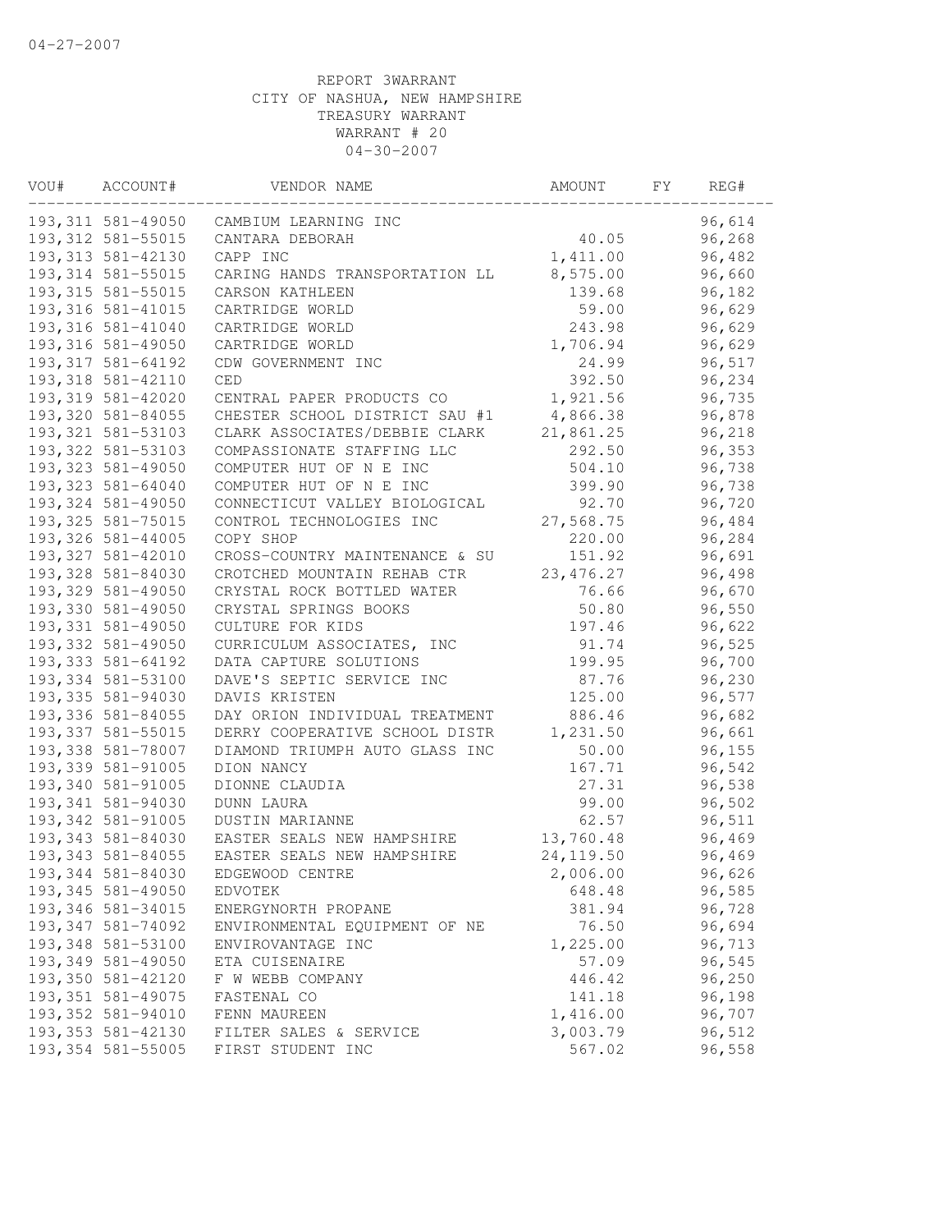04-27-2007

REPORT 3WARRANT
CITY OF NASHUA, NEW HAMPSHIRE
TREASURY WARRANT
WARRANT # 20
04-30-2007

| VOU# | ACCOUNT# | VENDOR NAME | AMOUNT | FY | REG# |
|---|---|---|---|---|---|
| 193,311 | 581-49050 | CAMBIUM LEARNING INC | | | 96,614 |
| 193,312 | 581-55015 | CANTARA DEBORAH | 40.05 | | 96,268 |
| 193,313 | 581-42130 | CAPP INC | 1,411.00 | | 96,482 |
| 193,314 | 581-55015 | CARING HANDS TRANSPORTATION LL | 8,575.00 | | 96,660 |
| 193,315 | 581-55015 | CARSON KATHLEEN | 139.68 | | 96,182 |
| 193,316 | 581-41015 | CARTRIDGE WORLD | 59.00 | | 96,629 |
| 193,316 | 581-41040 | CARTRIDGE WORLD | 243.98 | | 96,629 |
| 193,316 | 581-49050 | CARTRIDGE WORLD | 1,706.94 | | 96,629 |
| 193,317 | 581-64192 | CDW GOVERNMENT INC | 24.99 | | 96,517 |
| 193,318 | 581-42110 | CED | 392.50 | | 96,234 |
| 193,319 | 581-42020 | CENTRAL PAPER PRODUCTS CO | 1,921.56 | | 96,735 |
| 193,320 | 581-84055 | CHESTER SCHOOL DISTRICT SAU #1 | 4,866.38 | | 96,878 |
| 193,321 | 581-53103 | CLARK ASSOCIATES/DEBBIE CLARK | 21,861.25 | | 96,218 |
| 193,322 | 581-53103 | COMPASSIONATE STAFFING LLC | 292.50 | | 96,353 |
| 193,323 | 581-49050 | COMPUTER HUT OF N E INC | 504.10 | | 96,738 |
| 193,323 | 581-64040 | COMPUTER HUT OF N E INC | 399.90 | | 96,738 |
| 193,324 | 581-49050 | CONNECTICUT VALLEY BIOLOGICAL | 92.70 | | 96,720 |
| 193,325 | 581-75015 | CONTROL TECHNOLOGIES INC | 27,568.75 | | 96,484 |
| 193,326 | 581-44005 | COPY SHOP | 220.00 | | 96,284 |
| 193,327 | 581-42010 | CROSS-COUNTRY MAINTENANCE & SU | 151.92 | | 96,691 |
| 193,328 | 581-84030 | CROTCHED MOUNTAIN REHAB CTR | 23,476.27 | | 96,498 |
| 193,329 | 581-49050 | CRYSTAL ROCK BOTTLED WATER | 76.66 | | 96,670 |
| 193,330 | 581-49050 | CRYSTAL SPRINGS BOOKS | 50.80 | | 96,550 |
| 193,331 | 581-49050 | CULTURE FOR KIDS | 197.46 | | 96,622 |
| 193,332 | 581-49050 | CURRICULUM ASSOCIATES, INC | 91.74 | | 96,525 |
| 193,333 | 581-64192 | DATA CAPTURE SOLUTIONS | 199.95 | | 96,700 |
| 193,334 | 581-53100 | DAVE'S SEPTIC SERVICE INC | 87.76 | | 96,230 |
| 193,335 | 581-94030 | DAVIS KRISTEN | 125.00 | | 96,577 |
| 193,336 | 581-84055 | DAY ORION INDIVIDUAL TREATMENT | 886.46 | | 96,682 |
| 193,337 | 581-55015 | DERRY COOPERATIVE SCHOOL DISTR | 1,231.50 | | 96,661 |
| 193,338 | 581-78007 | DIAMOND TRIUMPH AUTO GLASS INC | 50.00 | | 96,155 |
| 193,339 | 581-91005 | DION NANCY | 167.71 | | 96,542 |
| 193,340 | 581-91005 | DIONNE CLAUDIA | 27.31 | | 96,538 |
| 193,341 | 581-94030 | DUNN LAURA | 99.00 | | 96,502 |
| 193,342 | 581-91005 | DUSTIN MARIANNE | 62.57 | | 96,511 |
| 193,343 | 581-84030 | EASTER SEALS NEW HAMPSHIRE | 13,760.48 | | 96,469 |
| 193,343 | 581-84055 | EASTER SEALS NEW HAMPSHIRE | 24,119.50 | | 96,469 |
| 193,344 | 581-84030 | EDGEWOOD CENTRE | 2,006.00 | | 96,626 |
| 193,345 | 581-49050 | EDVOTEK | 648.48 | | 96,585 |
| 193,346 | 581-34015 | ENERGYNORTH PROPANE | 381.94 | | 96,728 |
| 193,347 | 581-74092 | ENVIRONMENTAL EQUIPMENT OF NE | 76.50 | | 96,694 |
| 193,348 | 581-53100 | ENVIROVANTAGE INC | 1,225.00 | | 96,713 |
| 193,349 | 581-49050 | ETA CUISENAIRE | 57.09 | | 96,545 |
| 193,350 | 581-42120 | F W WEBB COMPANY | 446.42 | | 96,250 |
| 193,351 | 581-49075 | FASTENAL CO | 141.18 | | 96,198 |
| 193,352 | 581-94010 | FENN MAUREEN | 1,416.00 | | 96,707 |
| 193,353 | 581-42130 | FILTER SALES & SERVICE | 3,003.79 | | 96,512 |
| 193,354 | 581-55005 | FIRST STUDENT INC | 567.02 | | 96,558 |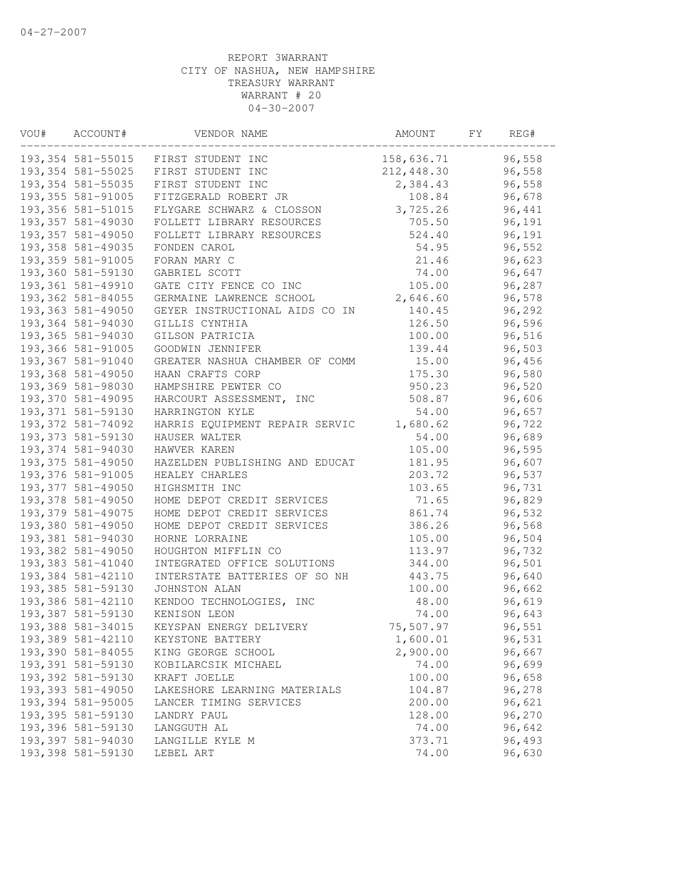04-27-2007

REPORT 3WARRANT
CITY OF NASHUA, NEW HAMPSHIRE
TREASURY WARRANT
WARRANT # 20
04-30-2007

| VOU# | ACCOUNT# | VENDOR NAME | AMOUNT | FY | REG# |
|---|---|---|---|---|---|
| 193,354 | 581-55015 | FIRST STUDENT INC | 158,636.71 | | 96,558 |
| 193,354 | 581-55025 | FIRST STUDENT INC | 212,448.30 | | 96,558 |
| 193,354 | 581-55035 | FIRST STUDENT INC | 2,384.43 | | 96,558 |
| 193,355 | 581-91005 | FITZGERALD ROBERT JR | 108.84 | | 96,678 |
| 193,356 | 581-51015 | FLYGARE SCHWARZ & CLOSSON | 3,725.26 | | 96,441 |
| 193,357 | 581-49030 | FOLLETT LIBRARY RESOURCES | 705.50 | | 96,191 |
| 193,357 | 581-49050 | FOLLETT LIBRARY RESOURCES | 524.40 | | 96,191 |
| 193,358 | 581-49035 | FONDEN CAROL | 54.95 | | 96,552 |
| 193,359 | 581-91005 | FORAN MARY C | 21.46 | | 96,623 |
| 193,360 | 581-59130 | GABRIEL SCOTT | 74.00 | | 96,647 |
| 193,361 | 581-49910 | GATE CITY FENCE CO INC | 105.00 | | 96,287 |
| 193,362 | 581-84055 | GERMAINE LAWRENCE SCHOOL | 2,646.60 | | 96,578 |
| 193,363 | 581-49050 | GEYER INSTRUCTIONAL AIDS CO IN | 140.45 | | 96,292 |
| 193,364 | 581-94030 | GILLIS CYNTHIA | 126.50 | | 96,596 |
| 193,365 | 581-94030 | GILSON PATRICIA | 100.00 | | 96,516 |
| 193,366 | 581-91005 | GOODWIN JENNIFER | 139.44 | | 96,503 |
| 193,367 | 581-91040 | GREATER NASHUA CHAMBER OF COMM | 15.00 | | 96,456 |
| 193,368 | 581-49050 | HAAN CRAFTS CORP | 175.30 | | 96,580 |
| 193,369 | 581-98030 | HAMPSHIRE PEWTER CO | 950.23 | | 96,520 |
| 193,370 | 581-49095 | HARCOURT ASSESSMENT, INC | 508.87 | | 96,606 |
| 193,371 | 581-59130 | HARRINGTON KYLE | 54.00 | | 96,657 |
| 193,372 | 581-74092 | HARRIS EQUIPMENT REPAIR SERVIC | 1,680.62 | | 96,722 |
| 193,373 | 581-59130 | HAUSER WALTER | 54.00 | | 96,689 |
| 193,374 | 581-94030 | HAWVER KAREN | 105.00 | | 96,595 |
| 193,375 | 581-49050 | HAZELDEN PUBLISHING AND EDUCAT | 181.95 | | 96,607 |
| 193,376 | 581-91005 | HEALEY CHARLES | 203.72 | | 96,537 |
| 193,377 | 581-49050 | HIGHSMITH INC | 103.65 | | 96,731 |
| 193,378 | 581-49050 | HOME DEPOT CREDIT SERVICES | 71.65 | | 96,829 |
| 193,379 | 581-49075 | HOME DEPOT CREDIT SERVICES | 861.74 | | 96,532 |
| 193,380 | 581-49050 | HOME DEPOT CREDIT SERVICES | 386.26 | | 96,568 |
| 193,381 | 581-94030 | HORNE LORRAINE | 105.00 | | 96,504 |
| 193,382 | 581-49050 | HOUGHTON MIFFLIN CO | 113.97 | | 96,732 |
| 193,383 | 581-41040 | INTEGRATED OFFICE SOLUTIONS | 344.00 | | 96,501 |
| 193,384 | 581-42110 | INTERSTATE BATTERIES OF SO NH | 443.75 | | 96,640 |
| 193,385 | 581-59130 | JOHNSTON ALAN | 100.00 | | 96,662 |
| 193,386 | 581-42110 | KENDOO TECHNOLOGIES, INC | 48.00 | | 96,619 |
| 193,387 | 581-59130 | KENISON LEON | 74.00 | | 96,643 |
| 193,388 | 581-34015 | KEYSPAN ENERGY DELIVERY | 75,507.97 | | 96,551 |
| 193,389 | 581-42110 | KEYSTONE BATTERY | 1,600.01 | | 96,531 |
| 193,390 | 581-84055 | KING GEORGE SCHOOL | 2,900.00 | | 96,667 |
| 193,391 | 581-59130 | KOBILARCSIK MICHAEL | 74.00 | | 96,699 |
| 193,392 | 581-59130 | KRAFT JOELLE | 100.00 | | 96,658 |
| 193,393 | 581-49050 | LAKESHORE LEARNING MATERIALS | 104.87 | | 96,278 |
| 193,394 | 581-95005 | LANCER TIMING SERVICES | 200.00 | | 96,621 |
| 193,395 | 581-59130 | LANDRY PAUL | 128.00 | | 96,270 |
| 193,396 | 581-59130 | LANGGUTH AL | 74.00 | | 96,642 |
| 193,397 | 581-94030 | LANGILLE KYLE M | 373.71 | | 96,493 |
| 193,398 | 581-59130 | LEBEL ART | 74.00 | | 96,630 |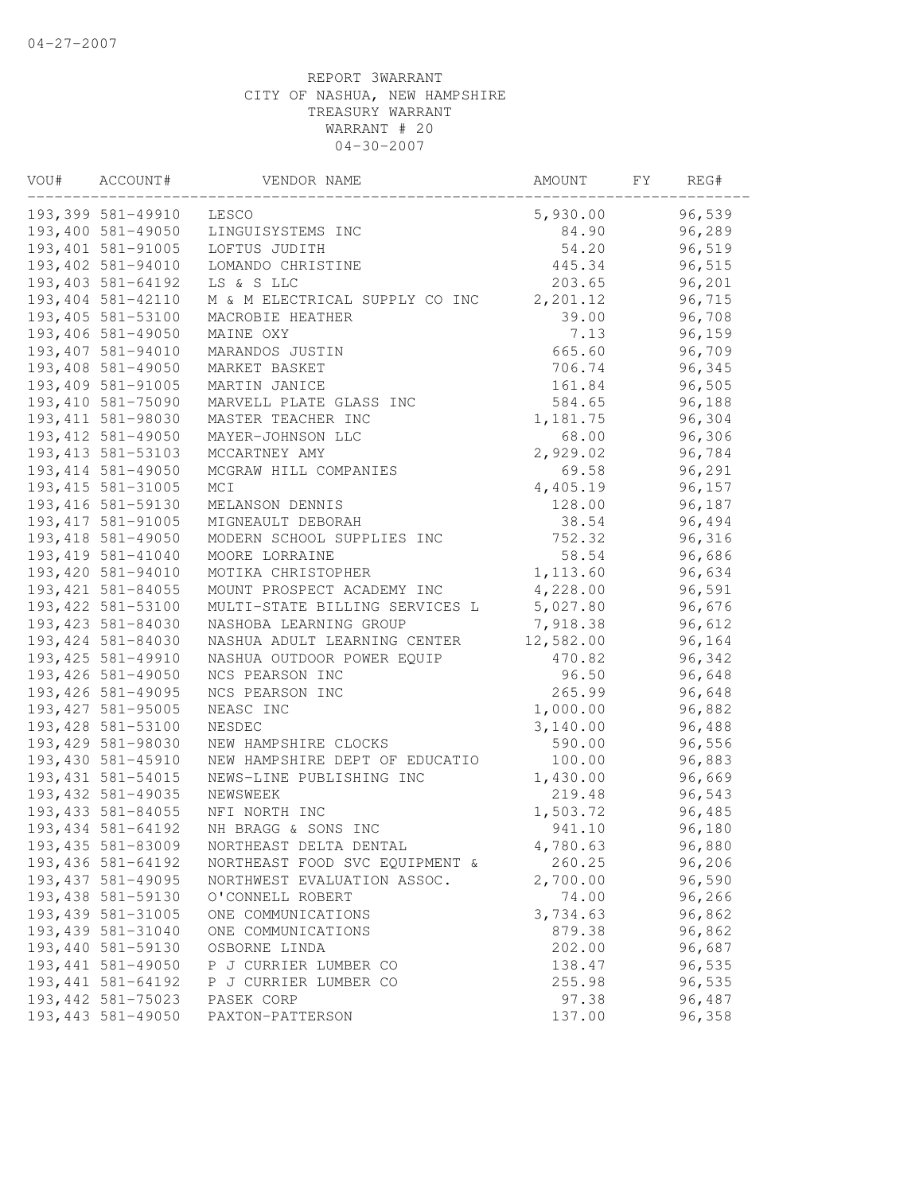04-27-2007

REPORT 3WARRANT
CITY OF NASHUA, NEW HAMPSHIRE
TREASURY WARRANT
WARRANT # 20
04-30-2007

| VOU# | ACCOUNT# | VENDOR NAME | AMOUNT | FY | REG# |
|---|---|---|---|---|---|
| 193,399 | 581-49910 | LESCO | 5,930.00 | | 96,539 |
| 193,400 | 581-49050 | LINGUISYSTEMS INC | 84.90 | | 96,289 |
| 193,401 | 581-91005 | LOFTUS JUDITH | 54.20 | | 96,519 |
| 193,402 | 581-94010 | LOMANDO CHRISTINE | 445.34 | | 96,515 |
| 193,403 | 581-64192 | LS & S LLC | 203.65 | | 96,201 |
| 193,404 | 581-42110 | M & M ELECTRICAL SUPPLY CO INC | 2,201.12 | | 96,715 |
| 193,405 | 581-53100 | MACROBIE HEATHER | 39.00 | | 96,708 |
| 193,406 | 581-49050 | MAINE OXY | 7.13 | | 96,159 |
| 193,407 | 581-94010 | MARANDOS JUSTIN | 665.60 | | 96,709 |
| 193,408 | 581-49050 | MARKET BASKET | 706.74 | | 96,345 |
| 193,409 | 581-91005 | MARTIN JANICE | 161.84 | | 96,505 |
| 193,410 | 581-75090 | MARVELL PLATE GLASS INC | 584.65 | | 96,188 |
| 193,411 | 581-98030 | MASTER TEACHER INC | 1,181.75 | | 96,304 |
| 193,412 | 581-49050 | MAYER-JOHNSON LLC | 68.00 | | 96,306 |
| 193,413 | 581-53103 | MCCARTNEY AMY | 2,929.02 | | 96,784 |
| 193,414 | 581-49050 | MCGRAW HILL COMPANIES | 69.58 | | 96,291 |
| 193,415 | 581-31005 | MCI | 4,405.19 | | 96,157 |
| 193,416 | 581-59130 | MELANSON DENNIS | 128.00 | | 96,187 |
| 193,417 | 581-91005 | MIGNEAULT DEBORAH | 38.54 | | 96,494 |
| 193,418 | 581-49050 | MODERN SCHOOL SUPPLIES INC | 752.32 | | 96,316 |
| 193,419 | 581-41040 | MOORE LORRAINE | 58.54 | | 96,686 |
| 193,420 | 581-94010 | MOTIKA CHRISTOPHER | 1,113.60 | | 96,634 |
| 193,421 | 581-84055 | MOUNT PROSPECT ACADEMY INC | 4,228.00 | | 96,591 |
| 193,422 | 581-53100 | MULTI-STATE BILLING SERVICES L | 5,027.80 | | 96,676 |
| 193,423 | 581-84030 | NASHOBA LEARNING GROUP | 7,918.38 | | 96,612 |
| 193,424 | 581-84030 | NASHUA ADULT LEARNING CENTER | 12,582.00 | | 96,164 |
| 193,425 | 581-49910 | NASHUA OUTDOOR POWER EQUIP | 470.82 | | 96,342 |
| 193,426 | 581-49050 | NCS PEARSON INC | 96.50 | | 96,648 |
| 193,426 | 581-49095 | NCS PEARSON INC | 265.99 | | 96,648 |
| 193,427 | 581-95005 | NEASC INC | 1,000.00 | | 96,882 |
| 193,428 | 581-53100 | NESDEC | 3,140.00 | | 96,488 |
| 193,429 | 581-98030 | NEW HAMPSHIRE CLOCKS | 590.00 | | 96,556 |
| 193,430 | 581-45910 | NEW HAMPSHIRE DEPT OF EDUCATIO | 100.00 | | 96,883 |
| 193,431 | 581-54015 | NEWS-LINE PUBLISHING INC | 1,430.00 | | 96,669 |
| 193,432 | 581-49035 | NEWSWEEK | 219.48 | | 96,543 |
| 193,433 | 581-84055 | NFI NORTH INC | 1,503.72 | | 96,485 |
| 193,434 | 581-64192 | NH BRAGG & SONS INC | 941.10 | | 96,180 |
| 193,435 | 581-83009 | NORTHEAST DELTA DENTAL | 4,780.63 | | 96,880 |
| 193,436 | 581-64192 | NORTHEAST FOOD SVC EQUIPMENT & | 260.25 | | 96,206 |
| 193,437 | 581-49095 | NORTHWEST EVALUATION ASSOC. | 2,700.00 | | 96,590 |
| 193,438 | 581-59130 | O'CONNELL ROBERT | 74.00 | | 96,266 |
| 193,439 | 581-31005 | ONE COMMUNICATIONS | 3,734.63 | | 96,862 |
| 193,439 | 581-31040 | ONE COMMUNICATIONS | 879.38 | | 96,862 |
| 193,440 | 581-59130 | OSBORNE LINDA | 202.00 | | 96,687 |
| 193,441 | 581-49050 | P J CURRIER LUMBER CO | 138.47 | | 96,535 |
| 193,441 | 581-64192 | P J CURRIER LUMBER CO | 255.98 | | 96,535 |
| 193,442 | 581-75023 | PASEK CORP | 97.38 | | 96,487 |
| 193,443 | 581-49050 | PAXTON-PATTERSON | 137.00 | | 96,358 |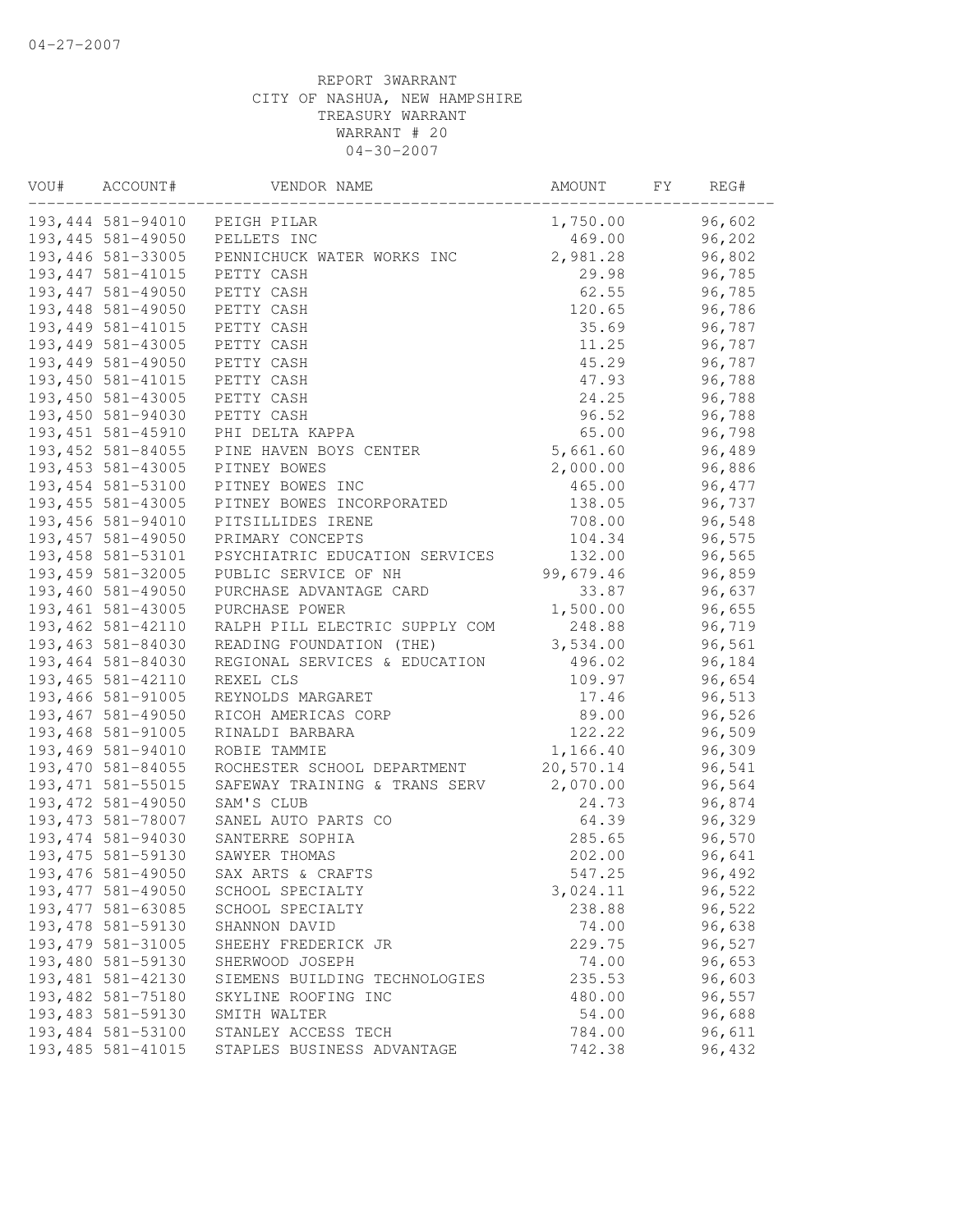04-27-2007

REPORT 3WARRANT
CITY OF NASHUA, NEW HAMPSHIRE
TREASURY WARRANT
WARRANT # 20
04-30-2007

| VOU# | ACCOUNT# | VENDOR NAME | AMOUNT | FY | REG# |
|---|---|---|---|---|---|
| 193,444 | 581-94010 | PEIGH PILAR | 1,750.00 | | 96,602 |
| 193,445 | 581-49050 | PELLETS INC | 469.00 | | 96,202 |
| 193,446 | 581-33005 | PENNICHUCK WATER WORKS INC | 2,981.28 | | 96,802 |
| 193,447 | 581-41015 | PETTY CASH | 29.98 | | 96,785 |
| 193,447 | 581-49050 | PETTY CASH | 62.55 | | 96,785 |
| 193,448 | 581-49050 | PETTY CASH | 120.65 | | 96,786 |
| 193,449 | 581-41015 | PETTY CASH | 35.69 | | 96,787 |
| 193,449 | 581-43005 | PETTY CASH | 11.25 | | 96,787 |
| 193,449 | 581-49050 | PETTY CASH | 45.29 | | 96,787 |
| 193,450 | 581-41015 | PETTY CASH | 47.93 | | 96,788 |
| 193,450 | 581-43005 | PETTY CASH | 24.25 | | 96,788 |
| 193,450 | 581-94030 | PETTY CASH | 96.52 | | 96,788 |
| 193,451 | 581-45910 | PHI DELTA KAPPA | 65.00 | | 96,798 |
| 193,452 | 581-84055 | PINE HAVEN BOYS CENTER | 5,661.60 | | 96,489 |
| 193,453 | 581-43005 | PITNEY BOWES | 2,000.00 | | 96,886 |
| 193,454 | 581-53100 | PITNEY BOWES INC | 465.00 | | 96,477 |
| 193,455 | 581-43005 | PITNEY BOWES INCORPORATED | 138.05 | | 96,737 |
| 193,456 | 581-94010 | PITSILLIDES IRENE | 708.00 | | 96,548 |
| 193,457 | 581-49050 | PRIMARY CONCEPTS | 104.34 | | 96,575 |
| 193,458 | 581-53101 | PSYCHIATRIC EDUCATION SERVICES | 132.00 | | 96,565 |
| 193,459 | 581-32005 | PUBLIC SERVICE OF NH | 99,679.46 | | 96,859 |
| 193,460 | 581-49050 | PURCHASE ADVANTAGE CARD | 33.87 | | 96,637 |
| 193,461 | 581-43005 | PURCHASE POWER | 1,500.00 | | 96,655 |
| 193,462 | 581-42110 | RALPH PILL ELECTRIC SUPPLY COM | 248.88 | | 96,719 |
| 193,463 | 581-84030 | READING FOUNDATION (THE) | 3,534.00 | | 96,561 |
| 193,464 | 581-84030 | REGIONAL SERVICES & EDUCATION | 496.02 | | 96,184 |
| 193,465 | 581-42110 | REXEL CLS | 109.97 | | 96,654 |
| 193,466 | 581-91005 | REYNOLDS MARGARET | 17.46 | | 96,513 |
| 193,467 | 581-49050 | RICOH AMERICAS CORP | 89.00 | | 96,526 |
| 193,468 | 581-91005 | RINALDI BARBARA | 122.22 | | 96,509 |
| 193,469 | 581-94010 | ROBIE TAMMIE | 1,166.40 | | 96,309 |
| 193,470 | 581-84055 | ROCHESTER SCHOOL DEPARTMENT | 20,570.14 | | 96,541 |
| 193,471 | 581-55015 | SAFEWAY TRAINING & TRANS SERV | 2,070.00 | | 96,564 |
| 193,472 | 581-49050 | SAM'S CLUB | 24.73 | | 96,874 |
| 193,473 | 581-78007 | SANEL AUTO PARTS CO | 64.39 | | 96,329 |
| 193,474 | 581-94030 | SANTERRE SOPHIA | 285.65 | | 96,570 |
| 193,475 | 581-59130 | SAWYER THOMAS | 202.00 | | 96,641 |
| 193,476 | 581-49050 | SAX ARTS & CRAFTS | 547.25 | | 96,492 |
| 193,477 | 581-49050 | SCHOOL SPECIALTY | 3,024.11 | | 96,522 |
| 193,477 | 581-63085 | SCHOOL SPECIALTY | 238.88 | | 96,522 |
| 193,478 | 581-59130 | SHANNON DAVID | 74.00 | | 96,638 |
| 193,479 | 581-31005 | SHEEHY FREDERICK JR | 229.75 | | 96,527 |
| 193,480 | 581-59130 | SHERWOOD JOSEPH | 74.00 | | 96,653 |
| 193,481 | 581-42130 | SIEMENS BUILDING TECHNOLOGIES | 235.53 | | 96,603 |
| 193,482 | 581-75180 | SKYLINE ROOFING INC | 480.00 | | 96,557 |
| 193,483 | 581-59130 | SMITH WALTER | 54.00 | | 96,688 |
| 193,484 | 581-53100 | STANLEY ACCESS TECH | 784.00 | | 96,611 |
| 193,485 | 581-41015 | STAPLES BUSINESS ADVANTAGE | 742.38 | | 96,432 |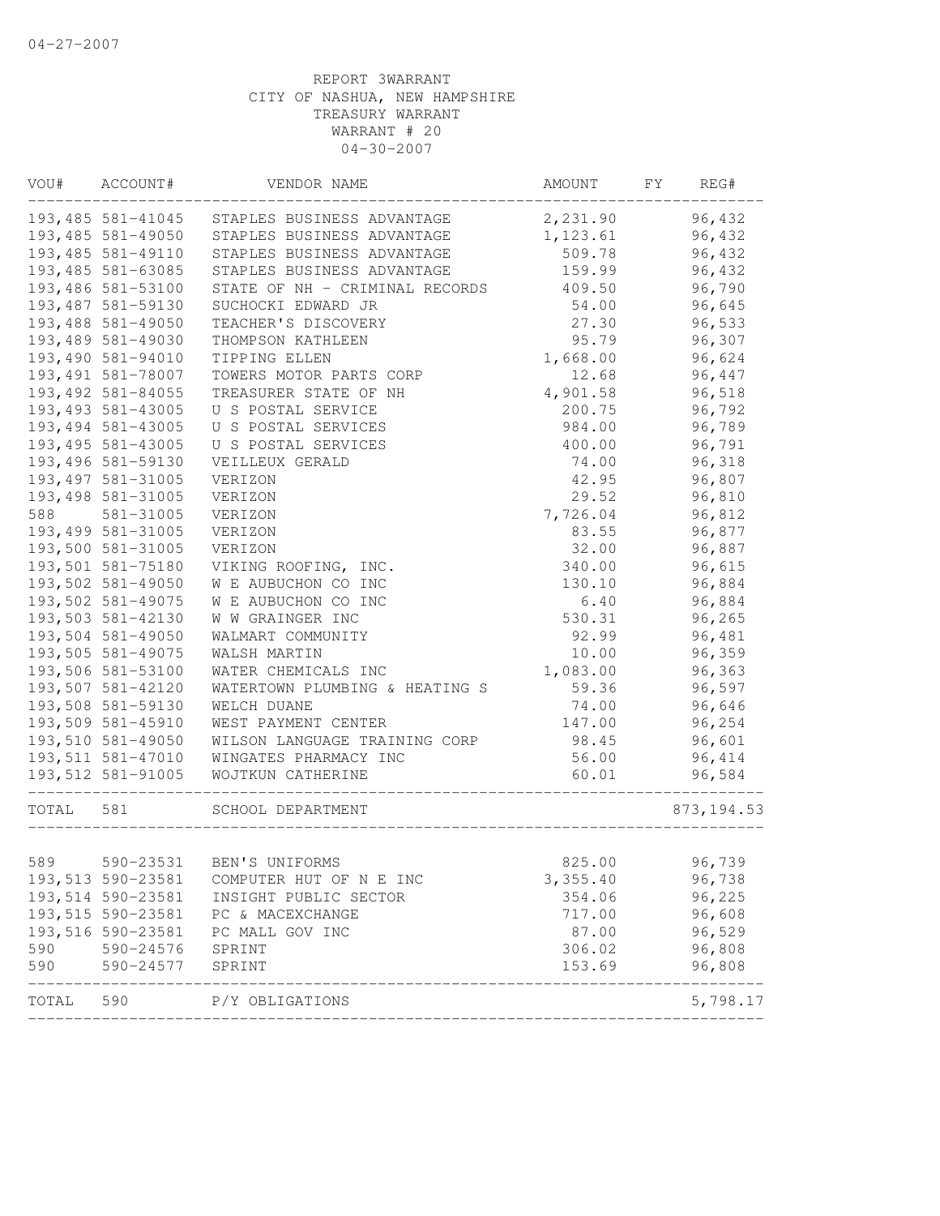04-27-2007

REPORT 3WARRANT
CITY OF NASHUA, NEW HAMPSHIRE
TREASURY WARRANT
WARRANT # 20
04-30-2007

| VOU# | ACCOUNT# | VENDOR NAME | AMOUNT | FY | REG# |
|---|---|---|---|---|---|
| 193,485 | 581-41045 | STAPLES BUSINESS ADVANTAGE | 2,231.90 | | 96,432 |
| 193,485 | 581-49050 | STAPLES BUSINESS ADVANTAGE | 1,123.61 | | 96,432 |
| 193,485 | 581-49110 | STAPLES BUSINESS ADVANTAGE | 509.78 | | 96,432 |
| 193,485 | 581-63085 | STAPLES BUSINESS ADVANTAGE | 159.99 | | 96,432 |
| 193,486 | 581-53100 | STATE OF NH - CRIMINAL RECORDS | 409.50 | | 96,790 |
| 193,487 | 581-59130 | SUCHOCKI EDWARD JR | 54.00 | | 96,645 |
| 193,488 | 581-49050 | TEACHER'S DISCOVERY | 27.30 | | 96,533 |
| 193,489 | 581-49030 | THOMPSON KATHLEEN | 95.79 | | 96,307 |
| 193,490 | 581-94010 | TIPPING ELLEN | 1,668.00 | | 96,624 |
| 193,491 | 581-78007 | TOWERS MOTOR PARTS CORP | 12.68 | | 96,447 |
| 193,492 | 581-84055 | TREASURER STATE OF NH | 4,901.58 | | 96,518 |
| 193,493 | 581-43005 | U S POSTAL SERVICE | 200.75 | | 96,792 |
| 193,494 | 581-43005 | U S POSTAL SERVICES | 984.00 | | 96,789 |
| 193,495 | 581-43005 | U S POSTAL SERVICES | 400.00 | | 96,791 |
| 193,496 | 581-59130 | VEILLEUX GERALD | 74.00 | | 96,318 |
| 193,497 | 581-31005 | VERIZON | 42.95 | | 96,807 |
| 193,498 | 581-31005 | VERIZON | 29.52 | | 96,810 |
| 588 | 581-31005 | VERIZON | 7,726.04 | | 96,812 |
| 193,499 | 581-31005 | VERIZON | 83.55 | | 96,877 |
| 193,500 | 581-31005 | VERIZON | 32.00 | | 96,887 |
| 193,501 | 581-75180 | VIKING ROOFING, INC. | 340.00 | | 96,615 |
| 193,502 | 581-49050 | W E AUBUCHON CO INC | 130.10 | | 96,884 |
| 193,502 | 581-49075 | W E AUBUCHON CO INC | 6.40 | | 96,884 |
| 193,503 | 581-42130 | W W GRAINGER INC | 530.31 | | 96,265 |
| 193,504 | 581-49050 | WALMART COMMUNITY | 92.99 | | 96,481 |
| 193,505 | 581-49075 | WALSH MARTIN | 10.00 | | 96,359 |
| 193,506 | 581-53100 | WATER CHEMICALS INC | 1,083.00 | | 96,363 |
| 193,507 | 581-42120 | WATERTOWN PLUMBING & HEATING S | 59.36 | | 96,597 |
| 193,508 | 581-59130 | WELCH DUANE | 74.00 | | 96,646 |
| 193,509 | 581-45910 | WEST PAYMENT CENTER | 147.00 | | 96,254 |
| 193,510 | 581-49050 | WILSON LANGUAGE TRAINING CORP | 98.45 | | 96,601 |
| 193,511 | 581-47010 | WINGATES PHARMACY INC | 56.00 | | 96,414 |
| 193,512 | 581-91005 | WOJTKUN CATHERINE | 60.01 | | 96,584 |
| TOTAL | 581 | SCHOOL DEPARTMENT | | | 873,194.53 |
| 589 | 590-23531 | BEN'S UNIFORMS | 825.00 | | 96,739 |
| 193,513 | 590-23581 | COMPUTER HUT OF N E INC | 3,355.40 | | 96,738 |
| 193,514 | 590-23581 | INSIGHT PUBLIC SECTOR | 354.06 | | 96,225 |
| 193,515 | 590-23581 | PC & MACEXCHANGE | 717.00 | | 96,608 |
| 193,516 | 590-23581 | PC MALL GOV INC | 87.00 | | 96,529 |
| 590 | 590-24576 | SPRINT | 306.02 | | 96,808 |
| 590 | 590-24577 | SPRINT | 153.69 | | 96,808 |
| TOTAL | 590 | P/Y OBLIGATIONS | | | 5,798.17 |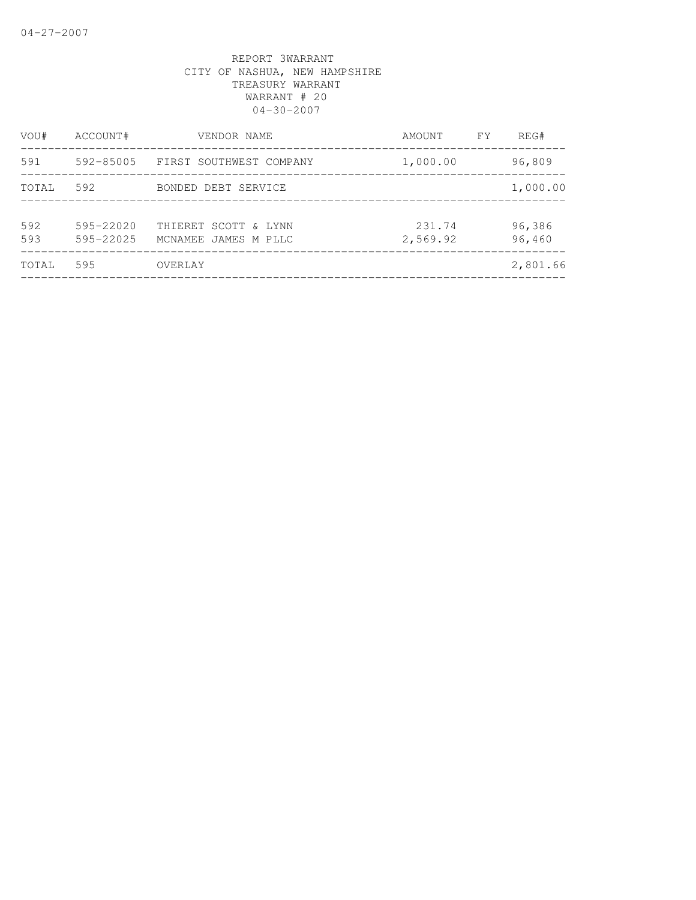04-27-2007

REPORT 3WARRANT
CITY OF NASHUA, NEW HAMPSHIRE
TREASURY WARRANT
WARRANT # 20
04-30-2007

| VOU# | ACCOUNT# | VENDOR NAME | AMOUNT | FY | REG# |
|---|---|---|---|---|---|
| 591 | 592-85005 | FIRST SOUTHWEST COMPANY | 1,000.00 | | 96,809 |
| TOTAL | 592 | BONDED DEBT SERVICE | | | 1,000.00 |
| 592 | 595-22020 | THIERET SCOTT & LYNN | 231.74 | | 96,386 |
| 593 | 595-22025 | MCNAMEE JAMES M PLLC | 2,569.92 | | 96,460 |
| TOTAL | 595 | OVERLAY | | | 2,801.66 |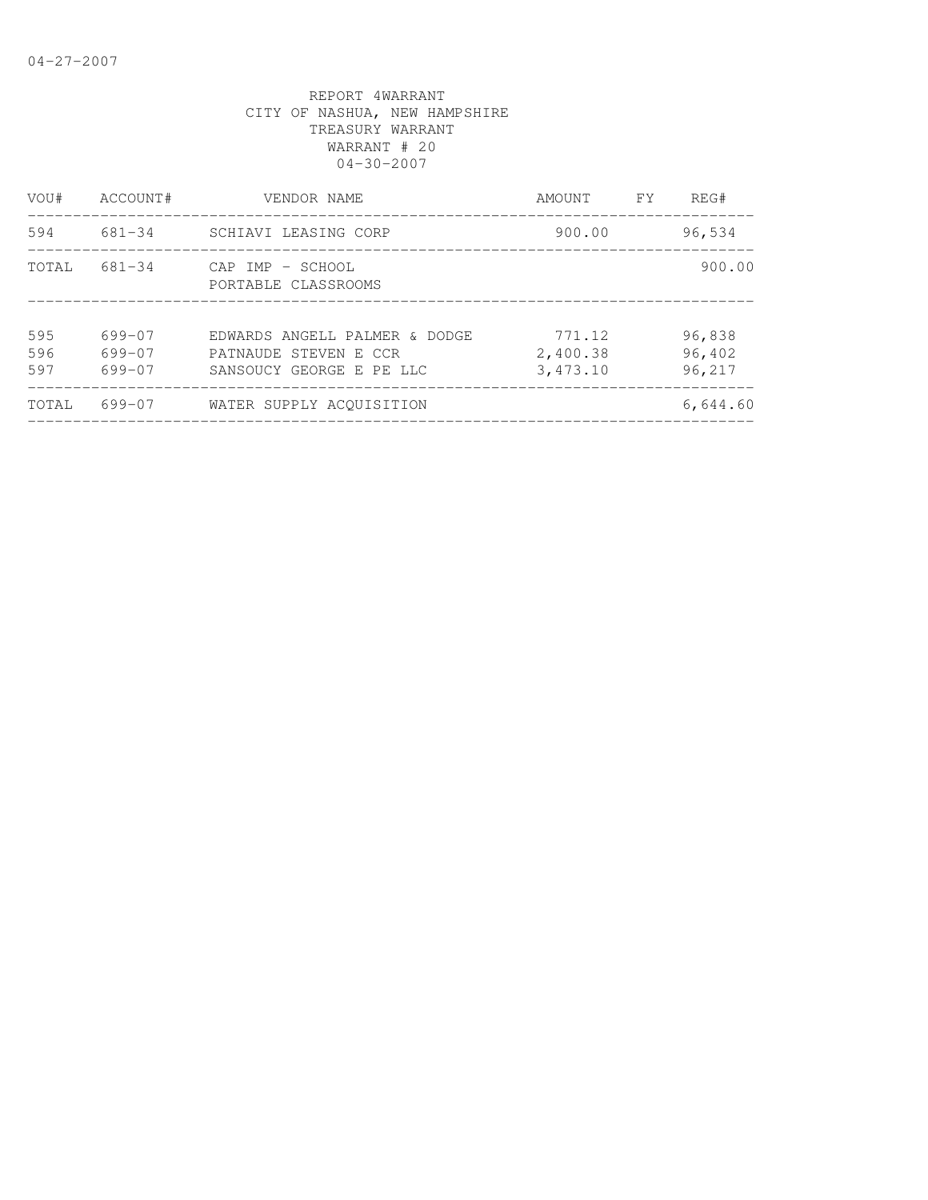REPORT 4WARRANT
CITY OF NASHUA, NEW HAMPSHIRE
TREASURY WARRANT
WARRANT # 20
04-30-2007

| VOU# | ACCOUNT# | VENDOR NAME | AMOUNT | FY | REG# |
|---|---|---|---|---|---|
| 594 | 681-34 | SCHIAVI LEASING CORP | 900.00 | | 96,534 |
| TOTAL | 681-34 | CAP IMP - SCHOOL PORTABLE CLASSROOMS | | | 900.00 |
| 595 | 699-07 | EDWARDS ANGELL PALMER & DODGE | 771.12 | | 96,838 |
| 596 | 699-07 | PATNAUDE STEVEN E CCR | 2,400.38 | | 96,402 |
| 597 | 699-07 | SANSOUCY GEORGE E PE LLC | 3,473.10 | | 96,217 |
| TOTAL | 699-07 | WATER SUPPLY ACQUISITION | | | 6,644.60 |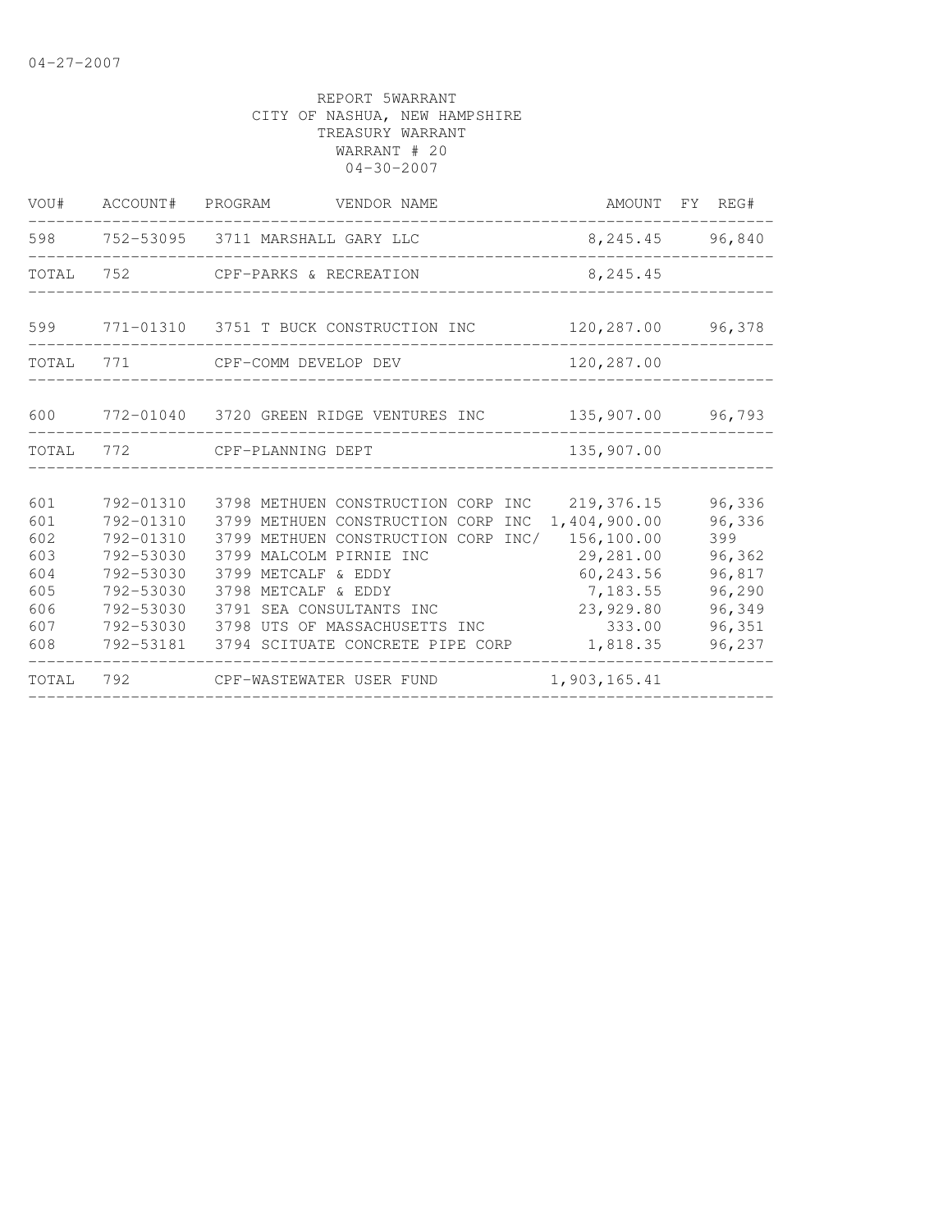04-27-2007

REPORT 5WARRANT
CITY OF NASHUA, NEW HAMPSHIRE
TREASURY WARRANT
WARRANT # 20
04-30-2007

| VOU# | ACCOUNT# | PROGRAM | VENDOR NAME | AMOUNT | FY | REG# |
|---|---|---|---|---|---|---|
| 598 | 752-53095 | 3711 | MARSHALL GARY LLC | 8,245.45 | | 96,840 |
| TOTAL | 752 | | CPF-PARKS & RECREATION | 8,245.45 | | |
| 599 | 771-01310 | 3751 | T BUCK CONSTRUCTION INC | 120,287.00 | | 96,378 |
| TOTAL | 771 | | CPF-COMM DEVELOP DEV | 120,287.00 | | |
| 600 | 772-01040 | 3720 | GREEN RIDGE VENTURES INC | 135,907.00 | | 96,793 |
| TOTAL | 772 | | CPF-PLANNING DEPT | 135,907.00 | | |
| 601 | 792-01310 | 3798 | METHUEN CONSTRUCTION CORP INC | 219,376.15 | | 96,336 |
| 601 | 792-01310 | 3799 | METHUEN CONSTRUCTION CORP INC | 1,404,900.00 | | 96,336 |
| 602 | 792-01310 | 3799 | METHUEN CONSTRUCTION CORP INC/ | 156,100.00 | | 399 |
| 603 | 792-53030 | 3799 | MALCOLM PIRNIE INC | 29,281.00 | | 96,362 |
| 604 | 792-53030 | 3799 | METCALF & EDDY | 60,243.56 | | 96,817 |
| 605 | 792-53030 | 3798 | METCALF & EDDY | 7,183.55 | | 96,290 |
| 606 | 792-53030 | 3791 | SEA CONSULTANTS INC | 23,929.80 | | 96,349 |
| 607 | 792-53030 | 3798 | UTS OF MASSACHUSETTS INC | 333.00 | | 96,351 |
| 608 | 792-53181 | 3794 | SCITUATE CONCRETE PIPE CORP | 1,818.35 | | 96,237 |
| TOTAL | 792 | | CPF-WASTEWATER USER FUND | 1,903,165.41 | | |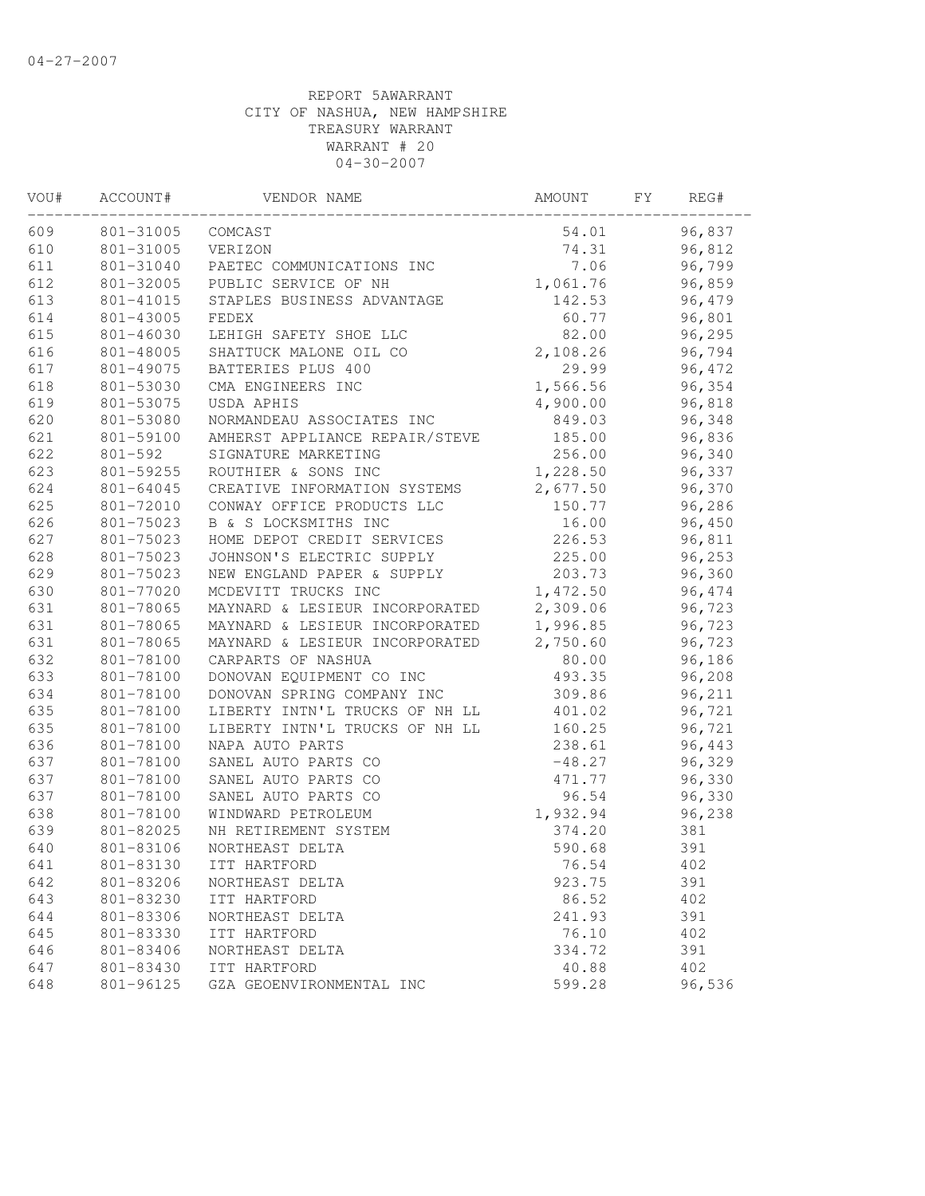04-27-2007

REPORT 5AWARRANT
CITY OF NASHUA, NEW HAMPSHIRE
TREASURY WARRANT
WARRANT # 20
04-30-2007

| VOU# | ACCOUNT# | VENDOR NAME | AMOUNT | FY | REG# |
|---|---|---|---|---|---|
| 609 | 801-31005 | COMCAST | 54.01 | | 96,837 |
| 610 | 801-31005 | VERIZON | 74.31 | | 96,812 |
| 611 | 801-31040 | PAETEC COMMUNICATIONS INC | 7.06 | | 96,799 |
| 612 | 801-32005 | PUBLIC SERVICE OF NH | 1,061.76 | | 96,859 |
| 613 | 801-41015 | STAPLES BUSINESS ADVANTAGE | 142.53 | | 96,479 |
| 614 | 801-43005 | FEDEX | 60.77 | | 96,801 |
| 615 | 801-46030 | LEHIGH SAFETY SHOE LLC | 82.00 | | 96,295 |
| 616 | 801-48005 | SHATTUCK MALONE OIL CO | 2,108.26 | | 96,794 |
| 617 | 801-49075 | BATTERIES PLUS 400 | 29.99 | | 96,472 |
| 618 | 801-53030 | CMA ENGINEERS INC | 1,566.56 | | 96,354 |
| 619 | 801-53075 | USDA APHIS | 4,900.00 | | 96,818 |
| 620 | 801-53080 | NORMANDEAU ASSOCIATES INC | 849.03 | | 96,348 |
| 621 | 801-59100 | AMHERST APPLIANCE REPAIR/STEVE | 185.00 | | 96,836 |
| 622 | 801-592 | SIGNATURE MARKETING | 256.00 | | 96,340 |
| 623 | 801-59255 | ROUTHIER & SONS INC | 1,228.50 | | 96,337 |
| 624 | 801-64045 | CREATIVE INFORMATION SYSTEMS | 2,677.50 | | 96,370 |
| 625 | 801-72010 | CONWAY OFFICE PRODUCTS LLC | 150.77 | | 96,286 |
| 626 | 801-75023 | B & S LOCKSMITHS INC | 16.00 | | 96,450 |
| 627 | 801-75023 | HOME DEPOT CREDIT SERVICES | 226.53 | | 96,811 |
| 628 | 801-75023 | JOHNSON'S ELECTRIC SUPPLY | 225.00 | | 96,253 |
| 629 | 801-75023 | NEW ENGLAND PAPER & SUPPLY | 203.73 | | 96,360 |
| 630 | 801-77020 | MCDEVITT TRUCKS INC | 1,472.50 | | 96,474 |
| 631 | 801-78065 | MAYNARD & LESIEUR INCORPORATED | 2,309.06 | | 96,723 |
| 631 | 801-78065 | MAYNARD & LESIEUR INCORPORATED | 1,996.85 | | 96,723 |
| 631 | 801-78065 | MAYNARD & LESIEUR INCORPORATED | 2,750.60 | | 96,723 |
| 632 | 801-78100 | CARPARTS OF NASHUA | 80.00 | | 96,186 |
| 633 | 801-78100 | DONOVAN EQUIPMENT CO INC | 493.35 | | 96,208 |
| 634 | 801-78100 | DONOVAN SPRING COMPANY INC | 309.86 | | 96,211 |
| 635 | 801-78100 | LIBERTY INTN'L TRUCKS OF NH LL | 401.02 | | 96,721 |
| 635 | 801-78100 | LIBERTY INTN'L TRUCKS OF NH LL | 160.25 | | 96,721 |
| 636 | 801-78100 | NAPA AUTO PARTS | 238.61 | | 96,443 |
| 637 | 801-78100 | SANEL AUTO PARTS CO | -48.27 | | 96,329 |
| 637 | 801-78100 | SANEL AUTO PARTS CO | 471.77 | | 96,330 |
| 637 | 801-78100 | SANEL AUTO PARTS CO | 96.54 | | 96,330 |
| 638 | 801-78100 | WINDWARD PETROLEUM | 1,932.94 | | 96,238 |
| 639 | 801-82025 | NH RETIREMENT SYSTEM | 374.20 | | 381 |
| 640 | 801-83106 | NORTHEAST DELTA | 590.68 | | 391 |
| 641 | 801-83130 | ITT HARTFORD | 76.54 | | 402 |
| 642 | 801-83206 | NORTHEAST DELTA | 923.75 | | 391 |
| 643 | 801-83230 | ITT HARTFORD | 86.52 | | 402 |
| 644 | 801-83306 | NORTHEAST DELTA | 241.93 | | 391 |
| 645 | 801-83330 | ITT HARTFORD | 76.10 | | 402 |
| 646 | 801-83406 | NORTHEAST DELTA | 334.72 | | 391 |
| 647 | 801-83430 | ITT HARTFORD | 40.88 | | 402 |
| 648 | 801-96125 | GZA GEOENVIRONMENTAL INC | 599.28 | | 96,536 |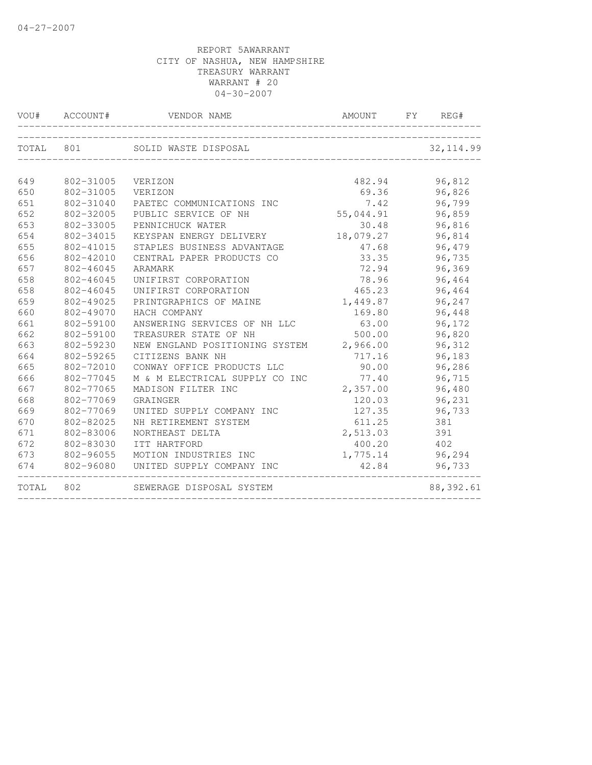04-27-2007

REPORT 5AWARRANT
CITY OF NASHUA, NEW HAMPSHIRE
TREASURY WARRANT
WARRANT # 20
04-30-2007

| VOU# | ACCOUNT# | VENDOR NAME | AMOUNT | FY | REG# |
|---|---|---|---|---|---|
| TOTAL | 801 | SOLID WASTE DISPOSAL | | | 32,114.99 |
| 649 | 802-31005 | VERIZON | 482.94 | | 96,812 |
| 650 | 802-31005 | VERIZON | 69.36 | | 96,826 |
| 651 | 802-31040 | PAETEC COMMUNICATIONS INC | 7.42 | | 96,799 |
| 652 | 802-32005 | PUBLIC SERVICE OF NH | 55,044.91 | | 96,859 |
| 653 | 802-33005 | PENNICHUCK WATER | 30.48 | | 96,816 |
| 654 | 802-34015 | KEYSPAN ENERGY DELIVERY | 18,079.27 | | 96,814 |
| 655 | 802-41015 | STAPLES BUSINESS ADVANTAGE | 47.68 | | 96,479 |
| 656 | 802-42010 | CENTRAL PAPER PRODUCTS CO | 33.35 | | 96,735 |
| 657 | 802-46045 | ARAMARK | 72.94 | | 96,369 |
| 658 | 802-46045 | UNIFIRST CORPORATION | 78.96 | | 96,464 |
| 658 | 802-46045 | UNIFIRST CORPORATION | 465.23 | | 96,464 |
| 659 | 802-49025 | PRINTGRAPHICS OF MAINE | 1,449.87 | | 96,247 |
| 660 | 802-49070 | HACH COMPANY | 169.80 | | 96,448 |
| 661 | 802-59100 | ANSWERING SERVICES OF NH LLC | 63.00 | | 96,172 |
| 662 | 802-59100 | TREASURER STATE OF NH | 500.00 | | 96,820 |
| 663 | 802-59230 | NEW ENGLAND POSITIONING SYSTEM | 2,966.00 | | 96,312 |
| 664 | 802-59265 | CITIZENS BANK NH | 717.16 | | 96,183 |
| 665 | 802-72010 | CONWAY OFFICE PRODUCTS LLC | 90.00 | | 96,286 |
| 666 | 802-77045 | M & M ELECTRICAL SUPPLY CO INC | 77.40 | | 96,715 |
| 667 | 802-77065 | MADISON FILTER INC | 2,357.00 | | 96,480 |
| 668 | 802-77069 | GRAINGER | 120.03 | | 96,231 |
| 669 | 802-77069 | UNITED SUPPLY COMPANY INC | 127.35 | | 96,733 |
| 670 | 802-82025 | NH RETIREMENT SYSTEM | 611.25 | | 381 |
| 671 | 802-83006 | NORTHEAST DELTA | 2,513.03 | | 391 |
| 672 | 802-83030 | ITT HARTFORD | 400.20 | | 402 |
| 673 | 802-96055 | MOTION INDUSTRIES INC | 1,775.14 | | 96,294 |
| 674 | 802-96080 | UNITED SUPPLY COMPANY INC | 42.84 | | 96,733 |
| TOTAL | 802 | SEWERAGE DISPOSAL SYSTEM | | | 88,392.61 |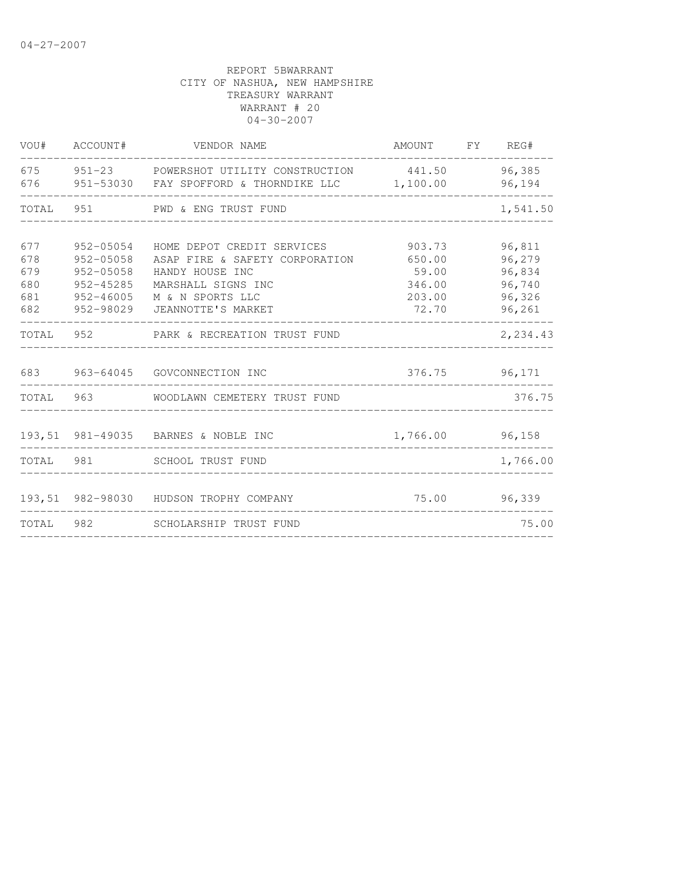REPORT 5BWARRANT
CITY OF NASHUA, NEW HAMPSHIRE
TREASURY WARRANT
WARRANT # 20
04-30-2007

| VOU# | ACCOUNT# | VENDOR NAME | AMOUNT | FY | REG# |
|---|---|---|---|---|---|
| 675 | 951-23 | POWERSHOT UTILITY CONSTRUCTION | 441.50 | | 96,385 |
| 676 | 951-53030 | FAY SPOFFORD & THORNDIKE LLC | 1,100.00 | | 96,194 |
| TOTAL | 951 | PWD & ENG TRUST FUND | | | 1,541.50 |
| 677 | 952-05054 | HOME DEPOT CREDIT SERVICES | 903.73 | | 96,811 |
| 678 | 952-05058 | ASAP FIRE & SAFETY CORPORATION | 650.00 | | 96,279 |
| 679 | 952-05058 | HANDY HOUSE INC | 59.00 | | 96,834 |
| 680 | 952-45285 | MARSHALL SIGNS INC | 346.00 | | 96,740 |
| 681 | 952-46005 | M & N SPORTS LLC | 203.00 | | 96,326 |
| 682 | 952-98029 | JEANNOTTE'S MARKET | 72.70 | | 96,261 |
| TOTAL | 952 | PARK & RECREATION TRUST FUND | | | 2,234.43 |
| 683 | 963-64045 | GOVCONNECTION INC | 376.75 | | 96,171 |
| TOTAL | 963 | WOODLAWN CEMETERY TRUST FUND | | | 376.75 |
| 193,51 | 981-49035 | BARNES & NOBLE INC | 1,766.00 | | 96,158 |
| TOTAL | 981 | SCHOOL TRUST FUND | | | 1,766.00 |
| 193,51 | 982-98030 | HUDSON TROPHY COMPANY | 75.00 | | 96,339 |
| TOTAL | 982 | SCHOLARSHIP TRUST FUND | | | 75.00 |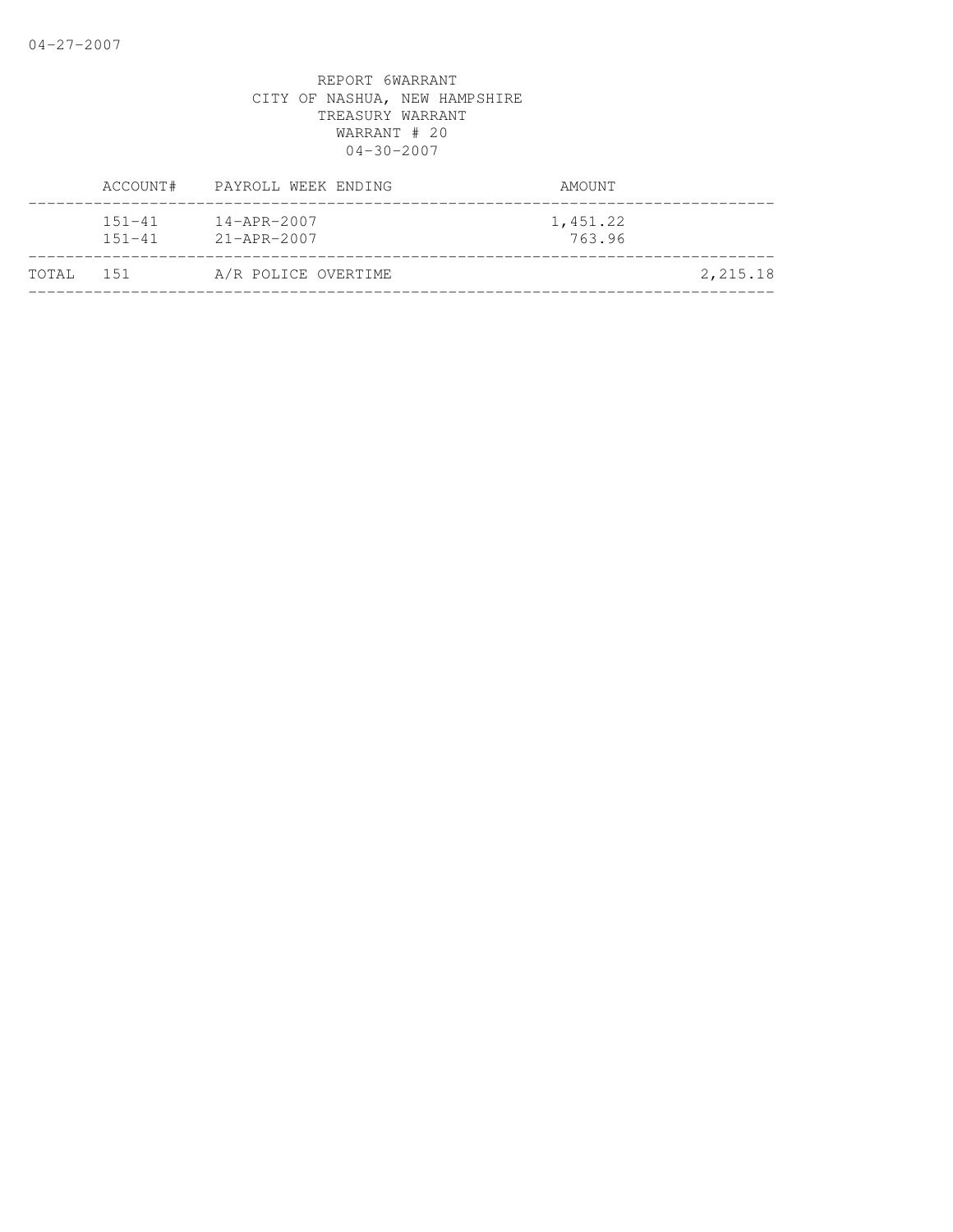04-27-2007

REPORT 6WARRANT
CITY OF NASHUA, NEW HAMPSHIRE
TREASURY WARRANT
WARRANT # 20
04-30-2007

| | ACCOUNT# | PAYROLL WEEK ENDING | AMOUNT | |
|---|---|---|---|---|
| | 151-41 | 14-APR-2007 | 1,451.22 | |
| | 151-41 | 21-APR-2007 | 763.96 | |
| TOTAL | 151 | A/R POLICE OVERTIME | | 2,215.18 |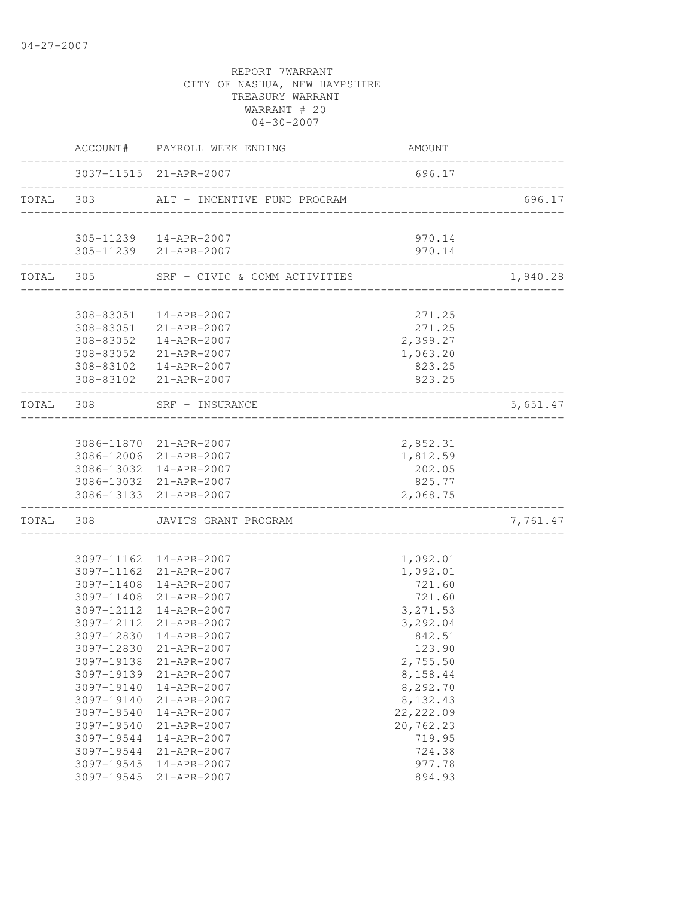04-27-2007

REPORT 7WARRANT
CITY OF NASHUA, NEW HAMPSHIRE
TREASURY WARRANT
WARRANT # 20
04-30-2007

| | ACCOUNT# | PAYROLL WEEK ENDING | AMOUNT | |
|---|---|---|---|---|
| | 3037-11515 | 21-APR-2007 | 696.17 | |
| TOTAL | 303 | ALT - INCENTIVE FUND PROGRAM | | 696.17 |
| | 305-11239 | 14-APR-2007 | 970.14 | |
| | 305-11239 | 21-APR-2007 | 970.14 | |
| TOTAL | 305 | SRF - CIVIC & COMM ACTIVITIES | | 1,940.28 |
| | 308-83051 | 14-APR-2007 | 271.25 | |
| | 308-83051 | 21-APR-2007 | 271.25 | |
| | 308-83052 | 14-APR-2007 | 2,399.27 | |
| | 308-83052 | 21-APR-2007 | 1,063.20 | |
| | 308-83102 | 14-APR-2007 | 823.25 | |
| | 308-83102 | 21-APR-2007 | 823.25 | |
| TOTAL | 308 | SRF - INSURANCE | | 5,651.47 |
| | 3086-11870 | 21-APR-2007 | 2,852.31 | |
| | 3086-12006 | 21-APR-2007 | 1,812.59 | |
| | 3086-13032 | 14-APR-2007 | 202.05 | |
| | 3086-13032 | 21-APR-2007 | 825.77 | |
| | 3086-13133 | 21-APR-2007 | 2,068.75 | |
| TOTAL | 308 | JAVITS GRANT PROGRAM | | 7,761.47 |
| | 3097-11162 | 14-APR-2007 | 1,092.01 | |
| | 3097-11162 | 21-APR-2007 | 1,092.01 | |
| | 3097-11408 | 14-APR-2007 | 721.60 | |
| | 3097-11408 | 21-APR-2007 | 721.60 | |
| | 3097-12112 | 14-APR-2007 | 3,271.53 | |
| | 3097-12112 | 21-APR-2007 | 3,292.04 | |
| | 3097-12830 | 14-APR-2007 | 842.51 | |
| | 3097-12830 | 21-APR-2007 | 123.90 | |
| | 3097-19138 | 21-APR-2007 | 2,755.50 | |
| | 3097-19139 | 21-APR-2007 | 8,158.44 | |
| | 3097-19140 | 14-APR-2007 | 8,292.70 | |
| | 3097-19140 | 21-APR-2007 | 8,132.43 | |
| | 3097-19540 | 14-APR-2007 | 22,222.09 | |
| | 3097-19540 | 21-APR-2007 | 20,762.23 | |
| | 3097-19544 | 14-APR-2007 | 719.95 | |
| | 3097-19544 | 21-APR-2007 | 724.38 | |
| | 3097-19545 | 14-APR-2007 | 977.78 | |
| | 3097-19545 | 21-APR-2007 | 894.93 | |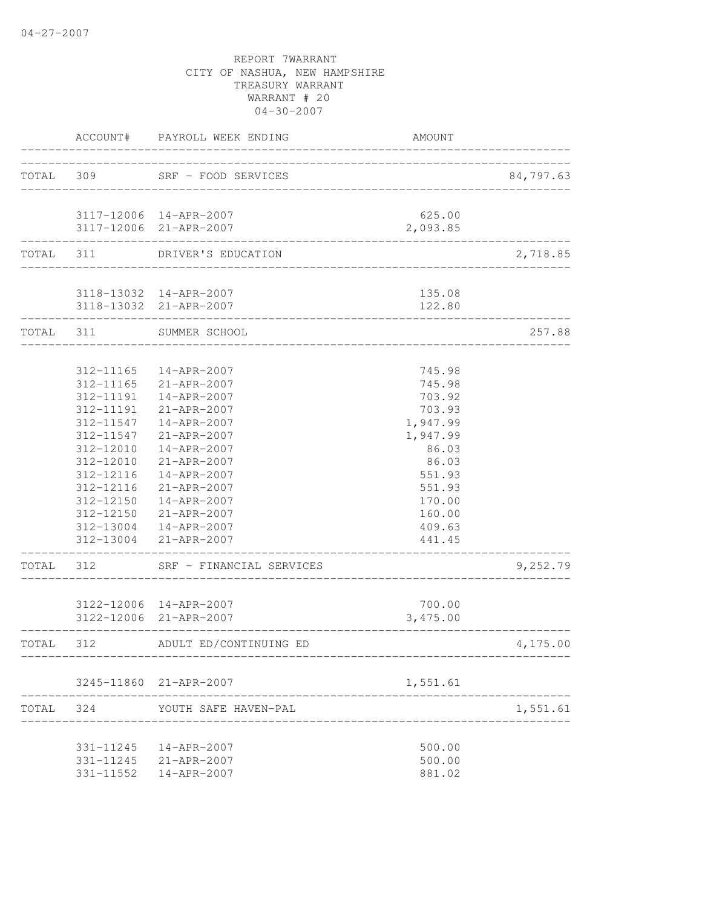REPORT 7WARRANT
CITY OF NASHUA, NEW HAMPSHIRE
TREASURY WARRANT
WARRANT # 20
04-30-2007

| | ACCOUNT# | PAYROLL WEEK ENDING | AMOUNT | |
|---|---|---|---|---|
| TOTAL | 309 | SRF - FOOD SERVICES | | 84,797.63 |
| | 3117-12006 | 14-APR-2007 | 625.00 | |
| | 3117-12006 | 21-APR-2007 | 2,093.85 | |
| TOTAL | 311 | DRIVER'S EDUCATION | | 2,718.85 |
| | 3118-13032 | 14-APR-2007 | 135.08 | |
| | 3118-13032 | 21-APR-2007 | 122.80 | |
| TOTAL | 311 | SUMMER SCHOOL | | 257.88 |
| | 312-11165 | 14-APR-2007 | 745.98 | |
| | 312-11165 | 21-APR-2007 | 745.98 | |
| | 312-11191 | 14-APR-2007 | 703.92 | |
| | 312-11191 | 21-APR-2007 | 703.93 | |
| | 312-11547 | 14-APR-2007 | 1,947.99 | |
| | 312-11547 | 21-APR-2007 | 1,947.99 | |
| | 312-12010 | 14-APR-2007 | 86.03 | |
| | 312-12010 | 21-APR-2007 | 86.03 | |
| | 312-12116 | 14-APR-2007 | 551.93 | |
| | 312-12116 | 21-APR-2007 | 551.93 | |
| | 312-12150 | 14-APR-2007 | 170.00 | |
| | 312-12150 | 21-APR-2007 | 160.00 | |
| | 312-13004 | 14-APR-2007 | 409.63 | |
| | 312-13004 | 21-APR-2007 | 441.45 | |
| TOTAL | 312 | SRF - FINANCIAL SERVICES | | 9,252.79 |
| | 3122-12006 | 14-APR-2007 | 700.00 | |
| | 3122-12006 | 21-APR-2007 | 3,475.00 | |
| TOTAL | 312 | ADULT ED/CONTINUING ED | | 4,175.00 |
| | 3245-11860 | 21-APR-2007 | 1,551.61 | |
| TOTAL | 324 | YOUTH SAFE HAVEN-PAL | | 1,551.61 |
| | 331-11245 | 14-APR-2007 | 500.00 | |
| | 331-11245 | 21-APR-2007 | 500.00 | |
| | 331-11552 | 14-APR-2007 | 881.02 | |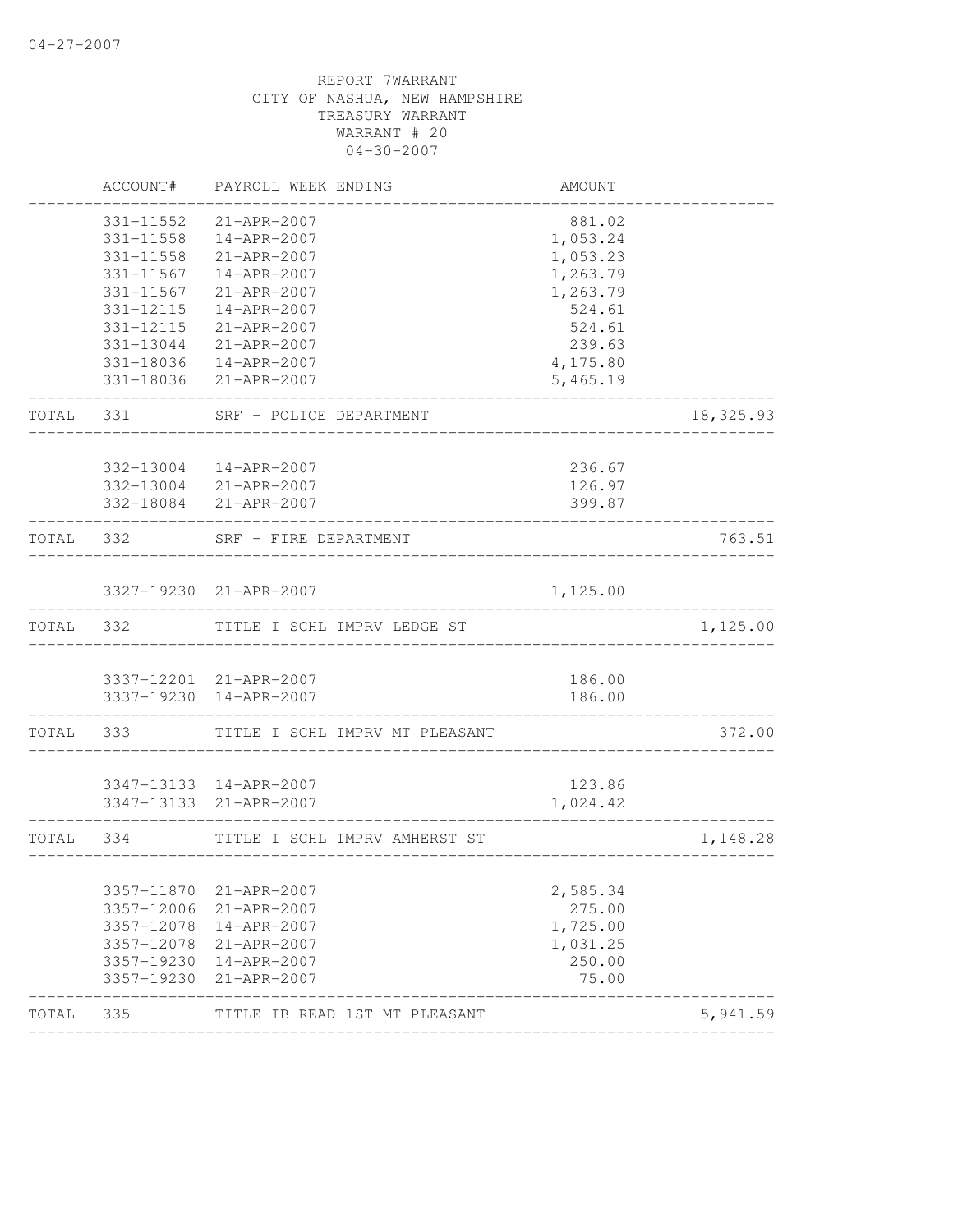04-27-2007

REPORT 7WARRANT
CITY OF NASHUA, NEW HAMPSHIRE
TREASURY WARRANT
WARRANT # 20
04-30-2007

| | ACCOUNT# | PAYROLL WEEK ENDING | AMOUNT | |
|---|---|---|---|---|
| | 331-11552 | 21-APR-2007 | 881.02 | |
| | 331-11558 | 14-APR-2007 | 1,053.24 | |
| | 331-11558 | 21-APR-2007 | 1,053.23 | |
| | 331-11567 | 14-APR-2007 | 1,263.79 | |
| | 331-11567 | 21-APR-2007 | 1,263.79 | |
| | 331-12115 | 14-APR-2007 | 524.61 | |
| | 331-12115 | 21-APR-2007 | 524.61 | |
| | 331-13044 | 21-APR-2007 | 239.63 | |
| | 331-18036 | 14-APR-2007 | 4,175.80 | |
| | 331-18036 | 21-APR-2007 | 5,465.19 | |
| TOTAL | 331 | SRF - POLICE DEPARTMENT | | 18,325.93 |
| | 332-13004 | 14-APR-2007 | 236.67 | |
| | 332-13004 | 21-APR-2007 | 126.97 | |
| | 332-18084 | 21-APR-2007 | 399.87 | |
| TOTAL | 332 | SRF - FIRE DEPARTMENT | | 763.51 |
| | 3327-19230 | 21-APR-2007 | 1,125.00 | |
| TOTAL | 332 | TITLE I SCHL IMPRV LEDGE ST | | 1,125.00 |
| | 3337-12201 | 21-APR-2007 | 186.00 | |
| | 3337-19230 | 14-APR-2007 | 186.00 | |
| TOTAL | 333 | TITLE I SCHL IMPRV MT PLEASANT | | 372.00 |
| | 3347-13133 | 14-APR-2007 | 123.86 | |
| | 3347-13133 | 21-APR-2007 | 1,024.42 | |
| TOTAL | 334 | TITLE I SCHL IMPRV AMHERST ST | | 1,148.28 |
| | 3357-11870 | 21-APR-2007 | 2,585.34 | |
| | 3357-12006 | 21-APR-2007 | 275.00 | |
| | 3357-12078 | 14-APR-2007 | 1,725.00 | |
| | 3357-12078 | 21-APR-2007 | 1,031.25 | |
| | 3357-19230 | 14-APR-2007 | 250.00 | |
| | 3357-19230 | 21-APR-2007 | 75.00 | |
| TOTAL | 335 | TITLE IB READ 1ST MT PLEASANT | | 5,941.59 |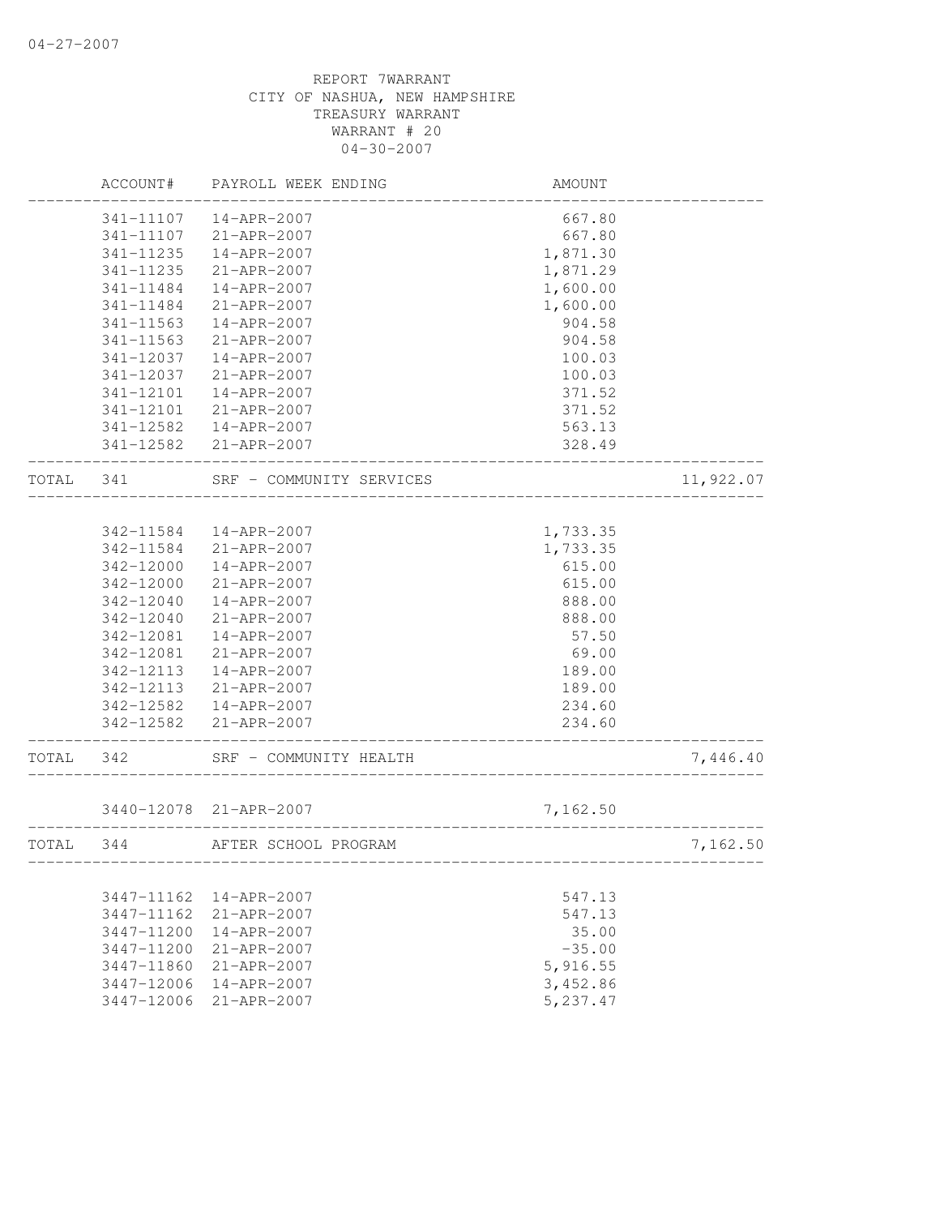REPORT 7WARRANT
CITY OF NASHUA, NEW HAMPSHIRE
TREASURY WARRANT
WARRANT # 20
04-30-2007

| | ACCOUNT# | PAYROLL WEEK ENDING | AMOUNT | |
|---|---|---|---|---|
| | 341-11107 | 14-APR-2007 | 667.80 | |
| | 341-11107 | 21-APR-2007 | 667.80 | |
| | 341-11235 | 14-APR-2007 | 1,871.30 | |
| | 341-11235 | 21-APR-2007 | 1,871.29 | |
| | 341-11484 | 14-APR-2007 | 1,600.00 | |
| | 341-11484 | 21-APR-2007 | 1,600.00 | |
| | 341-11563 | 14-APR-2007 | 904.58 | |
| | 341-11563 | 21-APR-2007 | 904.58 | |
| | 341-12037 | 14-APR-2007 | 100.03 | |
| | 341-12037 | 21-APR-2007 | 100.03 | |
| | 341-12101 | 14-APR-2007 | 371.52 | |
| | 341-12101 | 21-APR-2007 | 371.52 | |
| | 341-12582 | 14-APR-2007 | 563.13 | |
| | 341-12582 | 21-APR-2007 | 328.49 | |
| TOTAL | 341 | SRF - COMMUNITY SERVICES | | 11,922.07 |
| | 342-11584 | 14-APR-2007 | 1,733.35 | |
| | 342-11584 | 21-APR-2007 | 1,733.35 | |
| | 342-12000 | 14-APR-2007 | 615.00 | |
| | 342-12000 | 21-APR-2007 | 615.00 | |
| | 342-12040 | 14-APR-2007 | 888.00 | |
| | 342-12040 | 21-APR-2007 | 888.00 | |
| | 342-12081 | 14-APR-2007 | 57.50 | |
| | 342-12081 | 21-APR-2007 | 69.00 | |
| | 342-12113 | 14-APR-2007 | 189.00 | |
| | 342-12113 | 21-APR-2007 | 189.00 | |
| | 342-12582 | 14-APR-2007 | 234.60 | |
| | 342-12582 | 21-APR-2007 | 234.60 | |
| TOTAL | 342 | SRF - COMMUNITY HEALTH | | 7,446.40 |
| | 3440-12078 | 21-APR-2007 | 7,162.50 | |
| TOTAL | 344 | AFTER SCHOOL PROGRAM | | 7,162.50 |
| | 3447-11162 | 14-APR-2007 | 547.13 | |
| | 3447-11162 | 21-APR-2007 | 547.13 | |
| | 3447-11200 | 14-APR-2007 | 35.00 | |
| | 3447-11200 | 21-APR-2007 | -35.00 | |
| | 3447-11860 | 21-APR-2007 | 5,916.55 | |
| | 3447-12006 | 14-APR-2007 | 3,452.86 | |
| | 3447-12006 | 21-APR-2007 | 5,237.47 | |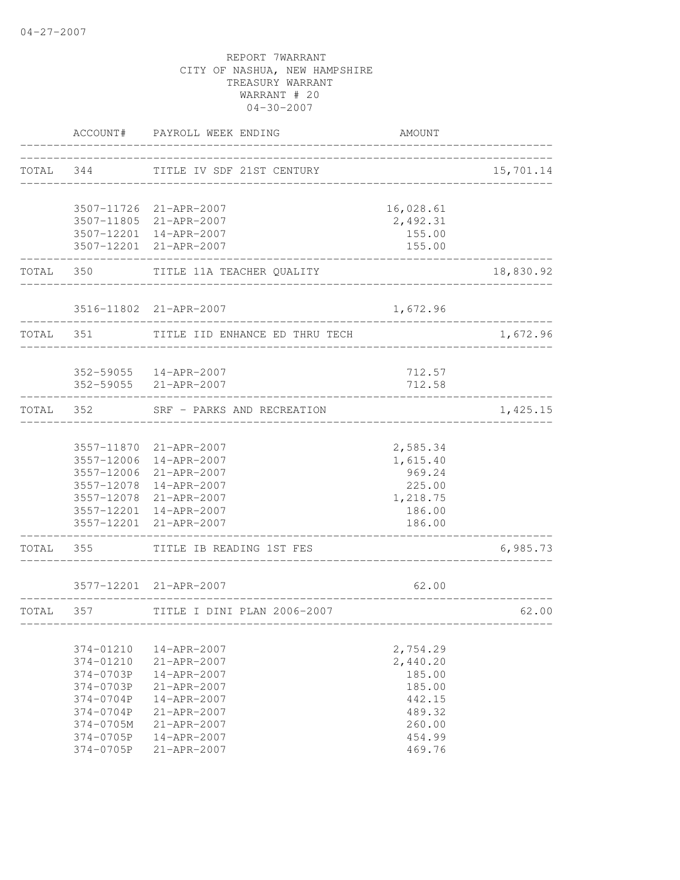04-27-2007

REPORT 7WARRANT
CITY OF NASHUA, NEW HAMPSHIRE
TREASURY WARRANT
WARRANT # 20
04-30-2007

| | ACCOUNT# | PAYROLL WEEK ENDING | AMOUNT | |
|---|---|---|---|---|
| TOTAL | 344 | TITLE IV SDF 21ST CENTURY | | 15,701.14 |
| | 3507-11726 | 21-APR-2007 | 16,028.61 | |
| | 3507-11805 | 21-APR-2007 | 2,492.31 | |
| | 3507-12201 | 14-APR-2007 | 155.00 | |
| | 3507-12201 | 21-APR-2007 | 155.00 | |
| TOTAL | 350 | TITLE 11A TEACHER QUALITY | | 18,830.92 |
| | 3516-11802 | 21-APR-2007 | 1,672.96 | |
| TOTAL | 351 | TITLE IID ENHANCE ED THRU TECH | | 1,672.96 |
| | 352-59055 | 14-APR-2007 | 712.57 | |
| | 352-59055 | 21-APR-2007 | 712.58 | |
| TOTAL | 352 | SRF - PARKS AND RECREATION | | 1,425.15 |
| | 3557-11870 | 21-APR-2007 | 2,585.34 | |
| | 3557-12006 | 14-APR-2007 | 1,615.40 | |
| | 3557-12006 | 21-APR-2007 | 969.24 | |
| | 3557-12078 | 14-APR-2007 | 225.00 | |
| | 3557-12078 | 21-APR-2007 | 1,218.75 | |
| | 3557-12201 | 14-APR-2007 | 186.00 | |
| | 3557-12201 | 21-APR-2007 | 186.00 | |
| TOTAL | 355 | TITLE IB READING 1ST FES | | 6,985.73 |
| | 3577-12201 | 21-APR-2007 | 62.00 | |
| TOTAL | 357 | TITLE I DINI PLAN 2006-2007 | | 62.00 |
| | 374-01210 | 14-APR-2007 | 2,754.29 | |
| | 374-01210 | 21-APR-2007 | 2,440.20 | |
| | 374-0703P | 14-APR-2007 | 185.00 | |
| | 374-0703P | 21-APR-2007 | 185.00 | |
| | 374-0704P | 14-APR-2007 | 442.15 | |
| | 374-0704P | 21-APR-2007 | 489.32 | |
| | 374-0705M | 21-APR-2007 | 260.00 | |
| | 374-0705P | 14-APR-2007 | 454.99 | |
| | 374-0705P | 21-APR-2007 | 469.76 | |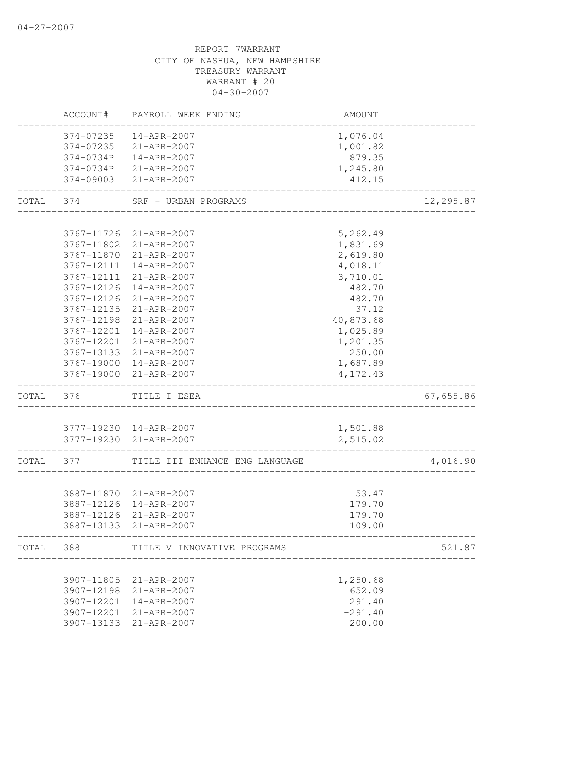REPORT 7WARRANT
CITY OF NASHUA, NEW HAMPSHIRE
TREASURY WARRANT
WARRANT # 20
04-30-2007

| | ACCOUNT# | PAYROLL WEEK ENDING | AMOUNT | |
|---|---|---|---|---|
| | 374-07235 | 14-APR-2007 | 1,076.04 | |
| | 374-07235 | 21-APR-2007 | 1,001.82 | |
| | 374-0734P | 14-APR-2007 | 879.35 | |
| | 374-0734P | 21-APR-2007 | 1,245.80 | |
| | 374-09003 | 21-APR-2007 | 412.15 | |
| TOTAL | 374 | SRF - URBAN PROGRAMS | | 12,295.87 |
| | 3767-11726 | 21-APR-2007 | 5,262.49 | |
| | 3767-11802 | 21-APR-2007 | 1,831.69 | |
| | 3767-11870 | 21-APR-2007 | 2,619.80 | |
| | 3767-12111 | 14-APR-2007 | 4,018.11 | |
| | 3767-12111 | 21-APR-2007 | 3,710.01 | |
| | 3767-12126 | 14-APR-2007 | 482.70 | |
| | 3767-12126 | 21-APR-2007 | 482.70 | |
| | 3767-12135 | 21-APR-2007 | 37.12 | |
| | 3767-12198 | 21-APR-2007 | 40,873.68 | |
| | 3767-12201 | 14-APR-2007 | 1,025.89 | |
| | 3767-12201 | 21-APR-2007 | 1,201.35 | |
| | 3767-13133 | 21-APR-2007 | 250.00 | |
| | 3767-19000 | 14-APR-2007 | 1,687.89 | |
| | 3767-19000 | 21-APR-2007 | 4,172.43 | |
| TOTAL | 376 | TITLE I ESEA | | 67,655.86 |
| | 3777-19230 | 14-APR-2007 | 1,501.88 | |
| | 3777-19230 | 21-APR-2007 | 2,515.02 | |
| TOTAL | 377 | TITLE III ENHANCE ENG LANGUAGE | | 4,016.90 |
| | 3887-11870 | 21-APR-2007 | 53.47 | |
| | 3887-12126 | 14-APR-2007 | 179.70 | |
| | 3887-12126 | 21-APR-2007 | 179.70 | |
| | 3887-13133 | 21-APR-2007 | 109.00 | |
| TOTAL | 388 | TITLE V INNOVATIVE PROGRAMS | | 521.87 |
| | 3907-11805 | 21-APR-2007 | 1,250.68 | |
| | 3907-12198 | 21-APR-2007 | 652.09 | |
| | 3907-12201 | 14-APR-2007 | 291.40 | |
| | 3907-12201 | 21-APR-2007 | -291.40 | |
| | 3907-13133 | 21-APR-2007 | 200.00 | |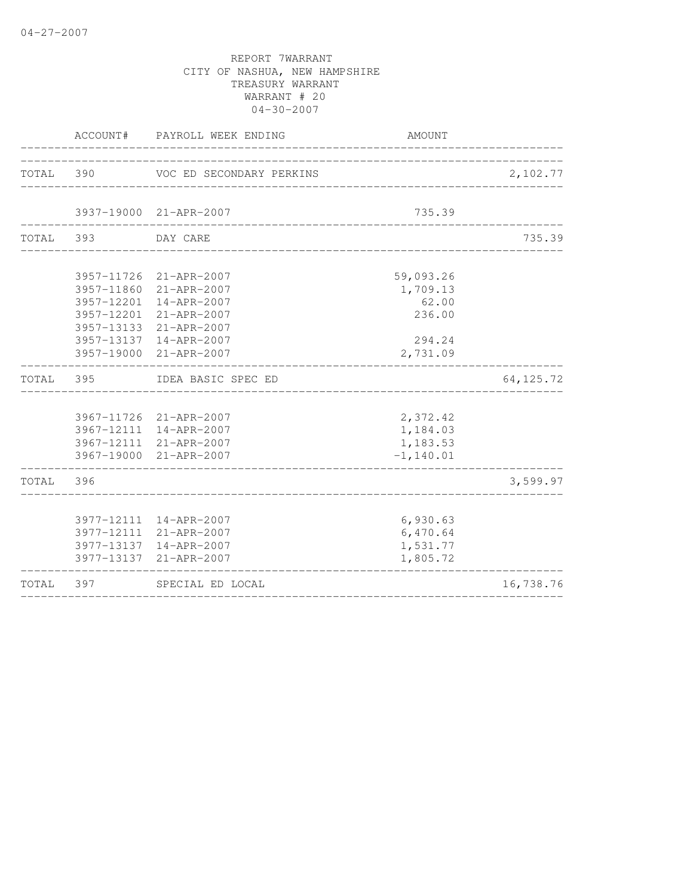04-27-2007

REPORT 7WARRANT
CITY OF NASHUA, NEW HAMPSHIRE
TREASURY WARRANT
WARRANT # 20
04-30-2007

| | ACCOUNT# | PAYROLL WEEK ENDING | AMOUNT | |
|---|---|---|---|---|
| TOTAL | 390 | VOC ED SECONDARY PERKINS | | 2,102.77 |
| | 3937-19000 | 21-APR-2007 | 735.39 | |
| TOTAL | 393 | DAY CARE | | 735.39 |
| | 3957-11726 | 21-APR-2007 | 59,093.26 | |
| | 3957-11860 | 21-APR-2007 | 1,709.13 | |
| | 3957-12201 | 14-APR-2007 | 62.00 | |
| | 3957-12201 | 21-APR-2007 | 236.00 | |
| | 3957-13133 | 21-APR-2007 | | |
| | 3957-13137 | 14-APR-2007 | 294.24 | |
| | 3957-19000 | 21-APR-2007 | 2,731.09 | |
| TOTAL | 395 | IDEA BASIC SPEC ED | | 64,125.72 |
| | 3967-11726 | 21-APR-2007 | 2,372.42 | |
| | 3967-12111 | 14-APR-2007 | 1,184.03 | |
| | 3967-12111 | 21-APR-2007 | 1,183.53 | |
| | 3967-19000 | 21-APR-2007 | -1,140.01 | |
| TOTAL | 396 | | | 3,599.97 |
| | 3977-12111 | 14-APR-2007 | 6,930.63 | |
| | 3977-12111 | 21-APR-2007 | 6,470.64 | |
| | 3977-13137 | 14-APR-2007 | 1,531.77 | |
| | 3977-13137 | 21-APR-2007 | 1,805.72 | |
| TOTAL | 397 | SPECIAL ED LOCAL | | 16,738.76 |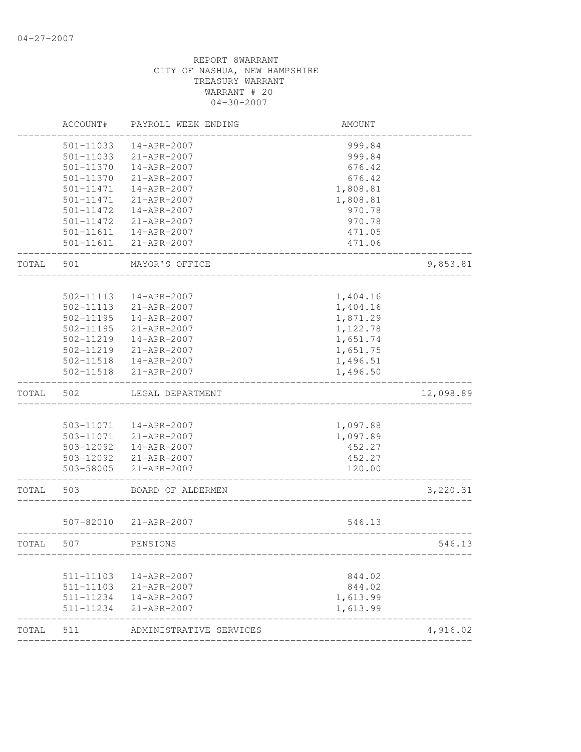REPORT 8WARRANT
CITY OF NASHUA, NEW HAMPSHIRE
TREASURY WARRANT
WARRANT # 20
04-30-2007

| | ACCOUNT# | PAYROLL WEEK ENDING | AMOUNT | |
|---|---|---|---|---|
| | 501-11033 | 14-APR-2007 | 999.84 | |
| | 501-11033 | 21-APR-2007 | 999.84 | |
| | 501-11370 | 14-APR-2007 | 676.42 | |
| | 501-11370 | 21-APR-2007 | 676.42 | |
| | 501-11471 | 14-APR-2007 | 1,808.81 | |
| | 501-11471 | 21-APR-2007 | 1,808.81 | |
| | 501-11472 | 14-APR-2007 | 970.78 | |
| | 501-11472 | 21-APR-2007 | 970.78 | |
| | 501-11611 | 14-APR-2007 | 471.05 | |
| | 501-11611 | 21-APR-2007 | 471.06 | |
| TOTAL | 501 | MAYOR'S OFFICE | | 9,853.81 |
| | 502-11113 | 14-APR-2007 | 1,404.16 | |
| | 502-11113 | 21-APR-2007 | 1,404.16 | |
| | 502-11195 | 14-APR-2007 | 1,871.29 | |
| | 502-11195 | 21-APR-2007 | 1,122.78 | |
| | 502-11219 | 14-APR-2007 | 1,651.74 | |
| | 502-11219 | 21-APR-2007 | 1,651.75 | |
| | 502-11518 | 14-APR-2007 | 1,496.51 | |
| | 502-11518 | 21-APR-2007 | 1,496.50 | |
| TOTAL | 502 | LEGAL DEPARTMENT | | 12,098.89 |
| | 503-11071 | 14-APR-2007 | 1,097.88 | |
| | 503-11071 | 21-APR-2007 | 1,097.89 | |
| | 503-12092 | 14-APR-2007 | 452.27 | |
| | 503-12092 | 21-APR-2007 | 452.27 | |
| | 503-58005 | 21-APR-2007 | 120.00 | |
| TOTAL | 503 | BOARD OF ALDERMEN | | 3,220.31 |
| | 507-82010 | 21-APR-2007 | 546.13 | |
| TOTAL | 507 | PENSIONS | | 546.13 |
| | 511-11103 | 14-APR-2007 | 844.02 | |
| | 511-11103 | 21-APR-2007 | 844.02 | |
| | 511-11234 | 14-APR-2007 | 1,613.99 | |
| | 511-11234 | 21-APR-2007 | 1,613.99 | |
| TOTAL | 511 | ADMINISTRATIVE SERVICES | | 4,916.02 |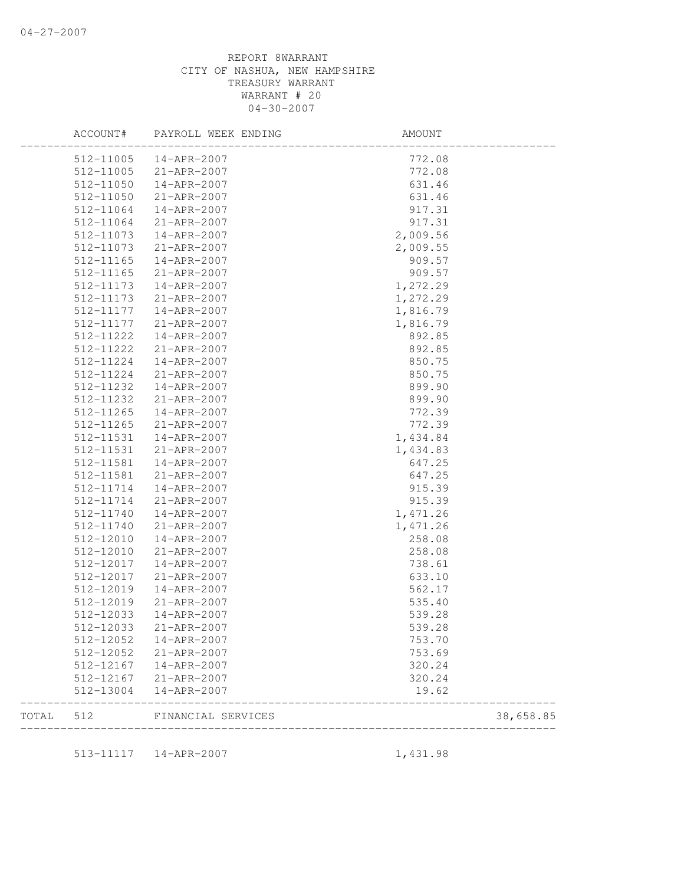REPORT 8WARRANT
CITY OF NASHUA, NEW HAMPSHIRE
TREASURY WARRANT
WARRANT # 20
04-30-2007

| ACCOUNT# | PAYROLL WEEK ENDING | AMOUNT | |
|---|---|---|---|
| 512-11005 | 14-APR-2007 | 772.08 | |
| 512-11005 | 21-APR-2007 | 772.08 | |
| 512-11050 | 14-APR-2007 | 631.46 | |
| 512-11050 | 21-APR-2007 | 631.46 | |
| 512-11064 | 14-APR-2007 | 917.31 | |
| 512-11064 | 21-APR-2007 | 917.31 | |
| 512-11073 | 14-APR-2007 | 2,009.56 | |
| 512-11073 | 21-APR-2007 | 2,009.55 | |
| 512-11165 | 14-APR-2007 | 909.57 | |
| 512-11165 | 21-APR-2007 | 909.57 | |
| 512-11173 | 14-APR-2007 | 1,272.29 | |
| 512-11173 | 21-APR-2007 | 1,272.29 | |
| 512-11177 | 14-APR-2007 | 1,816.79 | |
| 512-11177 | 21-APR-2007 | 1,816.79 | |
| 512-11222 | 14-APR-2007 | 892.85 | |
| 512-11222 | 21-APR-2007 | 892.85 | |
| 512-11224 | 14-APR-2007 | 850.75 | |
| 512-11224 | 21-APR-2007 | 850.75 | |
| 512-11232 | 14-APR-2007 | 899.90 | |
| 512-11232 | 21-APR-2007 | 899.90 | |
| 512-11265 | 14-APR-2007 | 772.39 | |
| 512-11265 | 21-APR-2007 | 772.39 | |
| 512-11531 | 14-APR-2007 | 1,434.84 | |
| 512-11531 | 21-APR-2007 | 1,434.83 | |
| 512-11581 | 14-APR-2007 | 647.25 | |
| 512-11581 | 21-APR-2007 | 647.25 | |
| 512-11714 | 14-APR-2007 | 915.39 | |
| 512-11714 | 21-APR-2007 | 915.39 | |
| 512-11740 | 14-APR-2007 | 1,471.26 | |
| 512-11740 | 21-APR-2007 | 1,471.26 | |
| 512-12010 | 14-APR-2007 | 258.08 | |
| 512-12010 | 21-APR-2007 | 258.08 | |
| 512-12017 | 14-APR-2007 | 738.61 | |
| 512-12017 | 21-APR-2007 | 633.10 | |
| 512-12019 | 14-APR-2007 | 562.17 | |
| 512-12019 | 21-APR-2007 | 535.40 | |
| 512-12033 | 14-APR-2007 | 539.28 | |
| 512-12033 | 21-APR-2007 | 539.28 | |
| 512-12052 | 14-APR-2007 | 753.70 | |
| 512-12052 | 21-APR-2007 | 753.69 | |
| 512-12167 | 14-APR-2007 | 320.24 | |
| 512-12167 | 21-APR-2007 | 320.24 | |
| 512-13004 | 14-APR-2007 | 19.62 | |
| TOTAL 512 | FINANCIAL SERVICES | | 38,658.85 |
| 513-11117 | 14-APR-2007 | 1,431.98 | |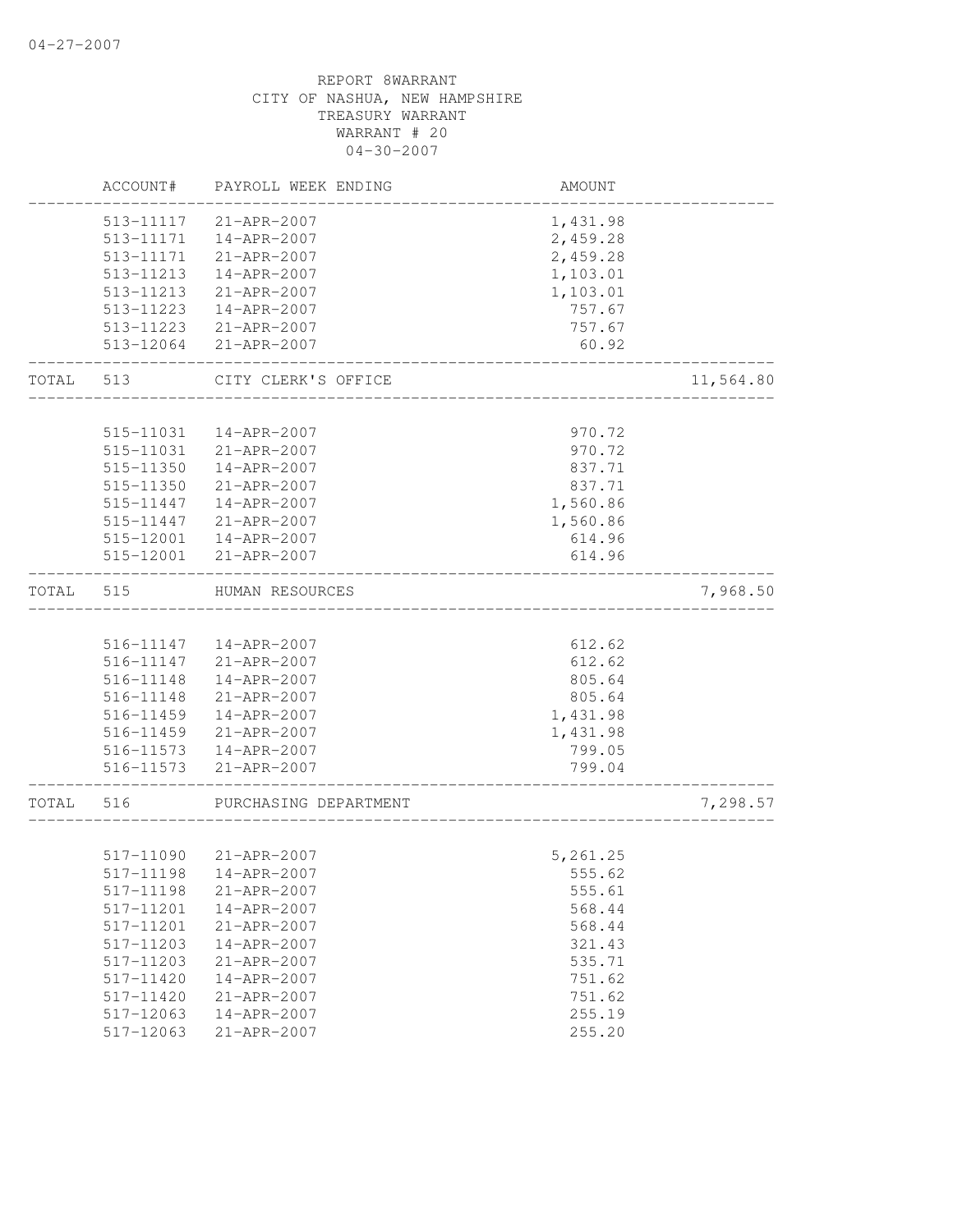REPORT 8WARRANT
CITY OF NASHUA, NEW HAMPSHIRE
TREASURY WARRANT
WARRANT # 20
04-30-2007

| | ACCOUNT# | PAYROLL WEEK ENDING | AMOUNT | |
|---|---|---|---|---|
| | 513-11117 | 21-APR-2007 | 1,431.98 | |
| | 513-11171 | 14-APR-2007 | 2,459.28 | |
| | 513-11171 | 21-APR-2007 | 2,459.28 | |
| | 513-11213 | 14-APR-2007 | 1,103.01 | |
| | 513-11213 | 21-APR-2007 | 1,103.01 | |
| | 513-11223 | 14-APR-2007 | 757.67 | |
| | 513-11223 | 21-APR-2007 | 757.67 | |
| | 513-12064 | 21-APR-2007 | 60.92 | |
| TOTAL | 513 | CITY CLERK'S OFFICE | | 11,564.80 |
| | 515-11031 | 14-APR-2007 | 970.72 | |
| | 515-11031 | 21-APR-2007 | 970.72 | |
| | 515-11350 | 14-APR-2007 | 837.71 | |
| | 515-11350 | 21-APR-2007 | 837.71 | |
| | 515-11447 | 14-APR-2007 | 1,560.86 | |
| | 515-11447 | 21-APR-2007 | 1,560.86 | |
| | 515-12001 | 14-APR-2007 | 614.96 | |
| | 515-12001 | 21-APR-2007 | 614.96 | |
| TOTAL | 515 | HUMAN RESOURCES | | 7,968.50 |
| | 516-11147 | 14-APR-2007 | 612.62 | |
| | 516-11147 | 21-APR-2007 | 612.62 | |
| | 516-11148 | 14-APR-2007 | 805.64 | |
| | 516-11148 | 21-APR-2007 | 805.64 | |
| | 516-11459 | 14-APR-2007 | 1,431.98 | |
| | 516-11459 | 21-APR-2007 | 1,431.98 | |
| | 516-11573 | 14-APR-2007 | 799.05 | |
| | 516-11573 | 21-APR-2007 | 799.04 | |
| TOTAL | 516 | PURCHASING DEPARTMENT | | 7,298.57 |
| | 517-11090 | 21-APR-2007 | 5,261.25 | |
| | 517-11198 | 14-APR-2007 | 555.62 | |
| | 517-11198 | 21-APR-2007 | 555.61 | |
| | 517-11201 | 14-APR-2007 | 568.44 | |
| | 517-11201 | 21-APR-2007 | 568.44 | |
| | 517-11203 | 14-APR-2007 | 321.43 | |
| | 517-11203 | 21-APR-2007 | 535.71 | |
| | 517-11420 | 14-APR-2007 | 751.62 | |
| | 517-11420 | 21-APR-2007 | 751.62 | |
| | 517-12063 | 14-APR-2007 | 255.19 | |
| | 517-12063 | 21-APR-2007 | 255.20 | |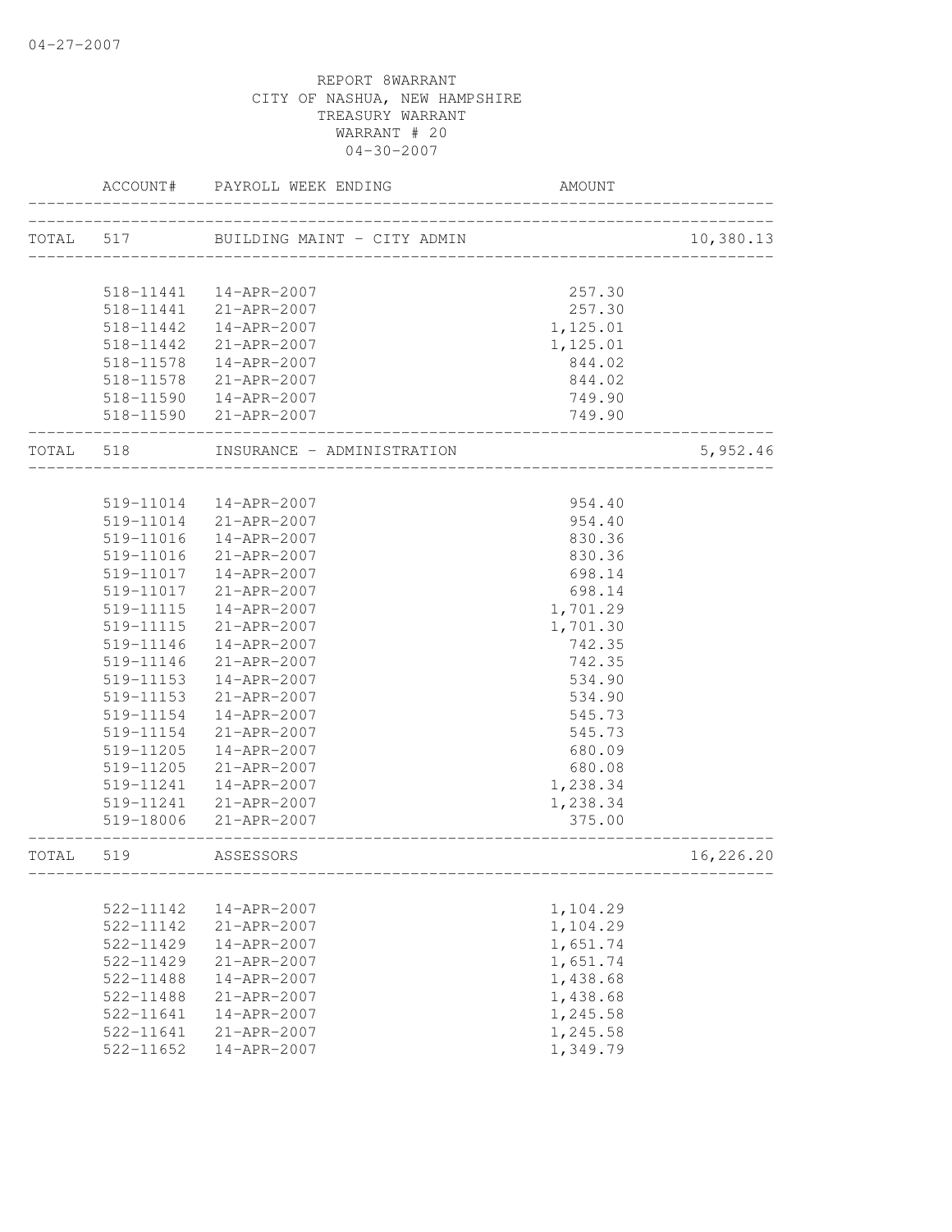04-27-2007

REPORT 8WARRANT
CITY OF NASHUA, NEW HAMPSHIRE
TREASURY WARRANT
WARRANT # 20
04-30-2007

| | ACCOUNT# | PAYROLL WEEK ENDING | AMOUNT | |
|---|---|---|---|---|
| TOTAL | 517 | BUILDING MAINT - CITY ADMIN | | 10,380.13 |
| | 518-11441 | 14-APR-2007 | 257.30 | |
| | 518-11441 | 21-APR-2007 | 257.30 | |
| | 518-11442 | 14-APR-2007 | 1,125.01 | |
| | 518-11442 | 21-APR-2007 | 1,125.01 | |
| | 518-11578 | 14-APR-2007 | 844.02 | |
| | 518-11578 | 21-APR-2007 | 844.02 | |
| | 518-11590 | 14-APR-2007 | 749.90 | |
| | 518-11590 | 21-APR-2007 | 749.90 | |
| TOTAL | 518 | INSURANCE - ADMINISTRATION | | 5,952.46 |
| | 519-11014 | 14-APR-2007 | 954.40 | |
| | 519-11014 | 21-APR-2007 | 954.40 | |
| | 519-11016 | 14-APR-2007 | 830.36 | |
| | 519-11016 | 21-APR-2007 | 830.36 | |
| | 519-11017 | 14-APR-2007 | 698.14 | |
| | 519-11017 | 21-APR-2007 | 698.14 | |
| | 519-11115 | 14-APR-2007 | 1,701.29 | |
| | 519-11115 | 21-APR-2007 | 1,701.30 | |
| | 519-11146 | 14-APR-2007 | 742.35 | |
| | 519-11146 | 21-APR-2007 | 742.35 | |
| | 519-11153 | 14-APR-2007 | 534.90 | |
| | 519-11153 | 21-APR-2007 | 534.90 | |
| | 519-11154 | 14-APR-2007 | 545.73 | |
| | 519-11154 | 21-APR-2007 | 545.73 | |
| | 519-11205 | 14-APR-2007 | 680.09 | |
| | 519-11205 | 21-APR-2007 | 680.08 | |
| | 519-11241 | 14-APR-2007 | 1,238.34 | |
| | 519-11241 | 21-APR-2007 | 1,238.34 | |
| | 519-18006 | 21-APR-2007 | 375.00 | |
| TOTAL | 519 | ASSESSORS | | 16,226.20 |
| | 522-11142 | 14-APR-2007 | 1,104.29 | |
| | 522-11142 | 21-APR-2007 | 1,104.29 | |
| | 522-11429 | 14-APR-2007 | 1,651.74 | |
| | 522-11429 | 21-APR-2007 | 1,651.74 | |
| | 522-11488 | 14-APR-2007 | 1,438.68 | |
| | 522-11488 | 21-APR-2007 | 1,438.68 | |
| | 522-11641 | 14-APR-2007 | 1,245.58 | |
| | 522-11641 | 21-APR-2007 | 1,245.58 | |
| | 522-11652 | 14-APR-2007 | 1,349.79 | |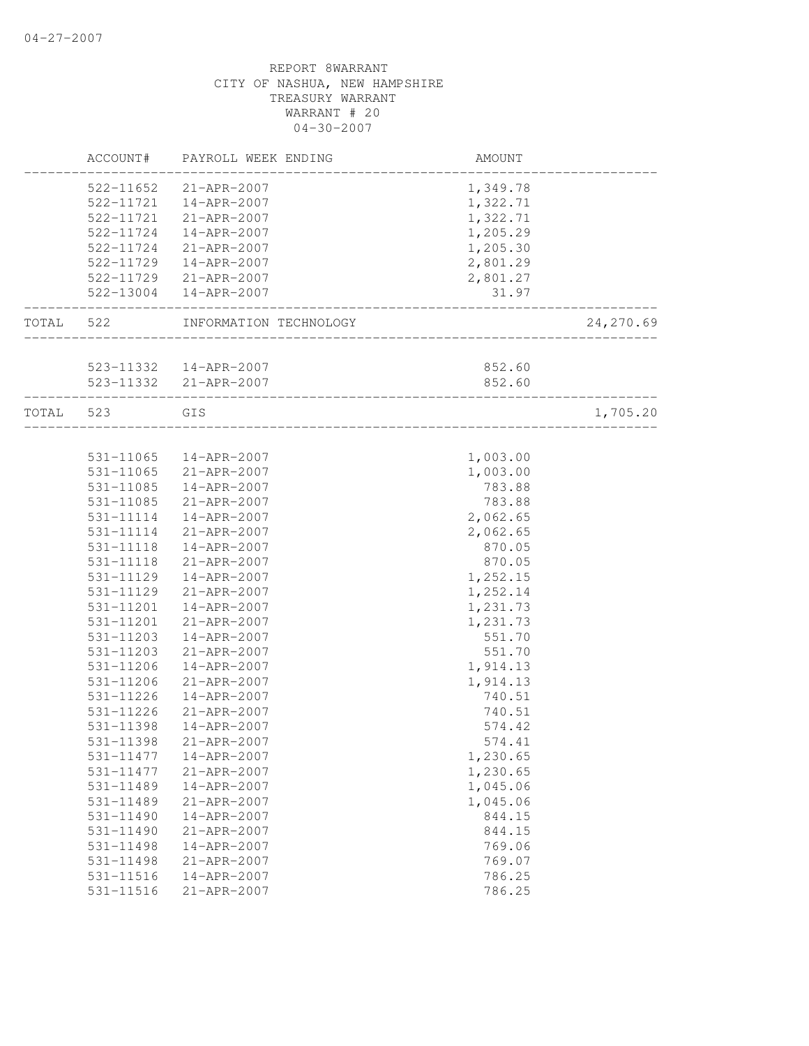04-27-2007

REPORT 8WARRANT
CITY OF NASHUA, NEW HAMPSHIRE
TREASURY WARRANT
WARRANT # 20
04-30-2007

| | ACCOUNT# | PAYROLL WEEK ENDING | AMOUNT | |
|---|---|---|---|---|
| | 522-11652 | 21-APR-2007 | 1,349.78 | |
| | 522-11721 | 14-APR-2007 | 1,322.71 | |
| | 522-11721 | 21-APR-2007 | 1,322.71 | |
| | 522-11724 | 14-APR-2007 | 1,205.29 | |
| | 522-11724 | 21-APR-2007 | 1,205.30 | |
| | 522-11729 | 14-APR-2007 | 2,801.29 | |
| | 522-11729 | 21-APR-2007 | 2,801.27 | |
| | 522-13004 | 14-APR-2007 | 31.97 | |
| TOTAL | 522 | INFORMATION TECHNOLOGY | | 24,270.69 |
| | 523-11332 | 14-APR-2007 | 852.60 | |
| | 523-11332 | 21-APR-2007 | 852.60 | |
| TOTAL | 523 | GIS | | 1,705.20 |
| | 531-11065 | 14-APR-2007 | 1,003.00 | |
| | 531-11065 | 21-APR-2007 | 1,003.00 | |
| | 531-11085 | 14-APR-2007 | 783.88 | |
| | 531-11085 | 21-APR-2007 | 783.88 | |
| | 531-11114 | 14-APR-2007 | 2,062.65 | |
| | 531-11114 | 21-APR-2007 | 2,062.65 | |
| | 531-11118 | 14-APR-2007 | 870.05 | |
| | 531-11118 | 21-APR-2007 | 870.05 | |
| | 531-11129 | 14-APR-2007 | 1,252.15 | |
| | 531-11129 | 21-APR-2007 | 1,252.14 | |
| | 531-11201 | 14-APR-2007 | 1,231.73 | |
| | 531-11201 | 21-APR-2007 | 1,231.73 | |
| | 531-11203 | 14-APR-2007 | 551.70 | |
| | 531-11203 | 21-APR-2007 | 551.70 | |
| | 531-11206 | 14-APR-2007 | 1,914.13 | |
| | 531-11206 | 21-APR-2007 | 1,914.13 | |
| | 531-11226 | 14-APR-2007 | 740.51 | |
| | 531-11226 | 21-APR-2007 | 740.51 | |
| | 531-11398 | 14-APR-2007 | 574.42 | |
| | 531-11398 | 21-APR-2007 | 574.41 | |
| | 531-11477 | 14-APR-2007 | 1,230.65 | |
| | 531-11477 | 21-APR-2007 | 1,230.65 | |
| | 531-11489 | 14-APR-2007 | 1,045.06 | |
| | 531-11489 | 21-APR-2007 | 1,045.06 | |
| | 531-11490 | 14-APR-2007 | 844.15 | |
| | 531-11490 | 21-APR-2007 | 844.15 | |
| | 531-11498 | 14-APR-2007 | 769.06 | |
| | 531-11498 | 21-APR-2007 | 769.07 | |
| | 531-11516 | 14-APR-2007 | 786.25 | |
| | 531-11516 | 21-APR-2007 | 786.25 | |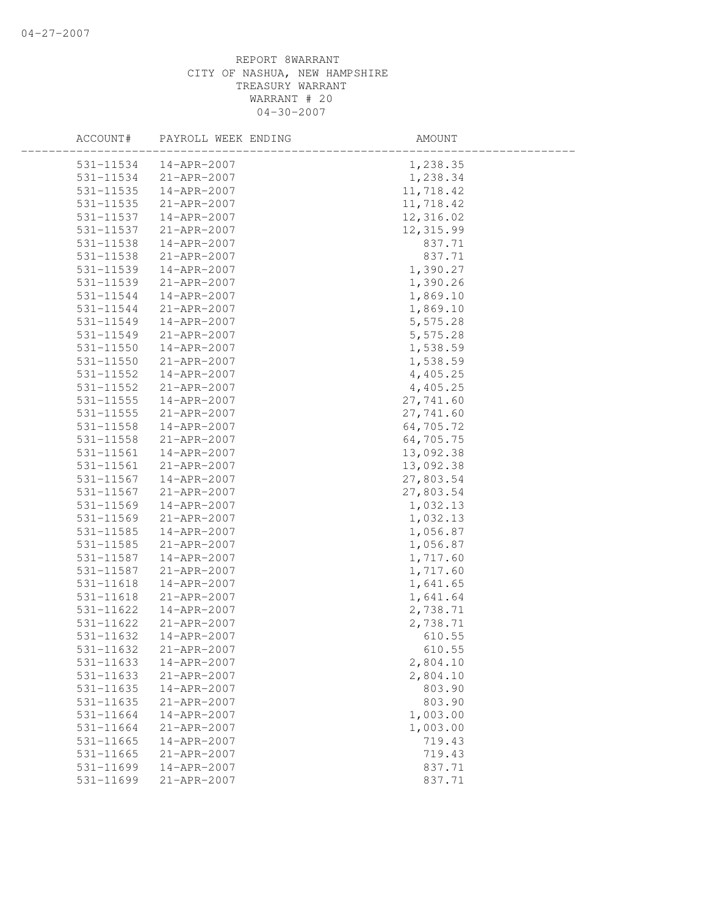REPORT 8WARRANT
CITY OF NASHUA, NEW HAMPSHIRE
TREASURY WARRANT
WARRANT # 20
04-30-2007

| ACCOUNT# | PAYROLL WEEK ENDING | AMOUNT |
|---|---|---|
| 531-11534 | 14-APR-2007 | 1,238.35 |
| 531-11534 | 21-APR-2007 | 1,238.34 |
| 531-11535 | 14-APR-2007 | 11,718.42 |
| 531-11535 | 21-APR-2007 | 11,718.42 |
| 531-11537 | 14-APR-2007 | 12,316.02 |
| 531-11537 | 21-APR-2007 | 12,315.99 |
| 531-11538 | 14-APR-2007 | 837.71 |
| 531-11538 | 21-APR-2007 | 837.71 |
| 531-11539 | 14-APR-2007 | 1,390.27 |
| 531-11539 | 21-APR-2007 | 1,390.26 |
| 531-11544 | 14-APR-2007 | 1,869.10 |
| 531-11544 | 21-APR-2007 | 1,869.10 |
| 531-11549 | 14-APR-2007 | 5,575.28 |
| 531-11549 | 21-APR-2007 | 5,575.28 |
| 531-11550 | 14-APR-2007 | 1,538.59 |
| 531-11550 | 21-APR-2007 | 1,538.59 |
| 531-11552 | 14-APR-2007 | 4,405.25 |
| 531-11552 | 21-APR-2007 | 4,405.25 |
| 531-11555 | 14-APR-2007 | 27,741.60 |
| 531-11555 | 21-APR-2007 | 27,741.60 |
| 531-11558 | 14-APR-2007 | 64,705.72 |
| 531-11558 | 21-APR-2007 | 64,705.75 |
| 531-11561 | 14-APR-2007 | 13,092.38 |
| 531-11561 | 21-APR-2007 | 13,092.38 |
| 531-11567 | 14-APR-2007 | 27,803.54 |
| 531-11567 | 21-APR-2007 | 27,803.54 |
| 531-11569 | 14-APR-2007 | 1,032.13 |
| 531-11569 | 21-APR-2007 | 1,032.13 |
| 531-11585 | 14-APR-2007 | 1,056.87 |
| 531-11585 | 21-APR-2007 | 1,056.87 |
| 531-11587 | 14-APR-2007 | 1,717.60 |
| 531-11587 | 21-APR-2007 | 1,717.60 |
| 531-11618 | 14-APR-2007 | 1,641.65 |
| 531-11618 | 21-APR-2007 | 1,641.64 |
| 531-11622 | 14-APR-2007 | 2,738.71 |
| 531-11622 | 21-APR-2007 | 2,738.71 |
| 531-11632 | 14-APR-2007 | 610.55 |
| 531-11632 | 21-APR-2007 | 610.55 |
| 531-11633 | 14-APR-2007 | 2,804.10 |
| 531-11633 | 21-APR-2007 | 2,804.10 |
| 531-11635 | 14-APR-2007 | 803.90 |
| 531-11635 | 21-APR-2007 | 803.90 |
| 531-11664 | 14-APR-2007 | 1,003.00 |
| 531-11664 | 21-APR-2007 | 1,003.00 |
| 531-11665 | 14-APR-2007 | 719.43 |
| 531-11665 | 21-APR-2007 | 719.43 |
| 531-11699 | 14-APR-2007 | 837.71 |
| 531-11699 | 21-APR-2007 | 837.71 |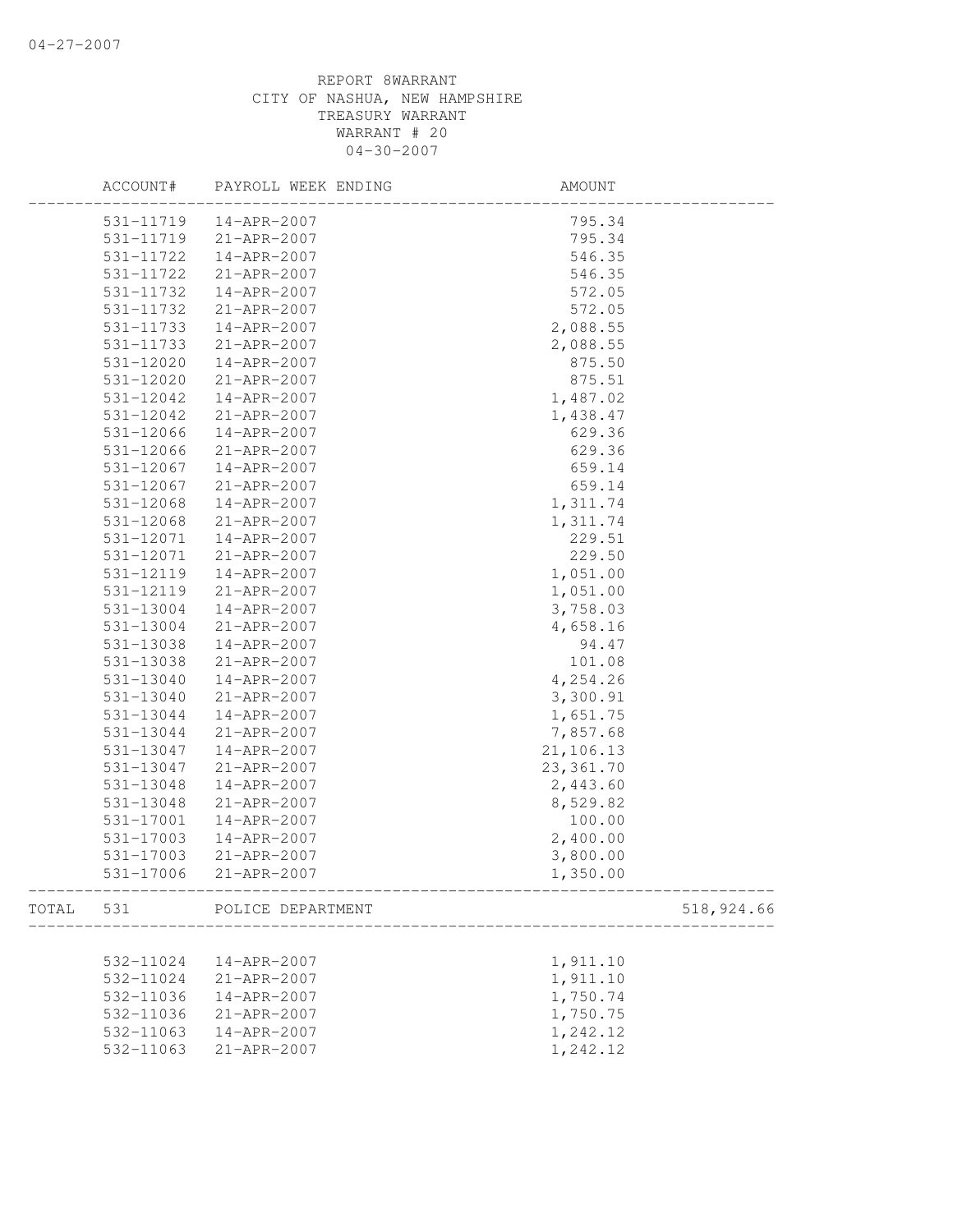REPORT 8WARRANT
CITY OF NASHUA, NEW HAMPSHIRE
TREASURY WARRANT
WARRANT # 20
04-30-2007

| ACCOUNT# | PAYROLL WEEK ENDING | AMOUNT | |
|---|---|---|---|
| 531-11719 | 14-APR-2007 | 795.34 | |
| 531-11719 | 21-APR-2007 | 795.34 | |
| 531-11722 | 14-APR-2007 | 546.35 | |
| 531-11722 | 21-APR-2007 | 546.35 | |
| 531-11732 | 14-APR-2007 | 572.05 | |
| 531-11732 | 21-APR-2007 | 572.05 | |
| 531-11733 | 14-APR-2007 | 2,088.55 | |
| 531-11733 | 21-APR-2007 | 2,088.55 | |
| 531-12020 | 14-APR-2007 | 875.50 | |
| 531-12020 | 21-APR-2007 | 875.51 | |
| 531-12042 | 14-APR-2007 | 1,487.02 | |
| 531-12042 | 21-APR-2007 | 1,438.47 | |
| 531-12066 | 14-APR-2007 | 629.36 | |
| 531-12066 | 21-APR-2007 | 629.36 | |
| 531-12067 | 14-APR-2007 | 659.14 | |
| 531-12067 | 21-APR-2007 | 659.14 | |
| 531-12068 | 14-APR-2007 | 1,311.74 | |
| 531-12068 | 21-APR-2007 | 1,311.74 | |
| 531-12071 | 14-APR-2007 | 229.51 | |
| 531-12071 | 21-APR-2007 | 229.50 | |
| 531-12119 | 14-APR-2007 | 1,051.00 | |
| 531-12119 | 21-APR-2007 | 1,051.00 | |
| 531-13004 | 14-APR-2007 | 3,758.03 | |
| 531-13004 | 21-APR-2007 | 4,658.16 | |
| 531-13038 | 14-APR-2007 | 94.47 | |
| 531-13038 | 21-APR-2007 | 101.08 | |
| 531-13040 | 14-APR-2007 | 4,254.26 | |
| 531-13040 | 21-APR-2007 | 3,300.91 | |
| 531-13044 | 14-APR-2007 | 1,651.75 | |
| 531-13044 | 21-APR-2007 | 7,857.68 | |
| 531-13047 | 14-APR-2007 | 21,106.13 | |
| 531-13047 | 21-APR-2007 | 23,361.70 | |
| 531-13048 | 14-APR-2007 | 2,443.60 | |
| 531-13048 | 21-APR-2007 | 8,529.82 | |
| 531-17001 | 14-APR-2007 | 100.00 | |
| 531-17003 | 14-APR-2007 | 2,400.00 | |
| 531-17003 | 21-APR-2007 | 3,800.00 | |
| 531-17006 | 21-APR-2007 | 1,350.00 | |
| TOTAL 531 | POLICE DEPARTMENT | | 518,924.66 |
| 532-11024 | 14-APR-2007 | 1,911.10 | |
| 532-11024 | 21-APR-2007 | 1,911.10 | |
| 532-11036 | 14-APR-2007 | 1,750.74 | |
| 532-11036 | 21-APR-2007 | 1,750.75 | |
| 532-11063 | 14-APR-2007 | 1,242.12 | |
| 532-11063 | 21-APR-2007 | 1,242.12 | |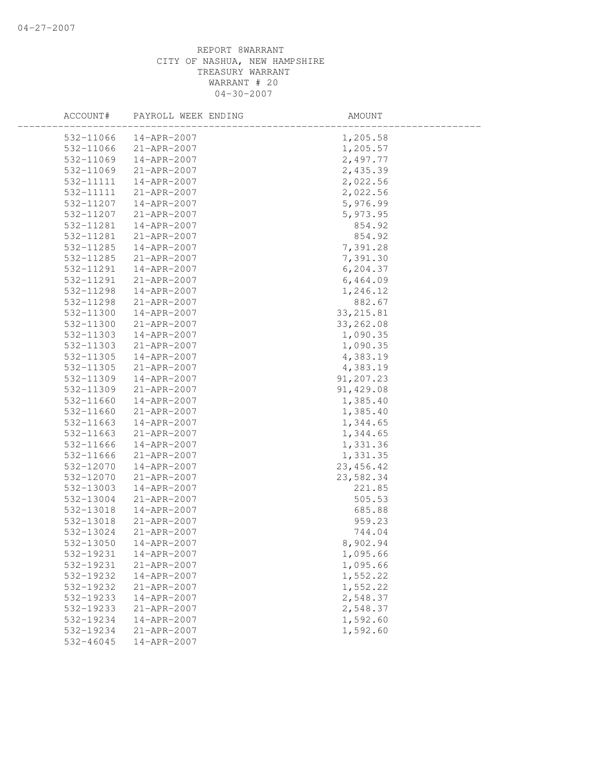REPORT 8WARRANT
CITY OF NASHUA, NEW HAMPSHIRE
TREASURY WARRANT
WARRANT # 20
04-30-2007

| ACCOUNT# | PAYROLL WEEK ENDING | AMOUNT |
|---|---|---|
| 532-11066 | 14-APR-2007 | 1,205.58 |
| 532-11066 | 21-APR-2007 | 1,205.57 |
| 532-11069 | 14-APR-2007 | 2,497.77 |
| 532-11069 | 21-APR-2007 | 2,435.39 |
| 532-11111 | 14-APR-2007 | 2,022.56 |
| 532-11111 | 21-APR-2007 | 2,022.56 |
| 532-11207 | 14-APR-2007 | 5,976.99 |
| 532-11207 | 21-APR-2007 | 5,973.95 |
| 532-11281 | 14-APR-2007 | 854.92 |
| 532-11281 | 21-APR-2007 | 854.92 |
| 532-11285 | 14-APR-2007 | 7,391.28 |
| 532-11285 | 21-APR-2007 | 7,391.30 |
| 532-11291 | 14-APR-2007 | 6,204.37 |
| 532-11291 | 21-APR-2007 | 6,464.09 |
| 532-11298 | 14-APR-2007 | 1,246.12 |
| 532-11298 | 21-APR-2007 | 882.67 |
| 532-11300 | 14-APR-2007 | 33,215.81 |
| 532-11300 | 21-APR-2007 | 33,262.08 |
| 532-11303 | 14-APR-2007 | 1,090.35 |
| 532-11303 | 21-APR-2007 | 1,090.35 |
| 532-11305 | 14-APR-2007 | 4,383.19 |
| 532-11305 | 21-APR-2007 | 4,383.19 |
| 532-11309 | 14-APR-2007 | 91,207.23 |
| 532-11309 | 21-APR-2007 | 91,429.08 |
| 532-11660 | 14-APR-2007 | 1,385.40 |
| 532-11660 | 21-APR-2007 | 1,385.40 |
| 532-11663 | 14-APR-2007 | 1,344.65 |
| 532-11663 | 21-APR-2007 | 1,344.65 |
| 532-11666 | 14-APR-2007 | 1,331.36 |
| 532-11666 | 21-APR-2007 | 1,331.35 |
| 532-12070 | 14-APR-2007 | 23,456.42 |
| 532-12070 | 21-APR-2007 | 23,582.34 |
| 532-13003 | 14-APR-2007 | 221.85 |
| 532-13004 | 21-APR-2007 | 505.53 |
| 532-13018 | 14-APR-2007 | 685.88 |
| 532-13018 | 21-APR-2007 | 959.23 |
| 532-13024 | 21-APR-2007 | 744.04 |
| 532-13050 | 14-APR-2007 | 8,902.94 |
| 532-19231 | 14-APR-2007 | 1,095.66 |
| 532-19231 | 21-APR-2007 | 1,095.66 |
| 532-19232 | 14-APR-2007 | 1,552.22 |
| 532-19232 | 21-APR-2007 | 1,552.22 |
| 532-19233 | 14-APR-2007 | 2,548.37 |
| 532-19233 | 21-APR-2007 | 2,548.37 |
| 532-19234 | 14-APR-2007 | 1,592.60 |
| 532-19234 | 21-APR-2007 | 1,592.60 |
| 532-46045 | 14-APR-2007 | |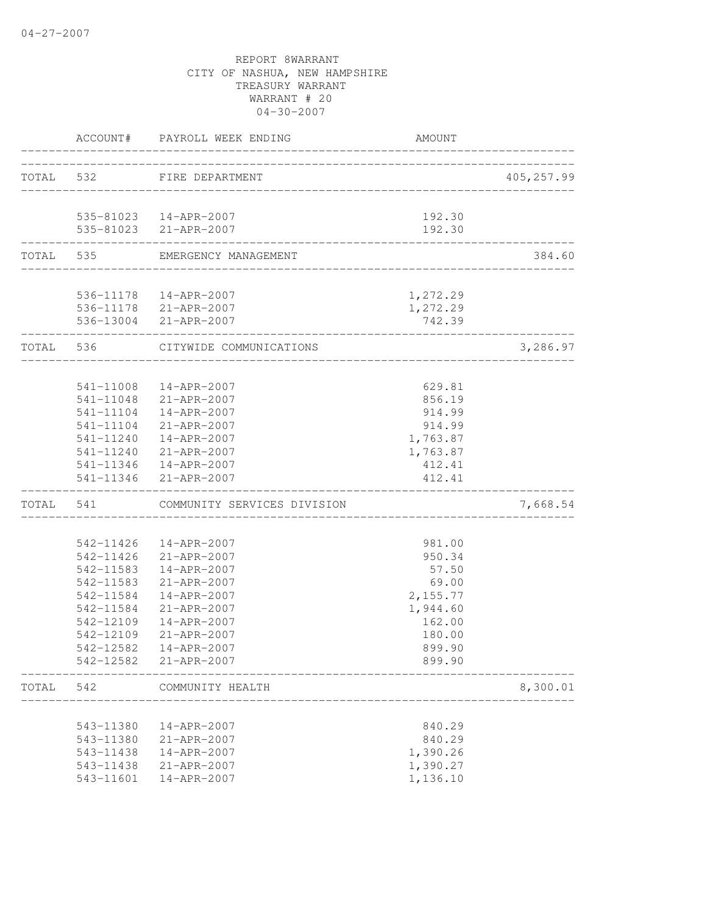REPORT 8WARRANT
CITY OF NASHUA, NEW HAMPSHIRE
TREASURY WARRANT
WARRANT # 20
04-30-2007

| ACCOUNT# | PAYROLL WEEK ENDING | AMOUNT | |
|---|---|---|---|
| TOTAL 532 | FIRE DEPARTMENT | | 405,257.99 |
| 535-81023 | 14-APR-2007 | 192.30 | |
| 535-81023 | 21-APR-2007 | 192.30 | |
| TOTAL 535 | EMERGENCY MANAGEMENT | | 384.60 |
| 536-11178 | 14-APR-2007 | 1,272.29 | |
| 536-11178 | 21-APR-2007 | 1,272.29 | |
| 536-13004 | 21-APR-2007 | 742.39 | |
| TOTAL 536 | CITYWIDE COMMUNICATIONS | | 3,286.97 |
| 541-11008 | 14-APR-2007 | 629.81 | |
| 541-11048 | 21-APR-2007 | 856.19 | |
| 541-11104 | 14-APR-2007 | 914.99 | |
| 541-11104 | 21-APR-2007 | 914.99 | |
| 541-11240 | 14-APR-2007 | 1,763.87 | |
| 541-11240 | 21-APR-2007 | 1,763.87 | |
| 541-11346 | 14-APR-2007 | 412.41 | |
| 541-11346 | 21-APR-2007 | 412.41 | |
| TOTAL 541 | COMMUNITY SERVICES DIVISION | | 7,668.54 |
| 542-11426 | 14-APR-2007 | 981.00 | |
| 542-11426 | 21-APR-2007 | 950.34 | |
| 542-11583 | 14-APR-2007 | 57.50 | |
| 542-11583 | 21-APR-2007 | 69.00 | |
| 542-11584 | 14-APR-2007 | 2,155.77 | |
| 542-11584 | 21-APR-2007 | 1,944.60 | |
| 542-12109 | 14-APR-2007 | 162.00 | |
| 542-12109 | 21-APR-2007 | 180.00 | |
| 542-12582 | 14-APR-2007 | 899.90 | |
| 542-12582 | 21-APR-2007 | 899.90 | |
| TOTAL 542 | COMMUNITY HEALTH | | 8,300.01 |
| 543-11380 | 14-APR-2007 | 840.29 | |
| 543-11380 | 21-APR-2007 | 840.29 | |
| 543-11438 | 14-APR-2007 | 1,390.26 | |
| 543-11438 | 21-APR-2007 | 1,390.27 | |
| 543-11601 | 14-APR-2007 | 1,136.10 | |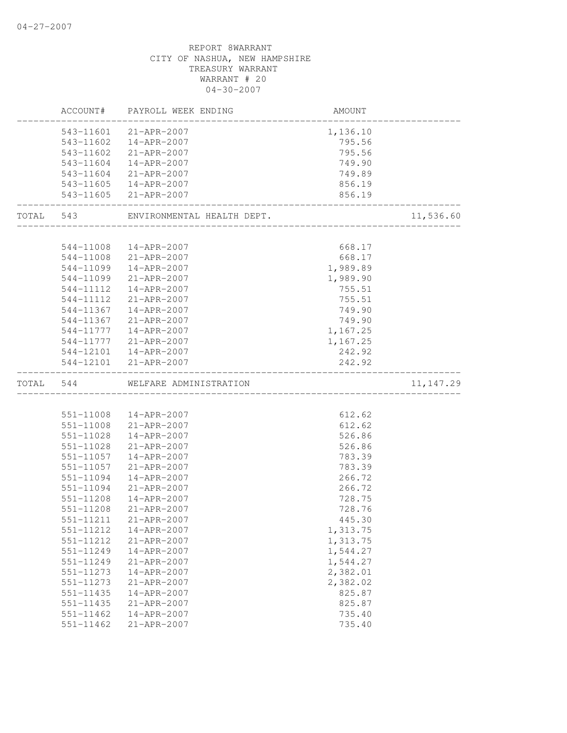04-27-2007

REPORT 8WARRANT
CITY OF NASHUA, NEW HAMPSHIRE
TREASURY WARRANT
WARRANT # 20
04-30-2007

| | ACCOUNT# | PAYROLL WEEK ENDING | AMOUNT | |
|---|---|---|---|---|
| | 543-11601 | 21-APR-2007 | 1,136.10 | |
| | 543-11602 | 14-APR-2007 | 795.56 | |
| | 543-11602 | 21-APR-2007 | 795.56 | |
| | 543-11604 | 14-APR-2007 | 749.90 | |
| | 543-11604 | 21-APR-2007 | 749.89 | |
| | 543-11605 | 14-APR-2007 | 856.19 | |
| | 543-11605 | 21-APR-2007 | 856.19 | |
| TOTAL | 543 | ENVIRONMENTAL HEALTH DEPT. | | 11,536.60 |
| | 544-11008 | 14-APR-2007 | 668.17 | |
| | 544-11008 | 21-APR-2007 | 668.17 | |
| | 544-11099 | 14-APR-2007 | 1,989.89 | |
| | 544-11099 | 21-APR-2007 | 1,989.90 | |
| | 544-11112 | 14-APR-2007 | 755.51 | |
| | 544-11112 | 21-APR-2007 | 755.51 | |
| | 544-11367 | 14-APR-2007 | 749.90 | |
| | 544-11367 | 21-APR-2007 | 749.90 | |
| | 544-11777 | 14-APR-2007 | 1,167.25 | |
| | 544-11777 | 21-APR-2007 | 1,167.25 | |
| | 544-12101 | 14-APR-2007 | 242.92 | |
| | 544-12101 | 21-APR-2007 | 242.92 | |
| TOTAL | 544 | WELFARE ADMINISTRATION | | 11,147.29 |
| | 551-11008 | 14-APR-2007 | 612.62 | |
| | 551-11008 | 21-APR-2007 | 612.62 | |
| | 551-11028 | 14-APR-2007 | 526.86 | |
| | 551-11028 | 21-APR-2007 | 526.86 | |
| | 551-11057 | 14-APR-2007 | 783.39 | |
| | 551-11057 | 21-APR-2007 | 783.39 | |
| | 551-11094 | 14-APR-2007 | 266.72 | |
| | 551-11094 | 21-APR-2007 | 266.72 | |
| | 551-11208 | 14-APR-2007 | 728.75 | |
| | 551-11208 | 21-APR-2007 | 728.76 | |
| | 551-11211 | 21-APR-2007 | 445.30 | |
| | 551-11212 | 14-APR-2007 | 1,313.75 | |
| | 551-11212 | 21-APR-2007 | 1,313.75 | |
| | 551-11249 | 14-APR-2007 | 1,544.27 | |
| | 551-11249 | 21-APR-2007 | 1,544.27 | |
| | 551-11273 | 14-APR-2007 | 2,382.01 | |
| | 551-11273 | 21-APR-2007 | 2,382.02 | |
| | 551-11435 | 14-APR-2007 | 825.87 | |
| | 551-11435 | 21-APR-2007 | 825.87 | |
| | 551-11462 | 14-APR-2007 | 735.40 | |
| | 551-11462 | 21-APR-2007 | 735.40 | |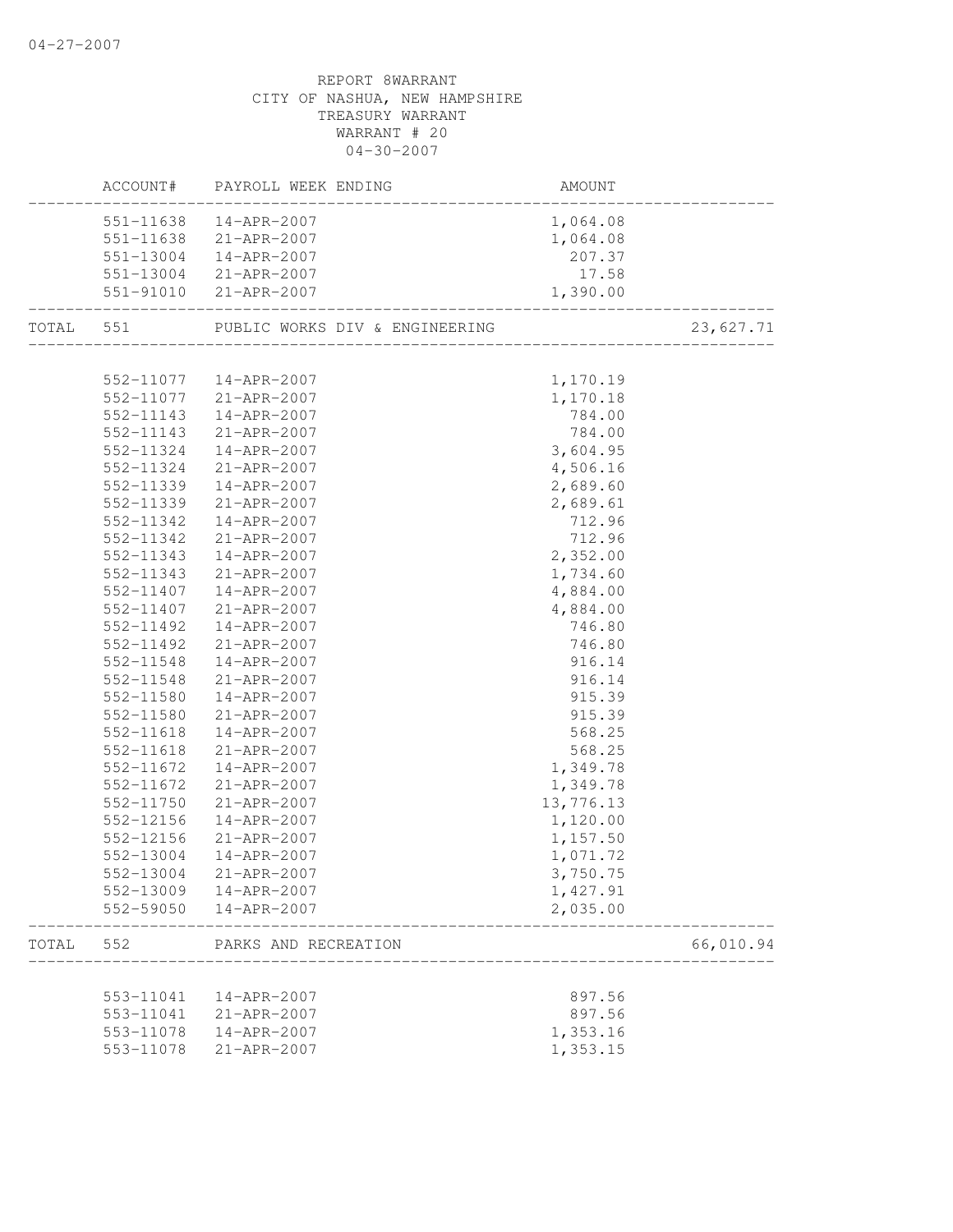04-27-2007

REPORT 8WARRANT
CITY OF NASHUA, NEW HAMPSHIRE
TREASURY WARRANT
WARRANT # 20
04-30-2007

| | ACCOUNT# | PAYROLL WEEK ENDING | AMOUNT | |
|---|---|---|---|---|
| | 551-11638 | 14-APR-2007 | 1,064.08 | |
| | 551-11638 | 21-APR-2007 | 1,064.08 | |
| | 551-13004 | 14-APR-2007 | 207.37 | |
| | 551-13004 | 21-APR-2007 | 17.58 | |
| | 551-91010 | 21-APR-2007 | 1,390.00 | |
| TOTAL | 551 | PUBLIC WORKS DIV & ENGINEERING | | 23,627.71 |
| | 552-11077 | 14-APR-2007 | 1,170.19 | |
| | 552-11077 | 21-APR-2007 | 1,170.18 | |
| | 552-11143 | 14-APR-2007 | 784.00 | |
| | 552-11143 | 21-APR-2007 | 784.00 | |
| | 552-11324 | 14-APR-2007 | 3,604.95 | |
| | 552-11324 | 21-APR-2007 | 4,506.16 | |
| | 552-11339 | 14-APR-2007 | 2,689.60 | |
| | 552-11339 | 21-APR-2007 | 2,689.61 | |
| | 552-11342 | 14-APR-2007 | 712.96 | |
| | 552-11342 | 21-APR-2007 | 712.96 | |
| | 552-11343 | 14-APR-2007 | 2,352.00 | |
| | 552-11343 | 21-APR-2007 | 1,734.60 | |
| | 552-11407 | 14-APR-2007 | 4,884.00 | |
| | 552-11407 | 21-APR-2007 | 4,884.00 | |
| | 552-11492 | 14-APR-2007 | 746.80 | |
| | 552-11492 | 21-APR-2007 | 746.80 | |
| | 552-11548 | 14-APR-2007 | 916.14 | |
| | 552-11548 | 21-APR-2007 | 916.14 | |
| | 552-11580 | 14-APR-2007 | 915.39 | |
| | 552-11580 | 21-APR-2007 | 915.39 | |
| | 552-11618 | 14-APR-2007 | 568.25 | |
| | 552-11618 | 21-APR-2007 | 568.25 | |
| | 552-11672 | 14-APR-2007 | 1,349.78 | |
| | 552-11672 | 21-APR-2007 | 1,349.78 | |
| | 552-11750 | 21-APR-2007 | 13,776.13 | |
| | 552-12156 | 14-APR-2007 | 1,120.00 | |
| | 552-12156 | 21-APR-2007 | 1,157.50 | |
| | 552-13004 | 14-APR-2007 | 1,071.72 | |
| | 552-13004 | 21-APR-2007 | 3,750.75 | |
| | 552-13009 | 14-APR-2007 | 1,427.91 | |
| | 552-59050 | 14-APR-2007 | 2,035.00 | |
| TOTAL | 552 | PARKS AND RECREATION | | 66,010.94 |
| | 553-11041 | 14-APR-2007 | 897.56 | |
| | 553-11041 | 21-APR-2007 | 897.56 | |
| | 553-11078 | 14-APR-2007 | 1,353.16 | |
| | 553-11078 | 21-APR-2007 | 1,353.15 | |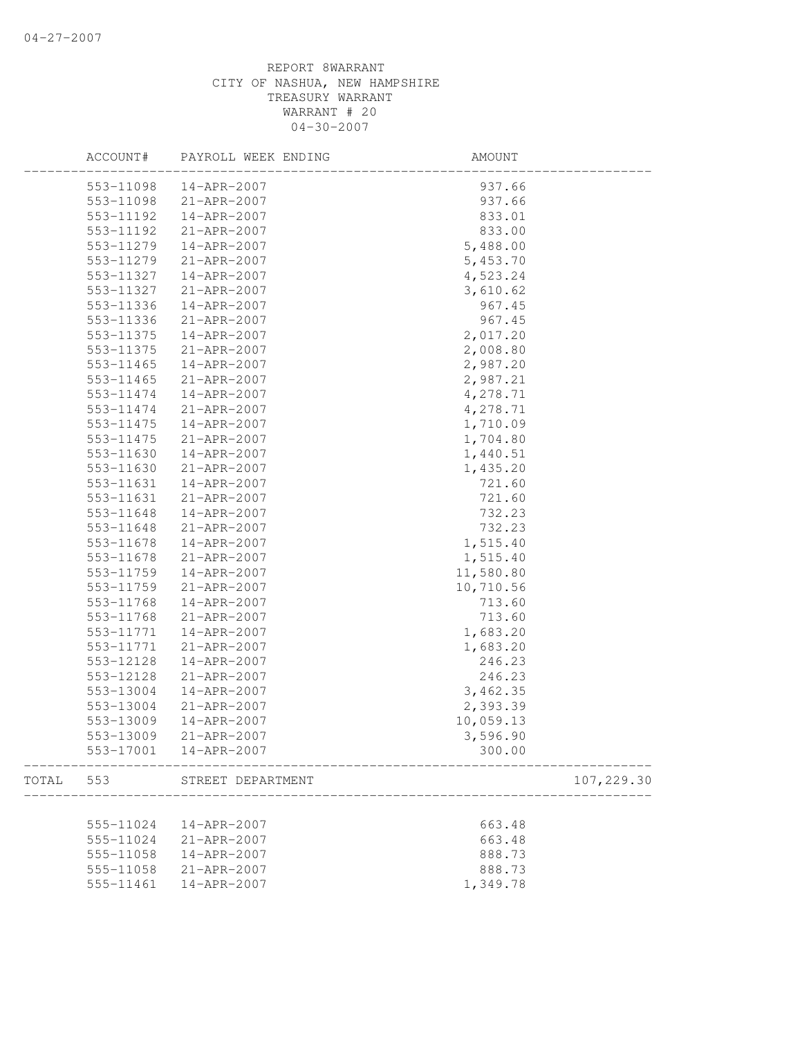REPORT 8WARRANT
CITY OF NASHUA, NEW HAMPSHIRE
TREASURY WARRANT
WARRANT # 20
04-30-2007

| ACCOUNT# | PAYROLL WEEK ENDING | AMOUNT | |
|---|---|---|---|
| 553-11098 | 14-APR-2007 | 937.66 | |
| 553-11098 | 21-APR-2007 | 937.66 | |
| 553-11192 | 14-APR-2007 | 833.01 | |
| 553-11192 | 21-APR-2007 | 833.00 | |
| 553-11279 | 14-APR-2007 | 5,488.00 | |
| 553-11279 | 21-APR-2007 | 5,453.70 | |
| 553-11327 | 14-APR-2007 | 4,523.24 | |
| 553-11327 | 21-APR-2007 | 3,610.62 | |
| 553-11336 | 14-APR-2007 | 967.45 | |
| 553-11336 | 21-APR-2007 | 967.45 | |
| 553-11375 | 14-APR-2007 | 2,017.20 | |
| 553-11375 | 21-APR-2007 | 2,008.80 | |
| 553-11465 | 14-APR-2007 | 2,987.20 | |
| 553-11465 | 21-APR-2007 | 2,987.21 | |
| 553-11474 | 14-APR-2007 | 4,278.71 | |
| 553-11474 | 21-APR-2007 | 4,278.71 | |
| 553-11475 | 14-APR-2007 | 1,710.09 | |
| 553-11475 | 21-APR-2007 | 1,704.80 | |
| 553-11630 | 14-APR-2007 | 1,440.51 | |
| 553-11630 | 21-APR-2007 | 1,435.20 | |
| 553-11631 | 14-APR-2007 | 721.60 | |
| 553-11631 | 21-APR-2007 | 721.60 | |
| 553-11648 | 14-APR-2007 | 732.23 | |
| 553-11648 | 21-APR-2007 | 732.23 | |
| 553-11678 | 14-APR-2007 | 1,515.40 | |
| 553-11678 | 21-APR-2007 | 1,515.40 | |
| 553-11759 | 14-APR-2007 | 11,580.80 | |
| 553-11759 | 21-APR-2007 | 10,710.56 | |
| 553-11768 | 14-APR-2007 | 713.60 | |
| 553-11768 | 21-APR-2007 | 713.60 | |
| 553-11771 | 14-APR-2007 | 1,683.20 | |
| 553-11771 | 21-APR-2007 | 1,683.20 | |
| 553-12128 | 14-APR-2007 | 246.23 | |
| 553-12128 | 21-APR-2007 | 246.23 | |
| 553-13004 | 14-APR-2007 | 3,462.35 | |
| 553-13004 | 21-APR-2007 | 2,393.39 | |
| 553-13009 | 14-APR-2007 | 10,059.13 | |
| 553-13009 | 21-APR-2007 | 3,596.90 | |
| 553-17001 | 14-APR-2007 | 300.00 | |
| TOTAL 553 | STREET DEPARTMENT | | 107,229.30 |
| 555-11024 | 14-APR-2007 | 663.48 | |
| 555-11024 | 21-APR-2007 | 663.48 | |
| 555-11058 | 14-APR-2007 | 888.73 | |
| 555-11058 | 21-APR-2007 | 888.73 | |
| 555-11461 | 14-APR-2007 | 1,349.78 | |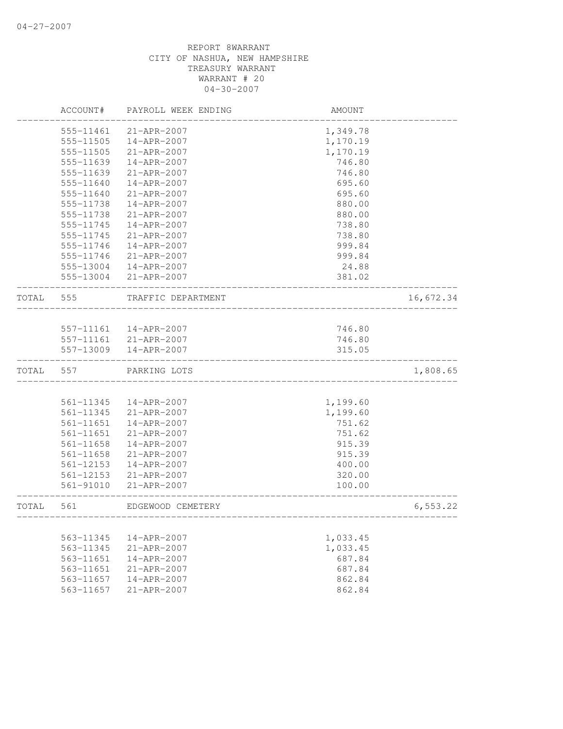REPORT 8WARRANT
CITY OF NASHUA, NEW HAMPSHIRE
TREASURY WARRANT
WARRANT # 20
04-30-2007

| | ACCOUNT# | PAYROLL WEEK ENDING | AMOUNT | |
|---|---|---|---|---|
| | 555-11461 | 21-APR-2007 | 1,349.78 | |
| | 555-11505 | 14-APR-2007 | 1,170.19 | |
| | 555-11505 | 21-APR-2007 | 1,170.19 | |
| | 555-11639 | 14-APR-2007 | 746.80 | |
| | 555-11639 | 21-APR-2007 | 746.80 | |
| | 555-11640 | 14-APR-2007 | 695.60 | |
| | 555-11640 | 21-APR-2007 | 695.60 | |
| | 555-11738 | 14-APR-2007 | 880.00 | |
| | 555-11738 | 21-APR-2007 | 880.00 | |
| | 555-11745 | 14-APR-2007 | 738.80 | |
| | 555-11745 | 21-APR-2007 | 738.80 | |
| | 555-11746 | 14-APR-2007 | 999.84 | |
| | 555-11746 | 21-APR-2007 | 999.84 | |
| | 555-13004 | 14-APR-2007 | 24.88 | |
| | 555-13004 | 21-APR-2007 | 381.02 | |
| TOTAL | 555 | TRAFFIC DEPARTMENT | | 16,672.34 |
| | 557-11161 | 14-APR-2007 | 746.80 | |
| | 557-11161 | 21-APR-2007 | 746.80 | |
| | 557-13009 | 14-APR-2007 | 315.05 | |
| TOTAL | 557 | PARKING LOTS | | 1,808.65 |
| | 561-11345 | 14-APR-2007 | 1,199.60 | |
| | 561-11345 | 21-APR-2007 | 1,199.60 | |
| | 561-11651 | 14-APR-2007 | 751.62 | |
| | 561-11651 | 21-APR-2007 | 751.62 | |
| | 561-11658 | 14-APR-2007 | 915.39 | |
| | 561-11658 | 21-APR-2007 | 915.39 | |
| | 561-12153 | 14-APR-2007 | 400.00 | |
| | 561-12153 | 21-APR-2007 | 320.00 | |
| | 561-91010 | 21-APR-2007 | 100.00 | |
| TOTAL | 561 | EDGEWOOD CEMETERY | | 6,553.22 |
| | 563-11345 | 14-APR-2007 | 1,033.45 | |
| | 563-11345 | 21-APR-2007 | 1,033.45 | |
| | 563-11651 | 14-APR-2007 | 687.84 | |
| | 563-11651 | 21-APR-2007 | 687.84 | |
| | 563-11657 | 14-APR-2007 | 862.84 | |
| | 563-11657 | 21-APR-2007 | 862.84 | |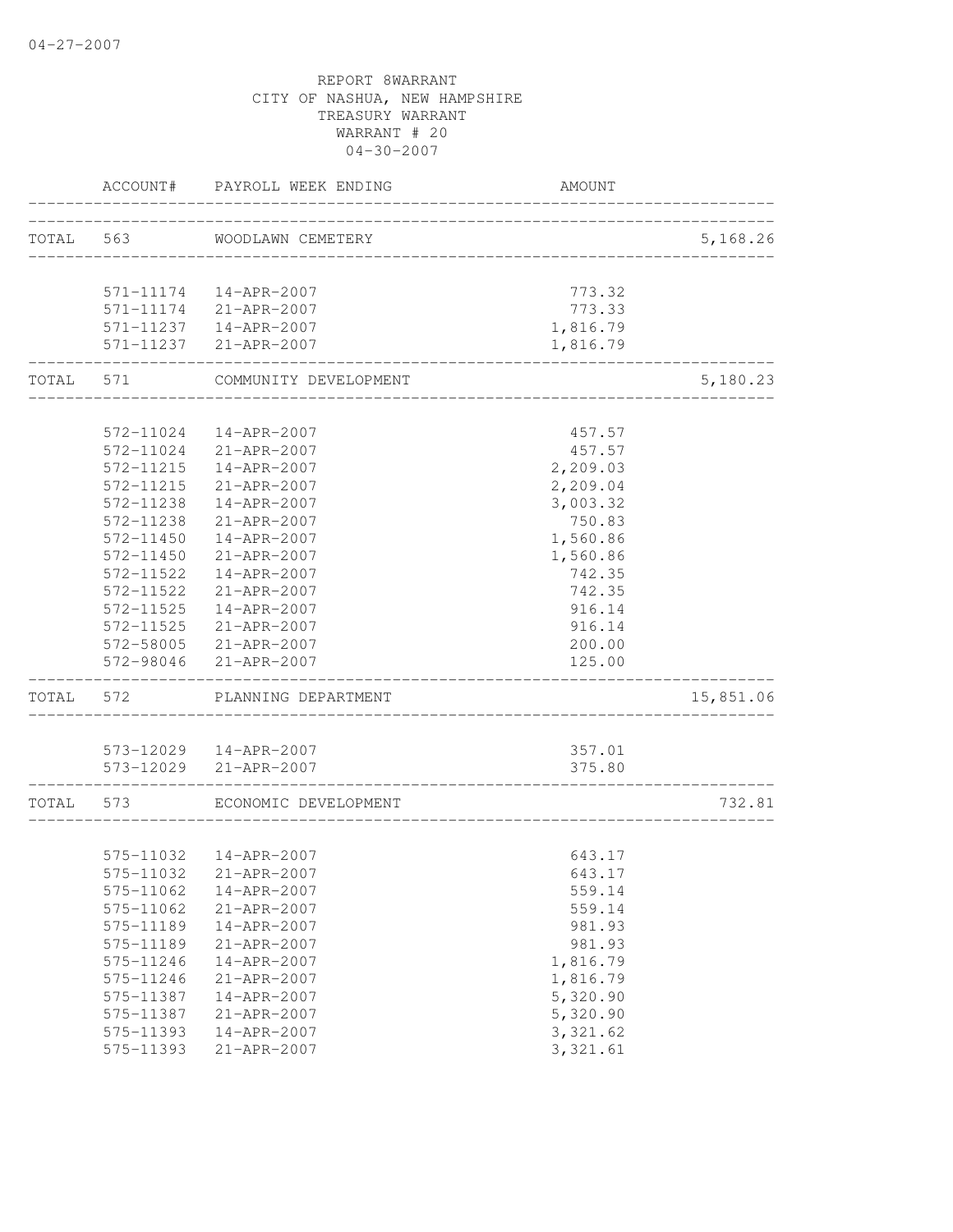REPORT 8WARRANT
CITY OF NASHUA, NEW HAMPSHIRE
TREASURY WARRANT
WARRANT # 20
04-30-2007

| | ACCOUNT# | PAYROLL WEEK ENDING | AMOUNT | |
|---|---|---|---|---|
| TOTAL | 563 | WOODLAWN CEMETERY | | 5,168.26 |
| | 571-11174 | 14-APR-2007 | 773.32 | |
| | 571-11174 | 21-APR-2007 | 773.33 | |
| | 571-11237 | 14-APR-2007 | 1,816.79 | |
| | 571-11237 | 21-APR-2007 | 1,816.79 | |
| TOTAL | 571 | COMMUNITY DEVELOPMENT | | 5,180.23 |
| | 572-11024 | 14-APR-2007 | 457.57 | |
| | 572-11024 | 21-APR-2007 | 457.57 | |
| | 572-11215 | 14-APR-2007 | 2,209.03 | |
| | 572-11215 | 21-APR-2007 | 2,209.04 | |
| | 572-11238 | 14-APR-2007 | 3,003.32 | |
| | 572-11238 | 21-APR-2007 | 750.83 | |
| | 572-11450 | 14-APR-2007 | 1,560.86 | |
| | 572-11450 | 21-APR-2007 | 1,560.86 | |
| | 572-11522 | 14-APR-2007 | 742.35 | |
| | 572-11522 | 21-APR-2007 | 742.35 | |
| | 572-11525 | 14-APR-2007 | 916.14 | |
| | 572-11525 | 21-APR-2007 | 916.14 | |
| | 572-58005 | 21-APR-2007 | 200.00 | |
| | 572-98046 | 21-APR-2007 | 125.00 | |
| TOTAL | 572 | PLANNING DEPARTMENT | | 15,851.06 |
| | 573-12029 | 14-APR-2007 | 357.01 | |
| | 573-12029 | 21-APR-2007 | 375.80 | |
| TOTAL | 573 | ECONOMIC DEVELOPMENT | | 732.81 |
| | 575-11032 | 14-APR-2007 | 643.17 | |
| | 575-11032 | 21-APR-2007 | 643.17 | |
| | 575-11062 | 14-APR-2007 | 559.14 | |
| | 575-11062 | 21-APR-2007 | 559.14 | |
| | 575-11189 | 14-APR-2007 | 981.93 | |
| | 575-11189 | 21-APR-2007 | 981.93 | |
| | 575-11246 | 14-APR-2007 | 1,816.79 | |
| | 575-11246 | 21-APR-2007 | 1,816.79 | |
| | 575-11387 | 14-APR-2007 | 5,320.90 | |
| | 575-11387 | 21-APR-2007 | 5,320.90 | |
| | 575-11393 | 14-APR-2007 | 3,321.62 | |
| | 575-11393 | 21-APR-2007 | 3,321.61 | |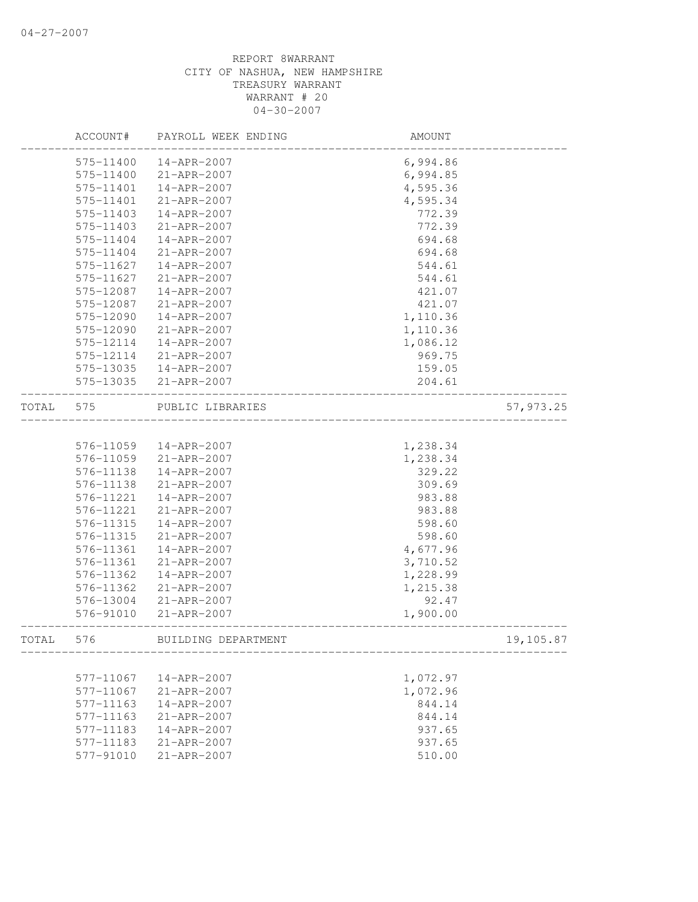REPORT 8WARRANT
CITY OF NASHUA, NEW HAMPSHIRE
TREASURY WARRANT
WARRANT # 20
04-30-2007

| | ACCOUNT# | PAYROLL WEEK ENDING | AMOUNT | |
|---|---|---|---|---|
| | 575-11400 | 14-APR-2007 | 6,994.86 | |
| | 575-11400 | 21-APR-2007 | 6,994.85 | |
| | 575-11401 | 14-APR-2007 | 4,595.36 | |
| | 575-11401 | 21-APR-2007 | 4,595.34 | |
| | 575-11403 | 14-APR-2007 | 772.39 | |
| | 575-11403 | 21-APR-2007 | 772.39 | |
| | 575-11404 | 14-APR-2007 | 694.68 | |
| | 575-11404 | 21-APR-2007 | 694.68 | |
| | 575-11627 | 14-APR-2007 | 544.61 | |
| | 575-11627 | 21-APR-2007 | 544.61 | |
| | 575-12087 | 14-APR-2007 | 421.07 | |
| | 575-12087 | 21-APR-2007 | 421.07 | |
| | 575-12090 | 14-APR-2007 | 1,110.36 | |
| | 575-12090 | 21-APR-2007 | 1,110.36 | |
| | 575-12114 | 14-APR-2007 | 1,086.12 | |
| | 575-12114 | 21-APR-2007 | 969.75 | |
| | 575-13035 | 14-APR-2007 | 159.05 | |
| | 575-13035 | 21-APR-2007 | 204.61 | |
| TOTAL | 575 | PUBLIC LIBRARIES | | 57,973.25 |
| | 576-11059 | 14-APR-2007 | 1,238.34 | |
| | 576-11059 | 21-APR-2007 | 1,238.34 | |
| | 576-11138 | 14-APR-2007 | 329.22 | |
| | 576-11138 | 21-APR-2007 | 309.69 | |
| | 576-11221 | 14-APR-2007 | 983.88 | |
| | 576-11221 | 21-APR-2007 | 983.88 | |
| | 576-11315 | 14-APR-2007 | 598.60 | |
| | 576-11315 | 21-APR-2007 | 598.60 | |
| | 576-11361 | 14-APR-2007 | 4,677.96 | |
| | 576-11361 | 21-APR-2007 | 3,710.52 | |
| | 576-11362 | 14-APR-2007 | 1,228.99 | |
| | 576-11362 | 21-APR-2007 | 1,215.38 | |
| | 576-13004 | 21-APR-2007 | 92.47 | |
| | 576-91010 | 21-APR-2007 | 1,900.00 | |
| TOTAL | 576 | BUILDING DEPARTMENT | | 19,105.87 |
| | 577-11067 | 14-APR-2007 | 1,072.97 | |
| | 577-11067 | 21-APR-2007 | 1,072.96 | |
| | 577-11163 | 14-APR-2007 | 844.14 | |
| | 577-11163 | 21-APR-2007 | 844.14 | |
| | 577-11183 | 14-APR-2007 | 937.65 | |
| | 577-11183 | 21-APR-2007 | 937.65 | |
| | 577-91010 | 21-APR-2007 | 510.00 | |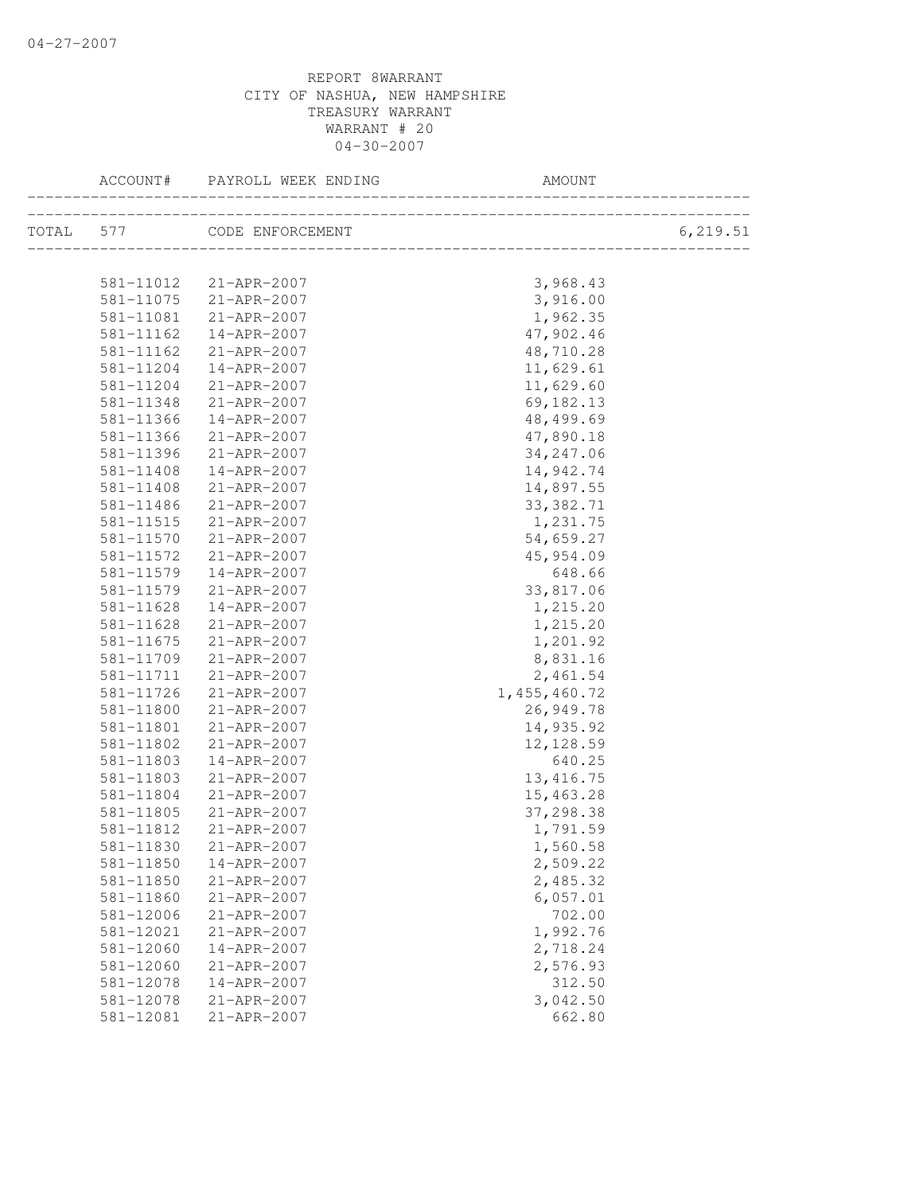04-27-2007

REPORT 8WARRANT
CITY OF NASHUA, NEW HAMPSHIRE
TREASURY WARRANT
WARRANT # 20
04-30-2007

| ACCOUNT# | PAYROLL WEEK ENDING | AMOUNT | |
|---|---|---|---|
| TOTAL 577 | CODE ENFORCEMENT | | 6,219.51 |
| 581-11012 | 21-APR-2007 | 3,968.43 | |
| 581-11075 | 21-APR-2007 | 3,916.00 | |
| 581-11081 | 21-APR-2007 | 1,962.35 | |
| 581-11162 | 14-APR-2007 | 47,902.46 | |
| 581-11162 | 21-APR-2007 | 48,710.28 | |
| 581-11204 | 14-APR-2007 | 11,629.61 | |
| 581-11204 | 21-APR-2007 | 11,629.60 | |
| 581-11348 | 21-APR-2007 | 69,182.13 | |
| 581-11366 | 14-APR-2007 | 48,499.69 | |
| 581-11366 | 21-APR-2007 | 47,890.18 | |
| 581-11396 | 21-APR-2007 | 34,247.06 | |
| 581-11408 | 14-APR-2007 | 14,942.74 | |
| 581-11408 | 21-APR-2007 | 14,897.55 | |
| 581-11486 | 21-APR-2007 | 33,382.71 | |
| 581-11515 | 21-APR-2007 | 1,231.75 | |
| 581-11570 | 21-APR-2007 | 54,659.27 | |
| 581-11572 | 21-APR-2007 | 45,954.09 | |
| 581-11579 | 14-APR-2007 | 648.66 | |
| 581-11579 | 21-APR-2007 | 33,817.06 | |
| 581-11628 | 14-APR-2007 | 1,215.20 | |
| 581-11628 | 21-APR-2007 | 1,215.20 | |
| 581-11675 | 21-APR-2007 | 1,201.92 | |
| 581-11709 | 21-APR-2007 | 8,831.16 | |
| 581-11711 | 21-APR-2007 | 2,461.54 | |
| 581-11726 | 21-APR-2007 | 1,455,460.72 | |
| 581-11800 | 21-APR-2007 | 26,949.78 | |
| 581-11801 | 21-APR-2007 | 14,935.92 | |
| 581-11802 | 21-APR-2007 | 12,128.59 | |
| 581-11803 | 14-APR-2007 | 640.25 | |
| 581-11803 | 21-APR-2007 | 13,416.75 | |
| 581-11804 | 21-APR-2007 | 15,463.28 | |
| 581-11805 | 21-APR-2007 | 37,298.38 | |
| 581-11812 | 21-APR-2007 | 1,791.59 | |
| 581-11830 | 21-APR-2007 | 1,560.58 | |
| 581-11850 | 14-APR-2007 | 2,509.22 | |
| 581-11850 | 21-APR-2007 | 2,485.32 | |
| 581-11860 | 21-APR-2007 | 6,057.01 | |
| 581-12006 | 21-APR-2007 | 702.00 | |
| 581-12021 | 21-APR-2007 | 1,992.76 | |
| 581-12060 | 14-APR-2007 | 2,718.24 | |
| 581-12060 | 21-APR-2007 | 2,576.93 | |
| 581-12078 | 14-APR-2007 | 312.50 | |
| 581-12078 | 21-APR-2007 | 3,042.50 | |
| 581-12081 | 21-APR-2007 | 662.80 | |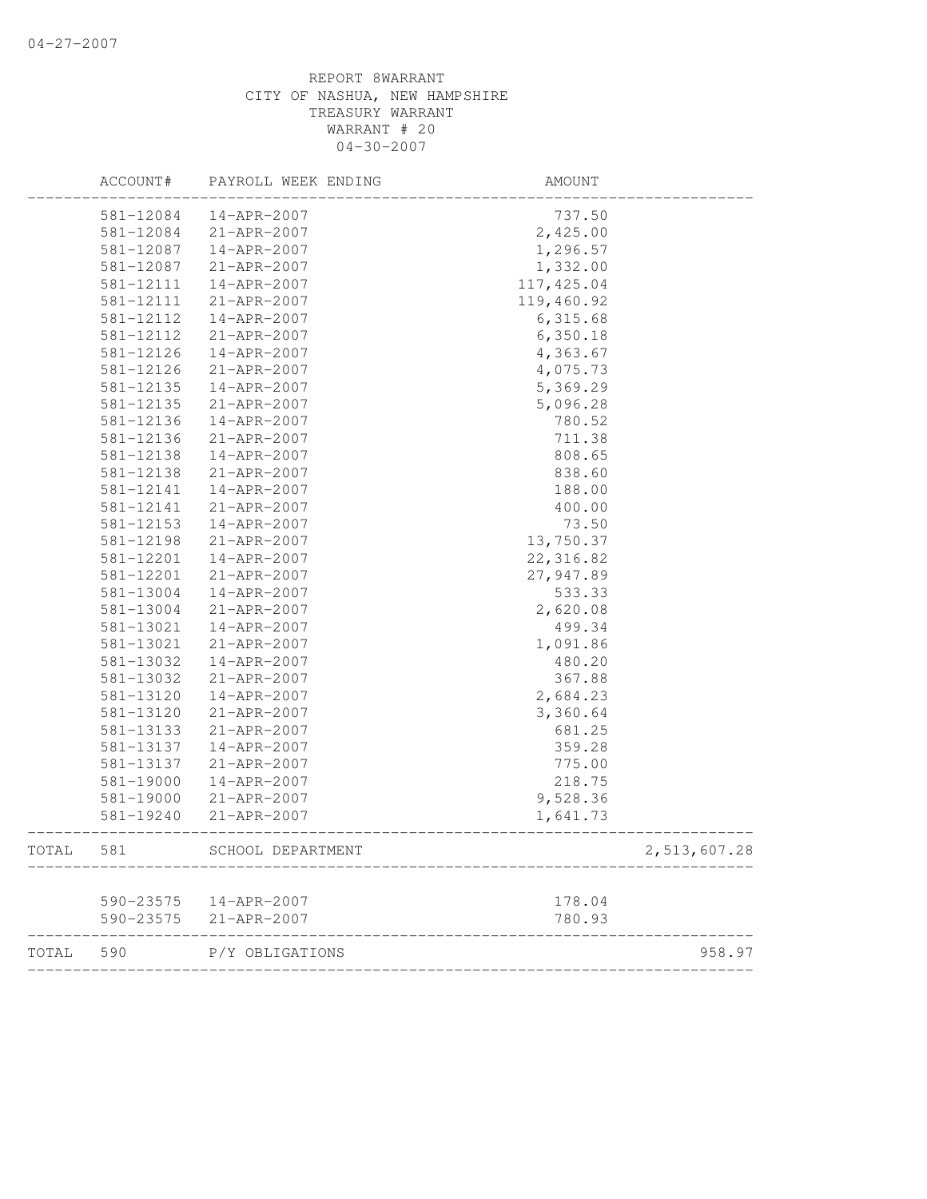REPORT 8WARRANT
CITY OF NASHUA, NEW HAMPSHIRE
TREASURY WARRANT
WARRANT # 20
04-30-2007

| | ACCOUNT# | PAYROLL WEEK ENDING | AMOUNT | |
|---|---|---|---|---|
| | 581-12084 | 14-APR-2007 | 737.50 | |
| | 581-12084 | 21-APR-2007 | 2,425.00 | |
| | 581-12087 | 14-APR-2007 | 1,296.57 | |
| | 581-12087 | 21-APR-2007 | 1,332.00 | |
| | 581-12111 | 14-APR-2007 | 117,425.04 | |
| | 581-12111 | 21-APR-2007 | 119,460.92 | |
| | 581-12112 | 14-APR-2007 | 6,315.68 | |
| | 581-12112 | 21-APR-2007 | 6,350.18 | |
| | 581-12126 | 14-APR-2007 | 4,363.67 | |
| | 581-12126 | 21-APR-2007 | 4,075.73 | |
| | 581-12135 | 14-APR-2007 | 5,369.29 | |
| | 581-12135 | 21-APR-2007 | 5,096.28 | |
| | 581-12136 | 14-APR-2007 | 780.52 | |
| | 581-12136 | 21-APR-2007 | 711.38 | |
| | 581-12138 | 14-APR-2007 | 808.65 | |
| | 581-12138 | 21-APR-2007 | 838.60 | |
| | 581-12141 | 14-APR-2007 | 188.00 | |
| | 581-12141 | 21-APR-2007 | 400.00 | |
| | 581-12153 | 14-APR-2007 | 73.50 | |
| | 581-12198 | 21-APR-2007 | 13,750.37 | |
| | 581-12201 | 14-APR-2007 | 22,316.82 | |
| | 581-12201 | 21-APR-2007 | 27,947.89 | |
| | 581-13004 | 14-APR-2007 | 533.33 | |
| | 581-13004 | 21-APR-2007 | 2,620.08 | |
| | 581-13021 | 14-APR-2007 | 499.34 | |
| | 581-13021 | 21-APR-2007 | 1,091.86 | |
| | 581-13032 | 14-APR-2007 | 480.20 | |
| | 581-13032 | 21-APR-2007 | 367.88 | |
| | 581-13120 | 14-APR-2007 | 2,684.23 | |
| | 581-13120 | 21-APR-2007 | 3,360.64 | |
| | 581-13133 | 21-APR-2007 | 681.25 | |
| | 581-13137 | 14-APR-2007 | 359.28 | |
| | 581-13137 | 21-APR-2007 | 775.00 | |
| | 581-19000 | 14-APR-2007 | 218.75 | |
| | 581-19000 | 21-APR-2007 | 9,528.36 | |
| | 581-19240 | 21-APR-2007 | 1,641.73 | |
| TOTAL | 581 | SCHOOL DEPARTMENT | | 2,513,607.28 |
| | 590-23575 | 14-APR-2007 | 178.04 | |
| | 590-23575 | 21-APR-2007 | 780.93 | |
| TOTAL | 590 | P/Y OBLIGATIONS | | 958.97 |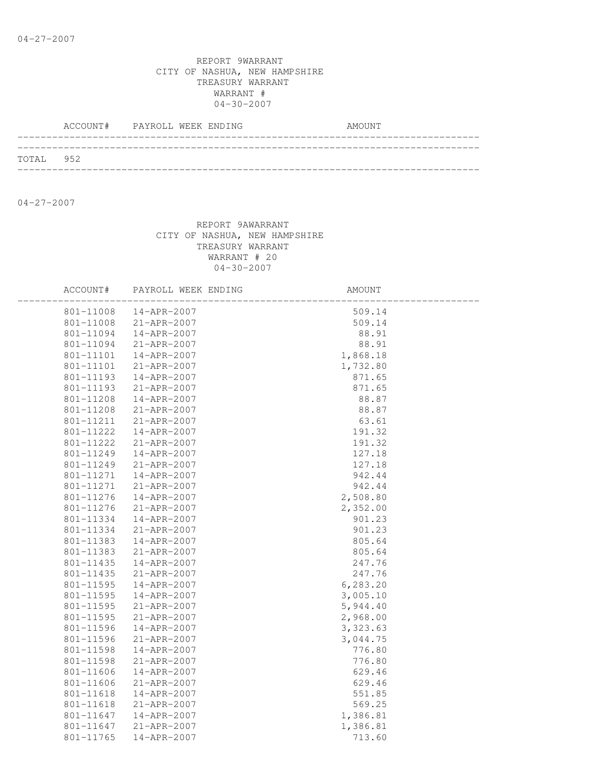04-27-2007

REPORT 9WARRANT
CITY OF NASHUA, NEW HAMPSHIRE
TREASURY WARRANT
WARRANT #
04-30-2007

| ACCOUNT# | PAYROLL WEEK ENDING | AMOUNT |
|---|---|---|
| TOTAL 952 | | |

04-27-2007

REPORT 9AWARRANT
CITY OF NASHUA, NEW HAMPSHIRE
TREASURY WARRANT
WARRANT # 20
04-30-2007

| ACCOUNT# | PAYROLL WEEK ENDING | AMOUNT |
|---|---|---|
| 801-11008 | 14-APR-2007 | 509.14 |
| 801-11008 | 21-APR-2007 | 509.14 |
| 801-11094 | 14-APR-2007 | 88.91 |
| 801-11094 | 21-APR-2007 | 88.91 |
| 801-11101 | 14-APR-2007 | 1,868.18 |
| 801-11101 | 21-APR-2007 | 1,732.80 |
| 801-11193 | 14-APR-2007 | 871.65 |
| 801-11193 | 21-APR-2007 | 871.65 |
| 801-11208 | 14-APR-2007 | 88.87 |
| 801-11208 | 21-APR-2007 | 88.87 |
| 801-11211 | 21-APR-2007 | 63.61 |
| 801-11222 | 14-APR-2007 | 191.32 |
| 801-11222 | 21-APR-2007 | 191.32 |
| 801-11249 | 14-APR-2007 | 127.18 |
| 801-11249 | 21-APR-2007 | 127.18 |
| 801-11271 | 14-APR-2007 | 942.44 |
| 801-11271 | 21-APR-2007 | 942.44 |
| 801-11276 | 14-APR-2007 | 2,508.80 |
| 801-11276 | 21-APR-2007 | 2,352.00 |
| 801-11334 | 14-APR-2007 | 901.23 |
| 801-11334 | 21-APR-2007 | 901.23 |
| 801-11383 | 14-APR-2007 | 805.64 |
| 801-11383 | 21-APR-2007 | 805.64 |
| 801-11435 | 14-APR-2007 | 247.76 |
| 801-11435 | 21-APR-2007 | 247.76 |
| 801-11595 | 14-APR-2007 | 6,283.20 |
| 801-11595 | 14-APR-2007 | 3,005.10 |
| 801-11595 | 21-APR-2007 | 5,944.40 |
| 801-11595 | 21-APR-2007 | 2,968.00 |
| 801-11596 | 14-APR-2007 | 3,323.63 |
| 801-11596 | 21-APR-2007 | 3,044.75 |
| 801-11598 | 14-APR-2007 | 776.80 |
| 801-11598 | 21-APR-2007 | 776.80 |
| 801-11606 | 14-APR-2007 | 629.46 |
| 801-11606 | 21-APR-2007 | 629.46 |
| 801-11618 | 14-APR-2007 | 551.85 |
| 801-11618 | 21-APR-2007 | 569.25 |
| 801-11647 | 14-APR-2007 | 1,386.81 |
| 801-11647 | 21-APR-2007 | 1,386.81 |
| 801-11765 | 14-APR-2007 | 713.60 |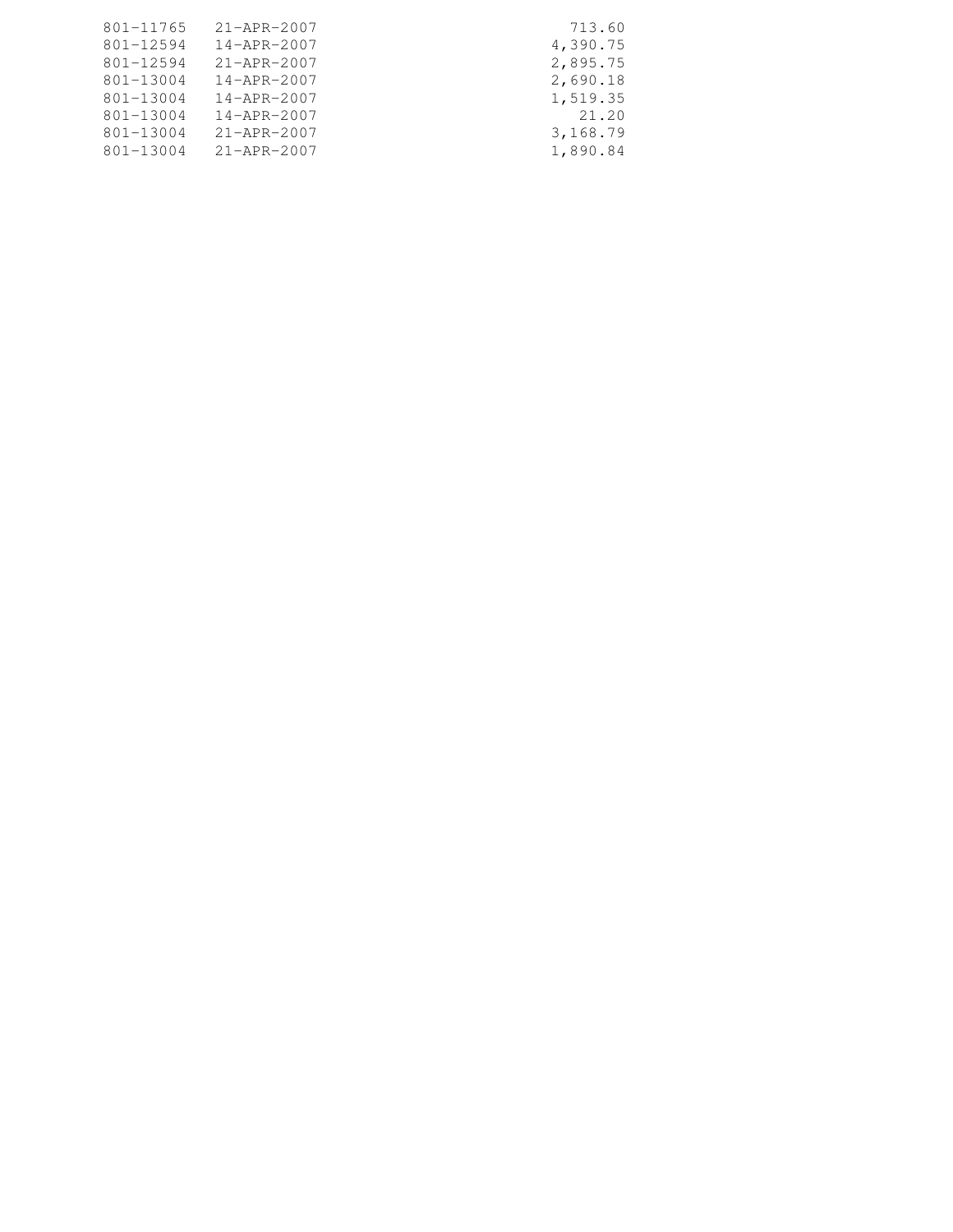| | | |
|---|---|---|
| 801-11765 | 21-APR-2007 | 713.60 |
| 801-12594 | 14-APR-2007 | 4,390.75 |
| 801-12594 | 21-APR-2007 | 2,895.75 |
| 801-13004 | 14-APR-2007 | 2,690.18 |
| 801-13004 | 14-APR-2007 | 1,519.35 |
| 801-13004 | 14-APR-2007 | 21.20 |
| 801-13004 | 21-APR-2007 | 3,168.79 |
| 801-13004 | 21-APR-2007 | 1,890.84 |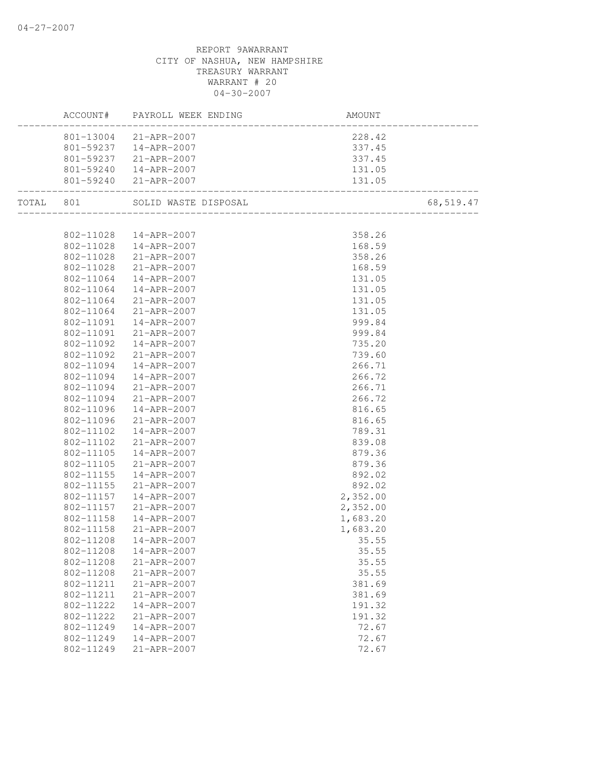04-27-2007

REPORT 9AWARRANT
CITY OF NASHUA, NEW HAMPSHIRE
TREASURY WARRANT
WARRANT # 20
04-30-2007

| | ACCOUNT# | PAYROLL WEEK ENDING | AMOUNT | |
|---|---|---|---|---|
| | 801-13004 | 21-APR-2007 | 228.42 | |
| | 801-59237 | 14-APR-2007 | 337.45 | |
| | 801-59237 | 21-APR-2007 | 337.45 | |
| | 801-59240 | 14-APR-2007 | 131.05 | |
| | 801-59240 | 21-APR-2007 | 131.05 | |
| TOTAL | 801 | SOLID WASTE DISPOSAL | | 68,519.47 |
| | 802-11028 | 14-APR-2007 | 358.26 | |
| | 802-11028 | 14-APR-2007 | 168.59 | |
| | 802-11028 | 21-APR-2007 | 358.26 | |
| | 802-11028 | 21-APR-2007 | 168.59 | |
| | 802-11064 | 14-APR-2007 | 131.05 | |
| | 802-11064 | 14-APR-2007 | 131.05 | |
| | 802-11064 | 21-APR-2007 | 131.05 | |
| | 802-11064 | 21-APR-2007 | 131.05 | |
| | 802-11091 | 14-APR-2007 | 999.84 | |
| | 802-11091 | 21-APR-2007 | 999.84 | |
| | 802-11092 | 14-APR-2007 | 735.20 | |
| | 802-11092 | 21-APR-2007 | 739.60 | |
| | 802-11094 | 14-APR-2007 | 266.71 | |
| | 802-11094 | 14-APR-2007 | 266.72 | |
| | 802-11094 | 21-APR-2007 | 266.71 | |
| | 802-11094 | 21-APR-2007 | 266.72 | |
| | 802-11096 | 14-APR-2007 | 816.65 | |
| | 802-11096 | 21-APR-2007 | 816.65 | |
| | 802-11102 | 14-APR-2007 | 789.31 | |
| | 802-11102 | 21-APR-2007 | 839.08 | |
| | 802-11105 | 14-APR-2007 | 879.36 | |
| | 802-11105 | 21-APR-2007 | 879.36 | |
| | 802-11155 | 14-APR-2007 | 892.02 | |
| | 802-11155 | 21-APR-2007 | 892.02 | |
| | 802-11157 | 14-APR-2007 | 2,352.00 | |
| | 802-11157 | 21-APR-2007 | 2,352.00 | |
| | 802-11158 | 14-APR-2007 | 1,683.20 | |
| | 802-11158 | 21-APR-2007 | 1,683.20 | |
| | 802-11208 | 14-APR-2007 | 35.55 | |
| | 802-11208 | 14-APR-2007 | 35.55 | |
| | 802-11208 | 21-APR-2007 | 35.55 | |
| | 802-11208 | 21-APR-2007 | 35.55 | |
| | 802-11211 | 21-APR-2007 | 381.69 | |
| | 802-11211 | 21-APR-2007 | 381.69 | |
| | 802-11222 | 14-APR-2007 | 191.32 | |
| | 802-11222 | 21-APR-2007 | 191.32 | |
| | 802-11249 | 14-APR-2007 | 72.67 | |
| | 802-11249 | 14-APR-2007 | 72.67 | |
| | 802-11249 | 21-APR-2007 | 72.67 | |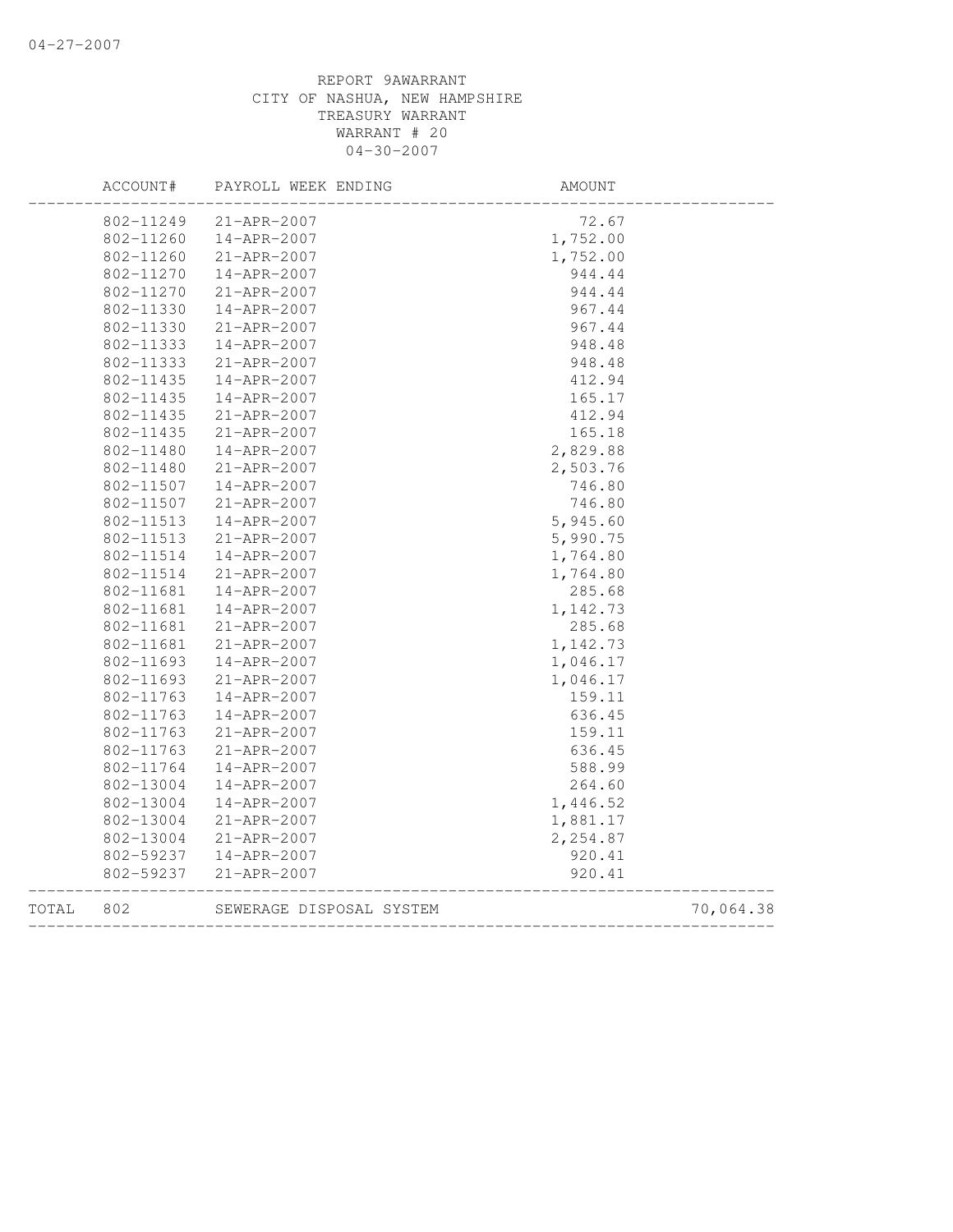REPORT 9AWARRANT
CITY OF NASHUA, NEW HAMPSHIRE
TREASURY WARRANT
WARRANT # 20
04-30-2007

| | ACCOUNT# | PAYROLL WEEK ENDING | AMOUNT | |
|---|---|---|---|---|
| | 802-11249 | 21-APR-2007 | 72.67 | |
| | 802-11260 | 14-APR-2007 | 1,752.00 | |
| | 802-11260 | 21-APR-2007 | 1,752.00 | |
| | 802-11270 | 14-APR-2007 | 944.44 | |
| | 802-11270 | 21-APR-2007 | 944.44 | |
| | 802-11330 | 14-APR-2007 | 967.44 | |
| | 802-11330 | 21-APR-2007 | 967.44 | |
| | 802-11333 | 14-APR-2007 | 948.48 | |
| | 802-11333 | 21-APR-2007 | 948.48 | |
| | 802-11435 | 14-APR-2007 | 412.94 | |
| | 802-11435 | 14-APR-2007 | 165.17 | |
| | 802-11435 | 21-APR-2007 | 412.94 | |
| | 802-11435 | 21-APR-2007 | 165.18 | |
| | 802-11480 | 14-APR-2007 | 2,829.88 | |
| | 802-11480 | 21-APR-2007 | 2,503.76 | |
| | 802-11507 | 14-APR-2007 | 746.80 | |
| | 802-11507 | 21-APR-2007 | 746.80 | |
| | 802-11513 | 14-APR-2007 | 5,945.60 | |
| | 802-11513 | 21-APR-2007 | 5,990.75 | |
| | 802-11514 | 14-APR-2007 | 1,764.80 | |
| | 802-11514 | 21-APR-2007 | 1,764.80 | |
| | 802-11681 | 14-APR-2007 | 285.68 | |
| | 802-11681 | 14-APR-2007 | 1,142.73 | |
| | 802-11681 | 21-APR-2007 | 285.68 | |
| | 802-11681 | 21-APR-2007 | 1,142.73 | |
| | 802-11693 | 14-APR-2007 | 1,046.17 | |
| | 802-11693 | 21-APR-2007 | 1,046.17 | |
| | 802-11763 | 14-APR-2007 | 159.11 | |
| | 802-11763 | 14-APR-2007 | 636.45 | |
| | 802-11763 | 21-APR-2007 | 159.11 | |
| | 802-11763 | 21-APR-2007 | 636.45 | |
| | 802-11764 | 14-APR-2007 | 588.99 | |
| | 802-13004 | 14-APR-2007 | 264.60 | |
| | 802-13004 | 14-APR-2007 | 1,446.52 | |
| | 802-13004 | 21-APR-2007 | 1,881.17 | |
| | 802-13004 | 21-APR-2007 | 2,254.87 | |
| | 802-59237 | 14-APR-2007 | 920.41 | |
| | 802-59237 | 21-APR-2007 | 920.41 | |
| TOTAL | 802 | SEWERAGE DISPOSAL SYSTEM | | 70,064.38 |